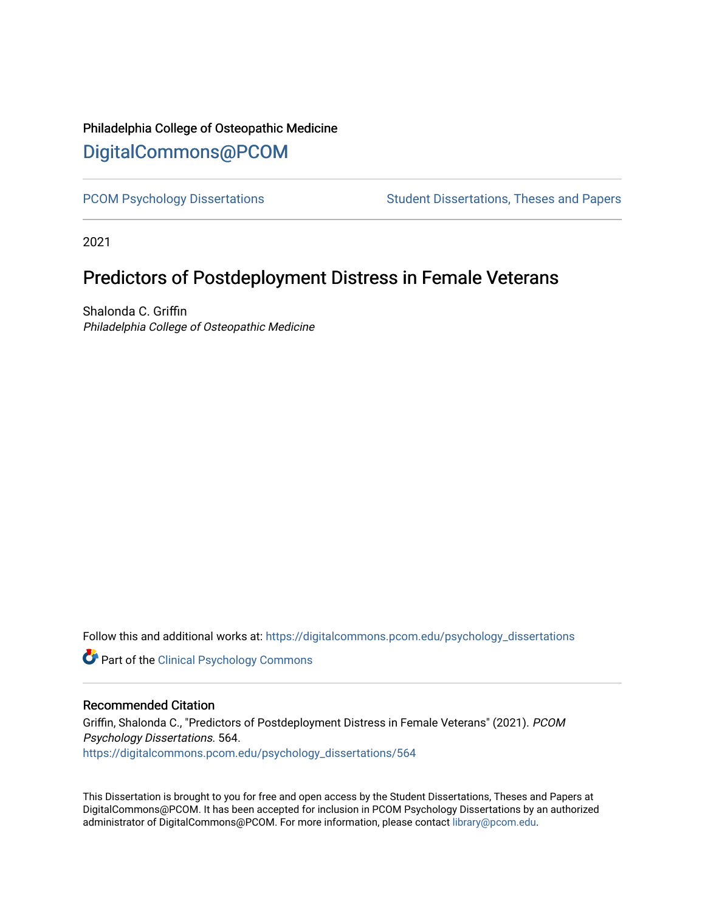Philadelphia College of Osteopathic Medicine

# DigitalCommons@PCOM

PCOM Psychology Dissertations | Student Dissertations, Theses and Papers

2021

## Predictors of Postdeployment Distress in Female Veterans

Shalonda C. Griffin
*Philadelphia College of Osteopathic Medicine*

Follow this and additional works at: https://digitalcommons.pcom.edu/psychology_dissertations

Part of the Clinical Psychology Commons

### Recommended Citation

Griffin, Shalonda C., "Predictors of Postdeployment Distress in Female Veterans" (2021). *PCOM Psychology Dissertations*. 564.
https://digitalcommons.pcom.edu/psychology_dissertations/564

This Dissertation is brought to you for free and open access by the Student Dissertations, Theses and Papers at DigitalCommons@PCOM. It has been accepted for inclusion in PCOM Psychology Dissertations by an authorized administrator of DigitalCommons@PCOM. For more information, please contact library@pcom.edu.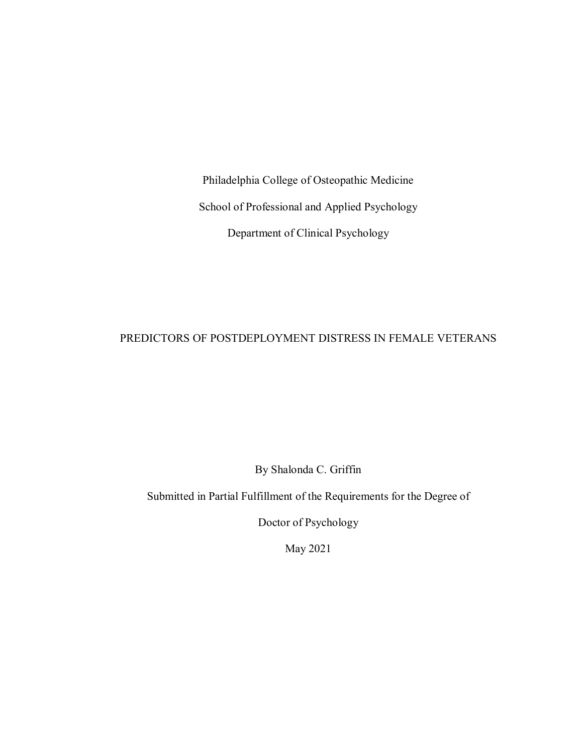Philadelphia College of Osteopathic Medicine

School of Professional and Applied Psychology

Department of Clinical Psychology

# PREDICTORS OF POSTDEPLOYMENT DISTRESS IN FEMALE VETERANS

By Shalonda C. Griffin

Submitted in Partial Fulfillment of the Requirements for the Degree of

Doctor of Psychology

May 2021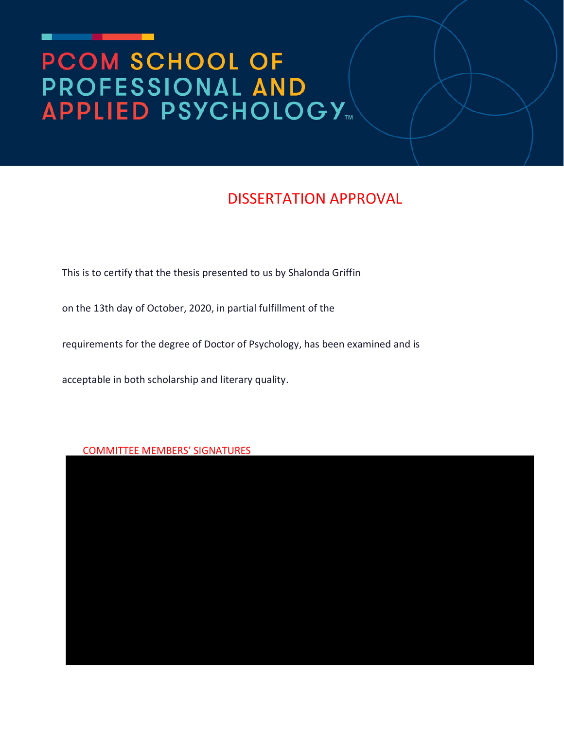# PCOM SCHOOL OF PROFESSIONAL AND APPLIED PSYCHOLOGY™

## DISSERTATION APPROVAL

This is to certify that the thesis presented to us by Shalonda Griffin

on the 13th day of October, 2020, in partial fulfillment of the

requirements for the degree of Doctor of Psychology, has been examined and is

acceptable in both scholarship and literary quality.

COMMITTEE MEMBERS' SIGNATURES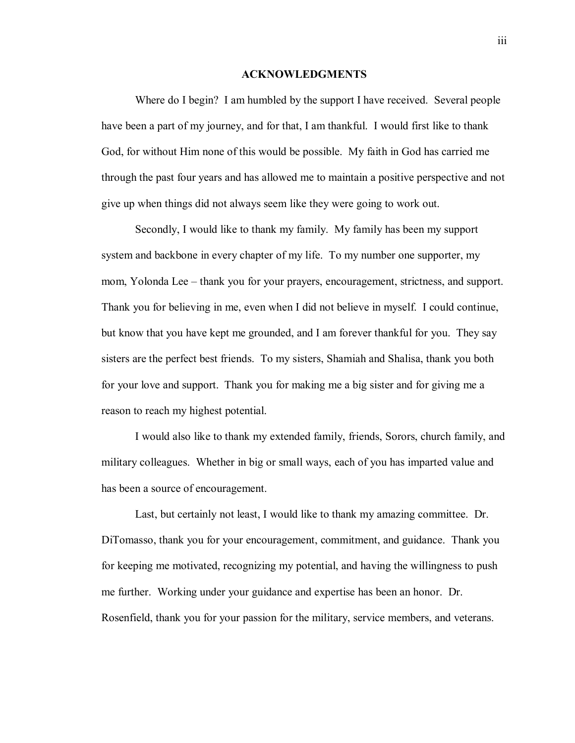# ACKNOWLEDGMENTS

Where do I begin? I am humbled by the support I have received. Several people have been a part of my journey, and for that, I am thankful. I would first like to thank God, for without Him none of this would be possible. My faith in God has carried me through the past four years and has allowed me to maintain a positive perspective and not give up when things did not always seem like they were going to work out.

Secondly, I would like to thank my family. My family has been my support system and backbone in every chapter of my life. To my number one supporter, my mom, Yolonda Lee – thank you for your prayers, encouragement, strictness, and support. Thank you for believing in me, even when I did not believe in myself. I could continue, but know that you have kept me grounded, and I am forever thankful for you. They say sisters are the perfect best friends. To my sisters, Shamiah and Shalisa, thank you both for your love and support. Thank you for making me a big sister and for giving me a reason to reach my highest potential.

I would also like to thank my extended family, friends, Sorors, church family, and military colleagues. Whether in big or small ways, each of you has imparted value and has been a source of encouragement.

Last, but certainly not least, I would like to thank my amazing committee. Dr. DiTomasso, thank you for your encouragement, commitment, and guidance. Thank you for keeping me motivated, recognizing my potential, and having the willingness to push me further. Working under your guidance and expertise has been an honor. Dr. Rosenfield, thank you for your passion for the military, service members, and veterans.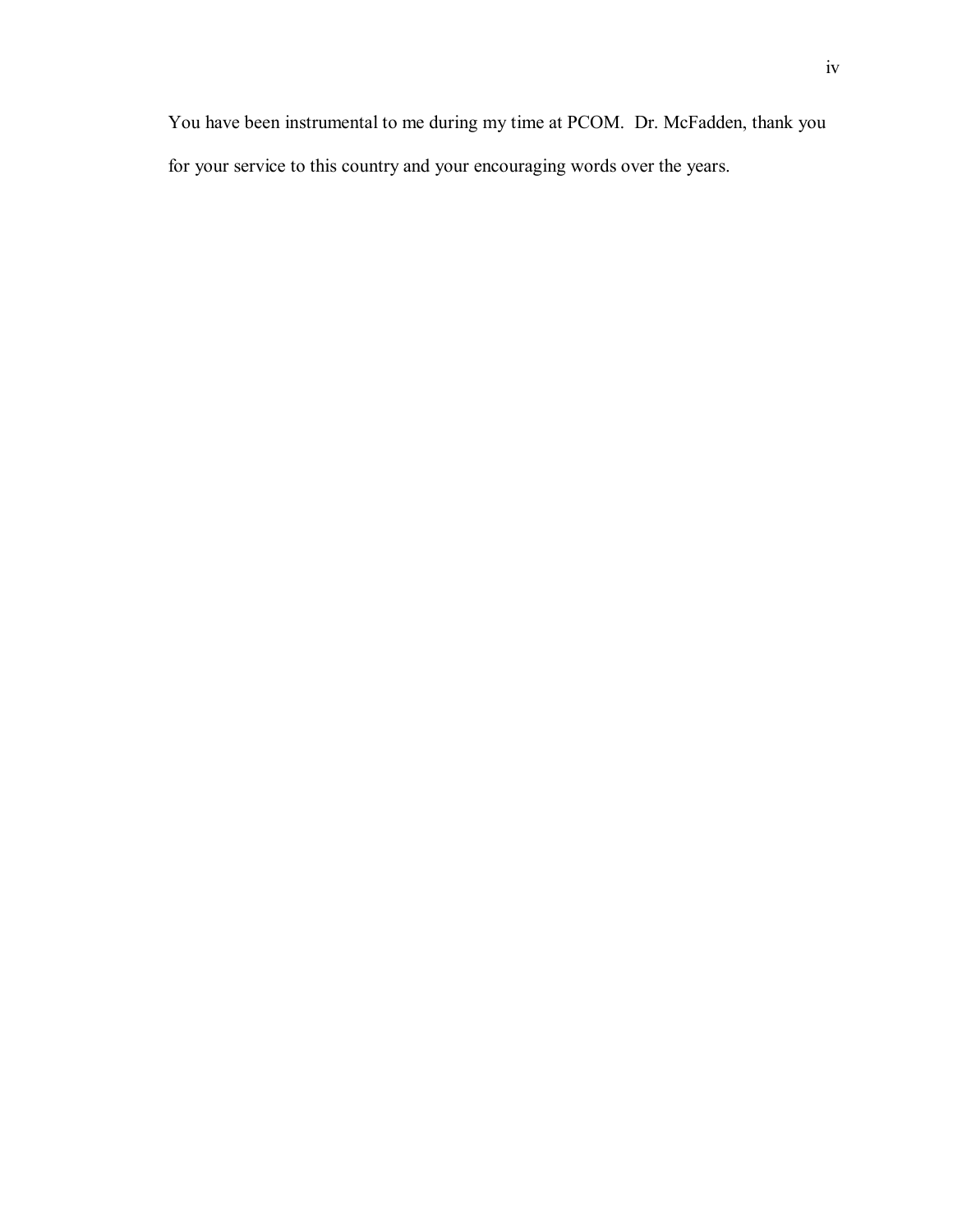You have been instrumental to me during my time at PCOM. Dr. McFadden, thank you for your service to this country and your encouraging words over the years.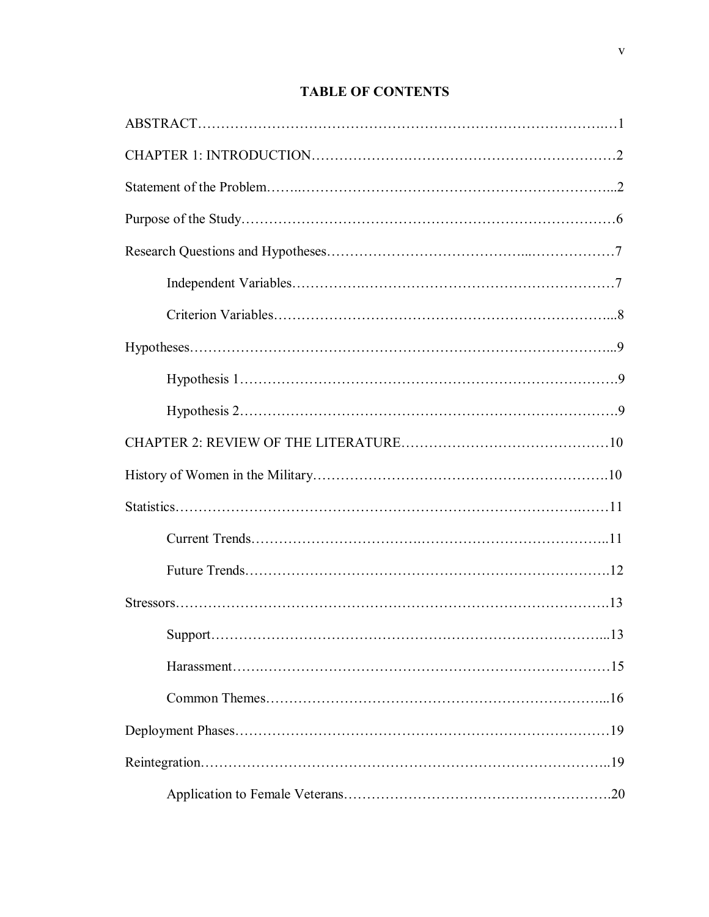# TABLE OF CONTENTS

ABSTRACT……………………………………………………………………………..…1

CHAPTER 1: INTRODUCTION…………………….……………………………………2

Statement of the Problem……..…………………………………………………………...2

Purpose of the Study………………………………………………………………………6

Research Questions and Hypotheses…………………………………...………………7

- Independent Variables……………….…………………………………………7
- Criterion Variables…………………………………………………………...8

Hypotheses……………………………………………………………………………...9

- Hypothesis 1…………………………………………………………………….9
- Hypothesis 2…………………………………………………………………….9

CHAPTER 2: REVIEW OF THE LITERATURE……………………….………………10

History of Women in the Military……………………………………………………….10

Statistics……………………………………………………………………….……11

- Current Trends…………………………….……………………………………..11
- Future Trends……………………….…………………………….……………….12

Stressors…………………………………………………………………………………….13

- Support……………………………………………….………………………...13
- Harassment…….………………………………………………………………15
- Common Themes……………………………………………………………...16

Deployment Phases………………………………………………………………………19

Reintegration………………………………………………………………………..19

- Application to Female Veterans………………………………………………….20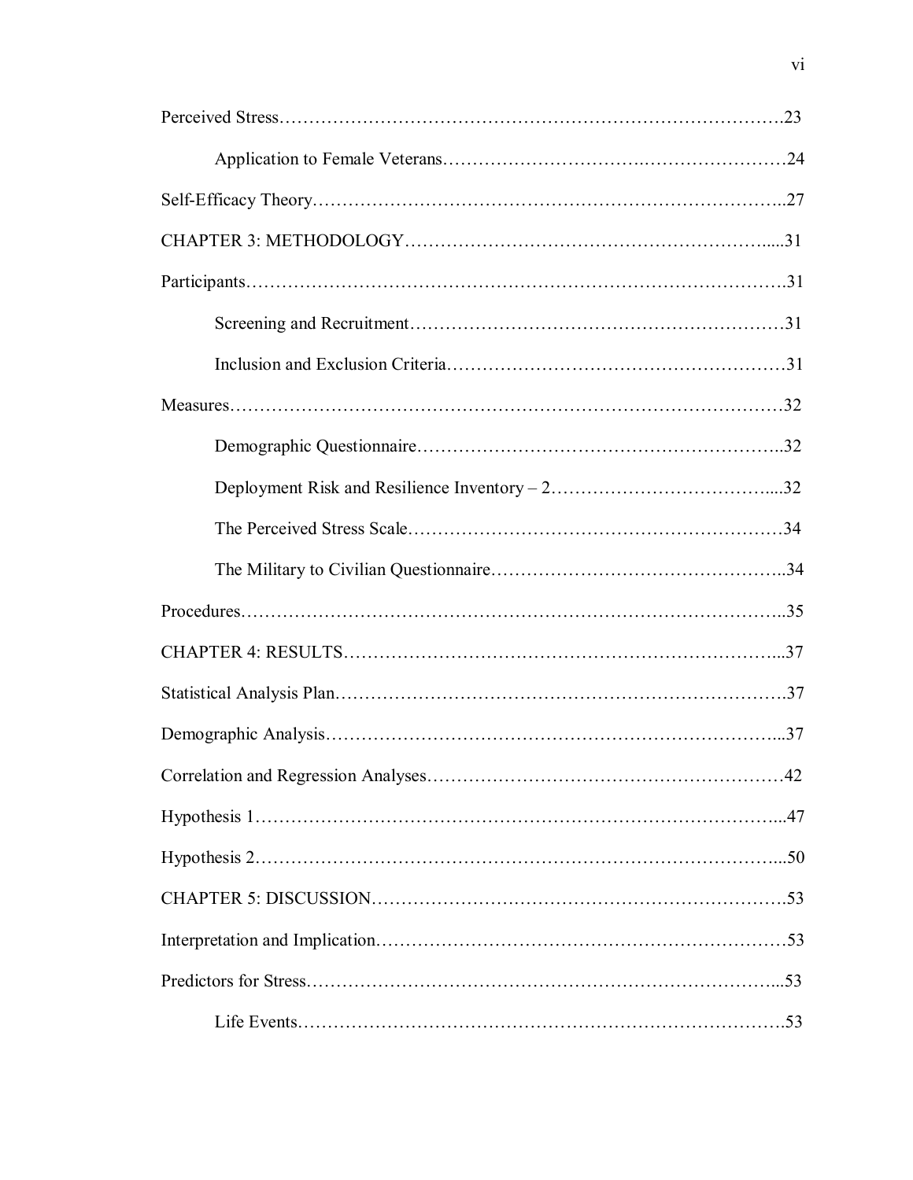Perceived Stress……………………………………………………………………………..23

Application to Female Veterans……………………………………………………24

Self-Efficacy Theory…………………………………………………………………..27

CHAPTER 3: METHODOLOGY…………………………………………………….....31

Participants……………………………………………………………………………….31

Screening and Recruitment…………………………………………………………31

Inclusion and Exclusion Criteria……………………………………………………31

Measures………………………………………………………………………………….32

Demographic Questionnaire………………………………………………………..32

Deployment Risk and Resilience Inventory – 2……………………………………....32

The Perceived Stress Scale…………………………………………………………34

The Military to Civilian Questionnaire………………………………………………..34

Procedures………………………………………………………………………………..35

CHAPTER 4: RESULTS…………………………………………………………………...37

Statistical Analysis Plan………………………………………………………………….37

Demographic Analysis……………………………………………………………………...37

Correlation and Regression Analyses…………………………………………………42

Hypothesis 1……………………………………………………………………………...47

Hypothesis 2……………………………………………………………………………...50

CHAPTER 5: DISCUSSION……………………………………………………………….53

Interpretation and Implication……………………………………………………………53

Predictors for Stress………………………………………………………………………...53

Life Events………………………………………………………………………….53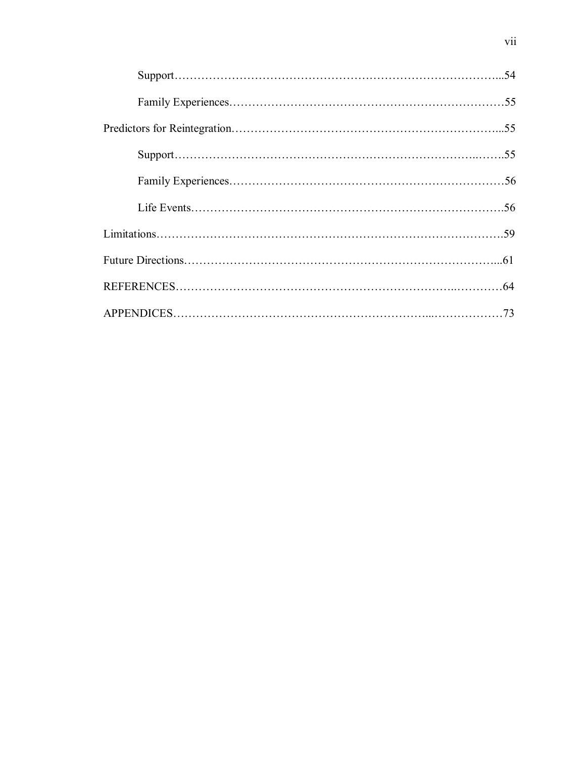Support……………………………………………………………………………...54

Family Experiences………………………………………………………………55

Predictors for Reintegration………………………………………………………...55

Support……………………………………………………………………..…….55

Family Experiences………………………………………………………………56

Life Events……………………………………………………………………….56

Limitations……………………………………………………………………………….59

Future Directions………………………………………………………………………...61

REFERENCES…………………………………………………………………..…………64

APPENDICES…………………………………………………………...………………73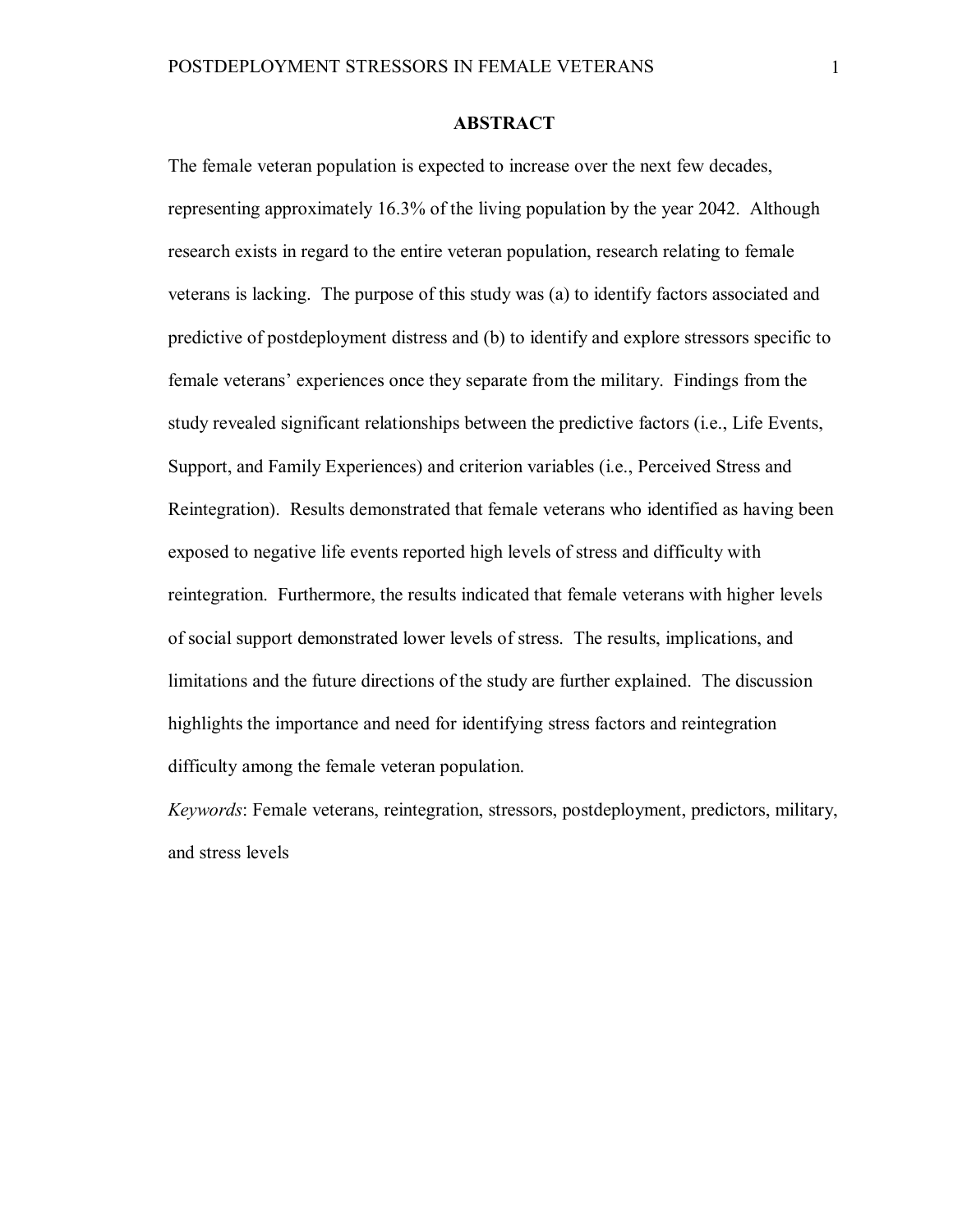# ABSTRACT

The female veteran population is expected to increase over the next few decades, representing approximately 16.3% of the living population by the year 2042. Although research exists in regard to the entire veteran population, research relating to female veterans is lacking. The purpose of this study was (a) to identify factors associated and predictive of postdeployment distress and (b) to identify and explore stressors specific to female veterans' experiences once they separate from the military. Findings from the study revealed significant relationships between the predictive factors (i.e., Life Events, Support, and Family Experiences) and criterion variables (i.e., Perceived Stress and Reintegration). Results demonstrated that female veterans who identified as having been exposed to negative life events reported high levels of stress and difficulty with reintegration. Furthermore, the results indicated that female veterans with higher levels of social support demonstrated lower levels of stress. The results, implications, and limitations and the future directions of the study are further explained. The discussion highlights the importance and need for identifying stress factors and reintegration difficulty among the female veteran population.

*Keywords*: Female veterans, reintegration, stressors, postdeployment, predictors, military, and stress levels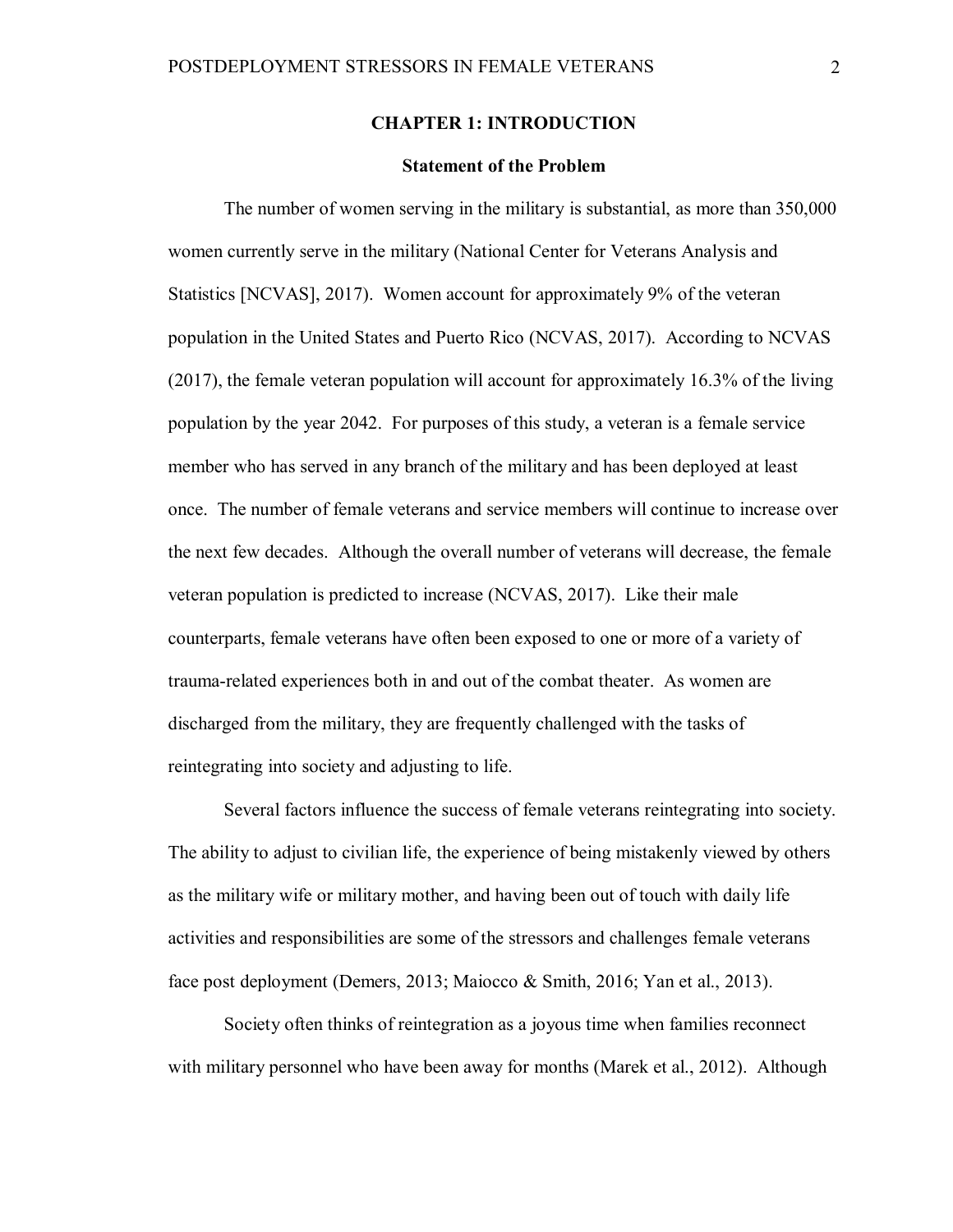# CHAPTER 1: INTRODUCTION

## Statement of the Problem

The number of women serving in the military is substantial, as more than 350,000 women currently serve in the military (National Center for Veterans Analysis and Statistics [NCVAS], 2017). Women account for approximately 9% of the veteran population in the United States and Puerto Rico (NCVAS, 2017). According to NCVAS (2017), the female veteran population will account for approximately 16.3% of the living population by the year 2042. For purposes of this study, a veteran is a female service member who has served in any branch of the military and has been deployed at least once. The number of female veterans and service members will continue to increase over the next few decades. Although the overall number of veterans will decrease, the female veteran population is predicted to increase (NCVAS, 2017). Like their male counterparts, female veterans have often been exposed to one or more of a variety of trauma-related experiences both in and out of the combat theater. As women are discharged from the military, they are frequently challenged with the tasks of reintegrating into society and adjusting to life.

Several factors influence the success of female veterans reintegrating into society. The ability to adjust to civilian life, the experience of being mistakenly viewed by others as the military wife or military mother, and having been out of touch with daily life activities and responsibilities are some of the stressors and challenges female veterans face post deployment (Demers, 2013; Maiocco & Smith, 2016; Yan et al., 2013).

Society often thinks of reintegration as a joyous time when families reconnect with military personnel who have been away for months (Marek et al., 2012). Although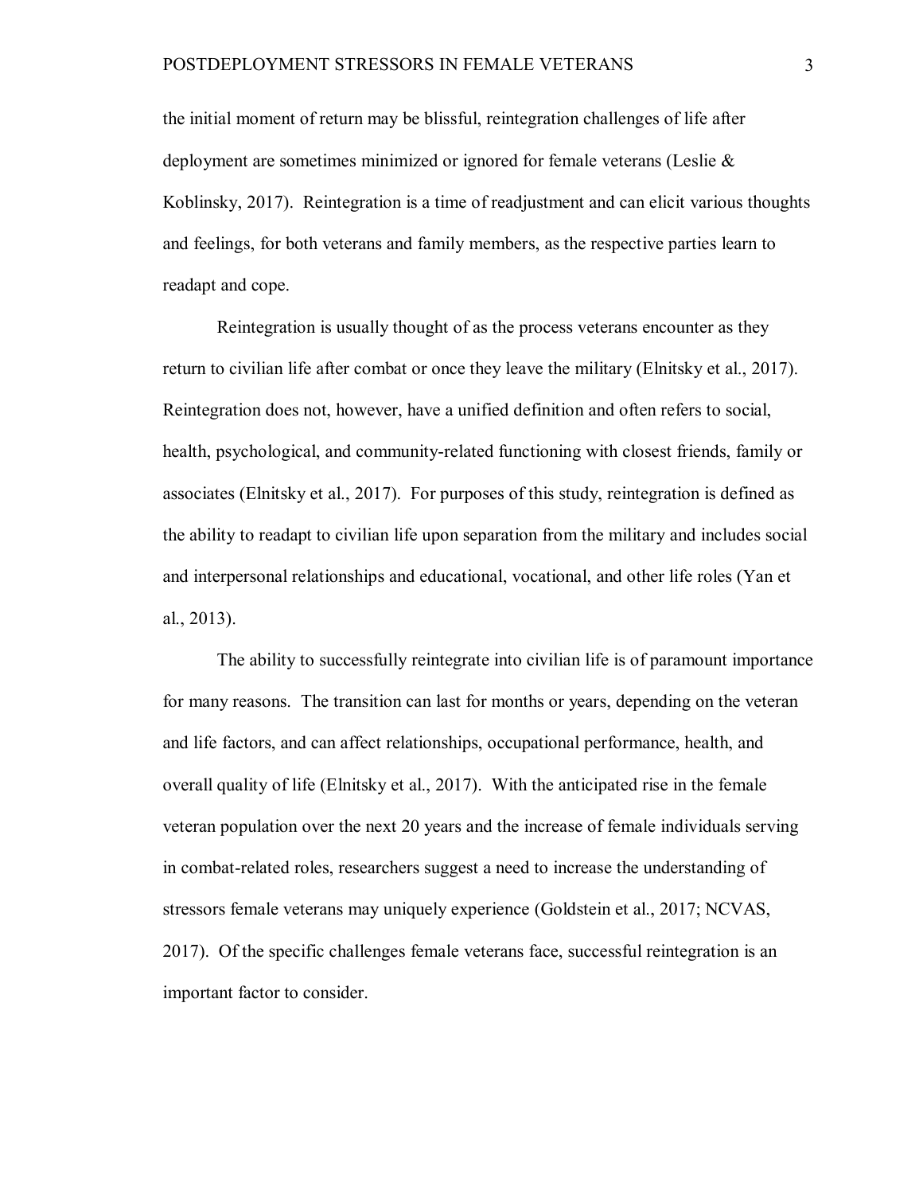the initial moment of return may be blissful, reintegration challenges of life after deployment are sometimes minimized or ignored for female veterans (Leslie & Koblinsky, 2017). Reintegration is a time of readjustment and can elicit various thoughts and feelings, for both veterans and family members, as the respective parties learn to readapt and cope.

Reintegration is usually thought of as the process veterans encounter as they return to civilian life after combat or once they leave the military (Elnitsky et al., 2017). Reintegration does not, however, have a unified definition and often refers to social, health, psychological, and community-related functioning with closest friends, family or associates (Elnitsky et al., 2017). For purposes of this study, reintegration is defined as the ability to readapt to civilian life upon separation from the military and includes social and interpersonal relationships and educational, vocational, and other life roles (Yan et al., 2013).

The ability to successfully reintegrate into civilian life is of paramount importance for many reasons. The transition can last for months or years, depending on the veteran and life factors, and can affect relationships, occupational performance, health, and overall quality of life (Elnitsky et al., 2017). With the anticipated rise in the female veteran population over the next 20 years and the increase of female individuals serving in combat-related roles, researchers suggest a need to increase the understanding of stressors female veterans may uniquely experience (Goldstein et al., 2017; NCVAS, 2017). Of the specific challenges female veterans face, successful reintegration is an important factor to consider.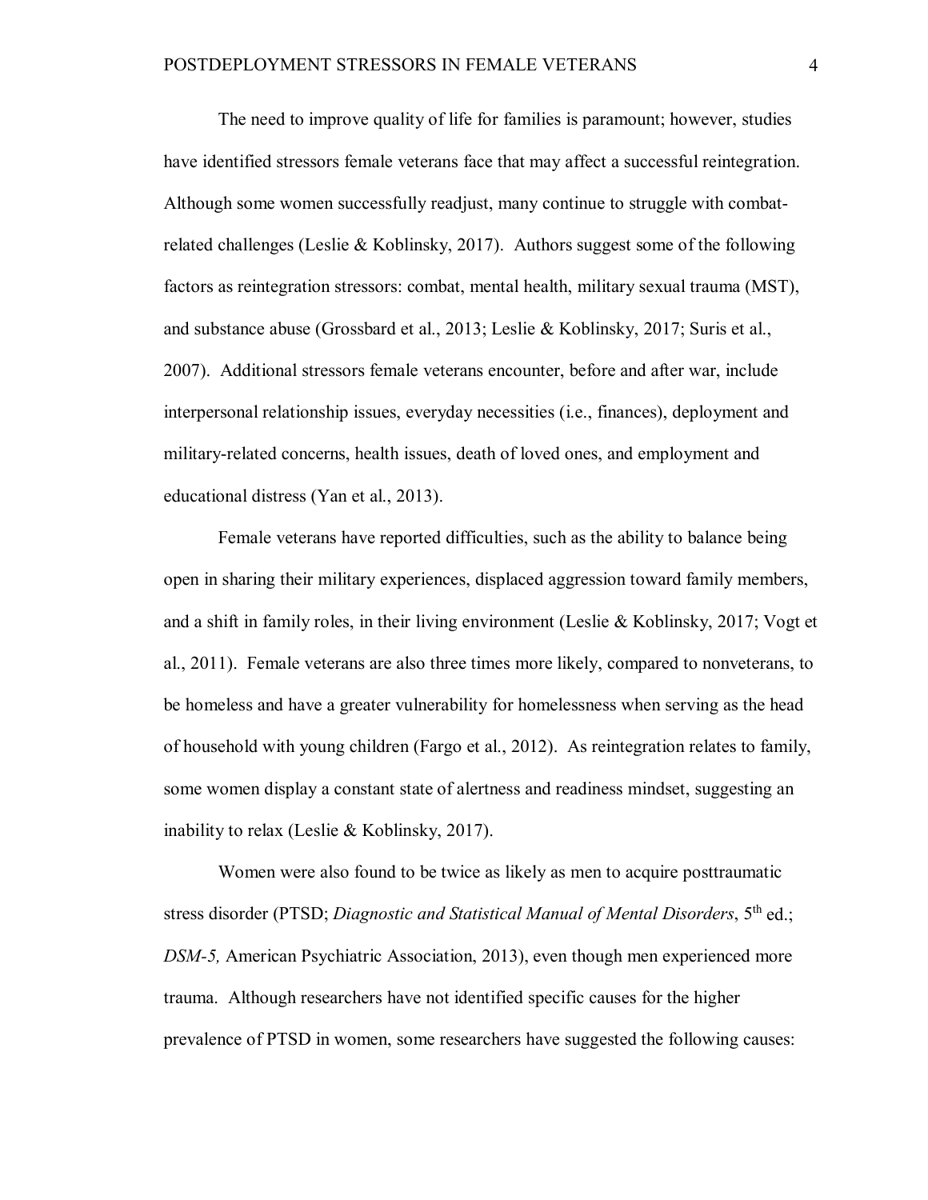The need to improve quality of life for families is paramount; however, studies have identified stressors female veterans face that may affect a successful reintegration. Although some women successfully readjust, many continue to struggle with combat-related challenges (Leslie & Koblinsky, 2017). Authors suggest some of the following factors as reintegration stressors: combat, mental health, military sexual trauma (MST), and substance abuse (Grossbard et al., 2013; Leslie & Koblinsky, 2017; Suris et al., 2007). Additional stressors female veterans encounter, before and after war, include interpersonal relationship issues, everyday necessities (i.e., finances), deployment and military-related concerns, health issues, death of loved ones, and employment and educational distress (Yan et al., 2013).

Female veterans have reported difficulties, such as the ability to balance being open in sharing their military experiences, displaced aggression toward family members, and a shift in family roles, in their living environment (Leslie & Koblinsky, 2017; Vogt et al., 2011). Female veterans are also three times more likely, compared to nonveterans, to be homeless and have a greater vulnerability for homelessness when serving as the head of household with young children (Fargo et al., 2012). As reintegration relates to family, some women display a constant state of alertness and readiness mindset, suggesting an inability to relax (Leslie & Koblinsky, 2017).

Women were also found to be twice as likely as men to acquire posttraumatic stress disorder (PTSD; *Diagnostic and Statistical Manual of Mental Disorders*, 5th ed.; *DSM-5,* American Psychiatric Association, 2013), even though men experienced more trauma. Although researchers have not identified specific causes for the higher prevalence of PTSD in women, some researchers have suggested the following causes: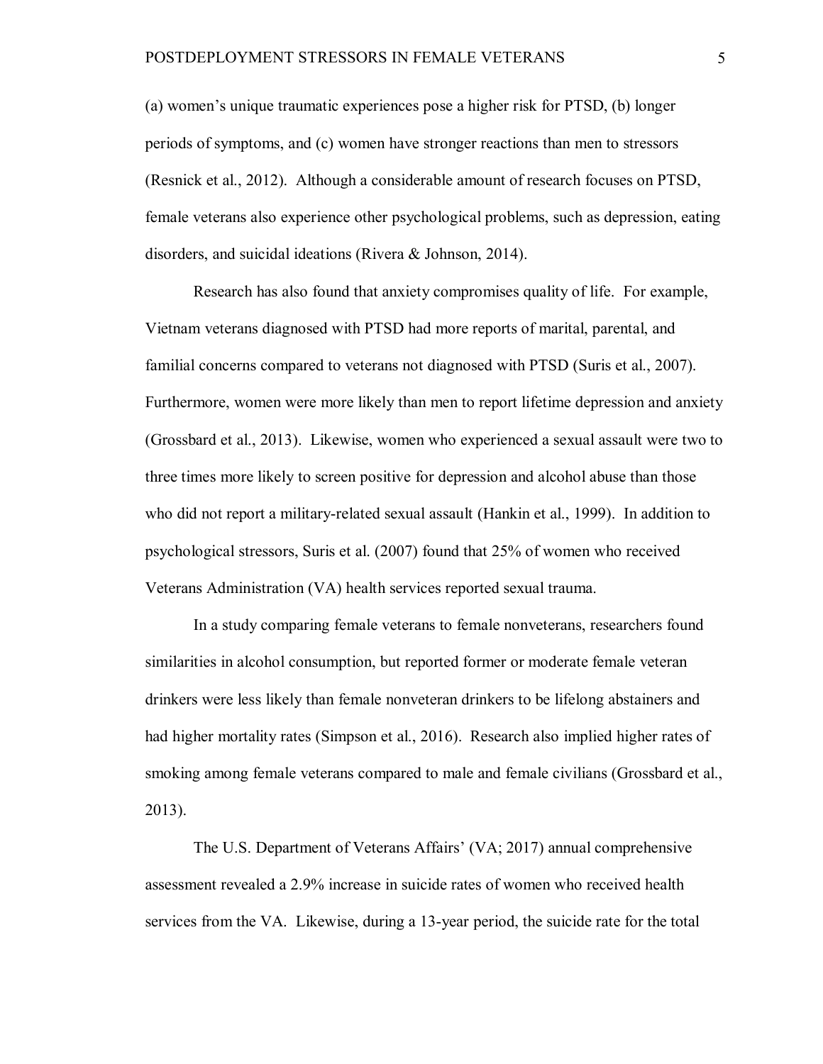(a) women's unique traumatic experiences pose a higher risk for PTSD, (b) longer periods of symptoms, and (c) women have stronger reactions than men to stressors (Resnick et al., 2012). Although a considerable amount of research focuses on PTSD, female veterans also experience other psychological problems, such as depression, eating disorders, and suicidal ideations (Rivera & Johnson, 2014).

Research has also found that anxiety compromises quality of life. For example, Vietnam veterans diagnosed with PTSD had more reports of marital, parental, and familial concerns compared to veterans not diagnosed with PTSD (Suris et al., 2007). Furthermore, women were more likely than men to report lifetime depression and anxiety (Grossbard et al., 2013). Likewise, women who experienced a sexual assault were two to three times more likely to screen positive for depression and alcohol abuse than those who did not report a military-related sexual assault (Hankin et al., 1999). In addition to psychological stressors, Suris et al. (2007) found that 25% of women who received Veterans Administration (VA) health services reported sexual trauma.

In a study comparing female veterans to female nonveterans, researchers found similarities in alcohol consumption, but reported former or moderate female veteran drinkers were less likely than female nonveteran drinkers to be lifelong abstainers and had higher mortality rates (Simpson et al., 2016). Research also implied higher rates of smoking among female veterans compared to male and female civilians (Grossbard et al., 2013).

The U.S. Department of Veterans Affairs' (VA; 2017) annual comprehensive assessment revealed a 2.9% increase in suicide rates of women who received health services from the VA. Likewise, during a 13-year period, the suicide rate for the total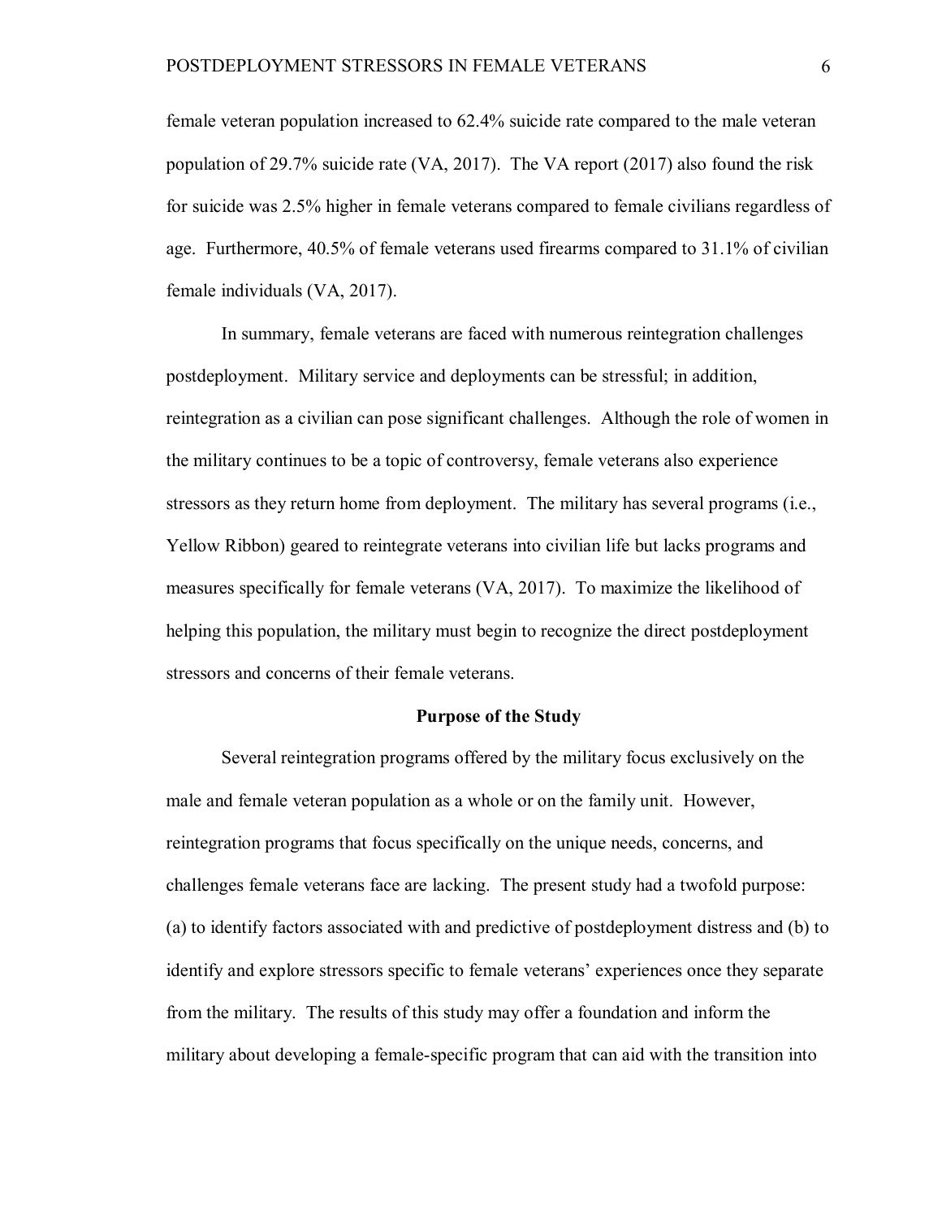female veteran population increased to 62.4% suicide rate compared to the male veteran population of 29.7% suicide rate (VA, 2017). The VA report (2017) also found the risk for suicide was 2.5% higher in female veterans compared to female civilians regardless of age. Furthermore, 40.5% of female veterans used firearms compared to 31.1% of civilian female individuals (VA, 2017).

In summary, female veterans are faced with numerous reintegration challenges postdeployment. Military service and deployments can be stressful; in addition, reintegration as a civilian can pose significant challenges. Although the role of women in the military continues to be a topic of controversy, female veterans also experience stressors as they return home from deployment. The military has several programs (i.e., Yellow Ribbon) geared to reintegrate veterans into civilian life but lacks programs and measures specifically for female veterans (VA, 2017). To maximize the likelihood of helping this population, the military must begin to recognize the direct postdeployment stressors and concerns of their female veterans.

## Purpose of the Study

Several reintegration programs offered by the military focus exclusively on the male and female veteran population as a whole or on the family unit. However, reintegration programs that focus specifically on the unique needs, concerns, and challenges female veterans face are lacking. The present study had a twofold purpose: (a) to identify factors associated with and predictive of postdeployment distress and (b) to identify and explore stressors specific to female veterans' experiences once they separate from the military. The results of this study may offer a foundation and inform the military about developing a female-specific program that can aid with the transition into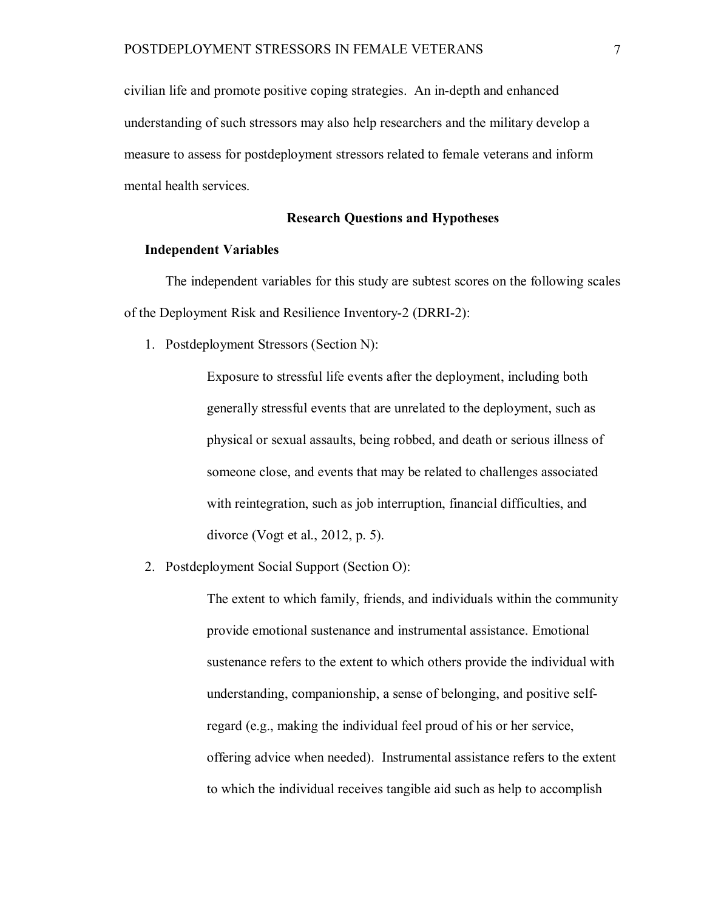civilian life and promote positive coping strategies. An in-depth and enhanced understanding of such stressors may also help researchers and the military develop a measure to assess for postdeployment stressors related to female veterans and inform mental health services.

## Research Questions and Hypotheses

### Independent Variables

The independent variables for this study are subtest scores on the following scales of the Deployment Risk and Resilience Inventory-2 (DRRI-2):

1. Postdeployment Stressors (Section N):

   Exposure to stressful life events after the deployment, including both generally stressful events that are unrelated to the deployment, such as physical or sexual assaults, being robbed, and death or serious illness of someone close, and events that may be related to challenges associated with reintegration, such as job interruption, financial difficulties, and divorce (Vogt et al., 2012, p. 5).

2. Postdeployment Social Support (Section O):

   The extent to which family, friends, and individuals within the community provide emotional sustenance and instrumental assistance. Emotional sustenance refers to the extent to which others provide the individual with understanding, companionship, a sense of belonging, and positive self-regard (e.g., making the individual feel proud of his or her service, offering advice when needed). Instrumental assistance refers to the extent to which the individual receives tangible aid such as help to accomplish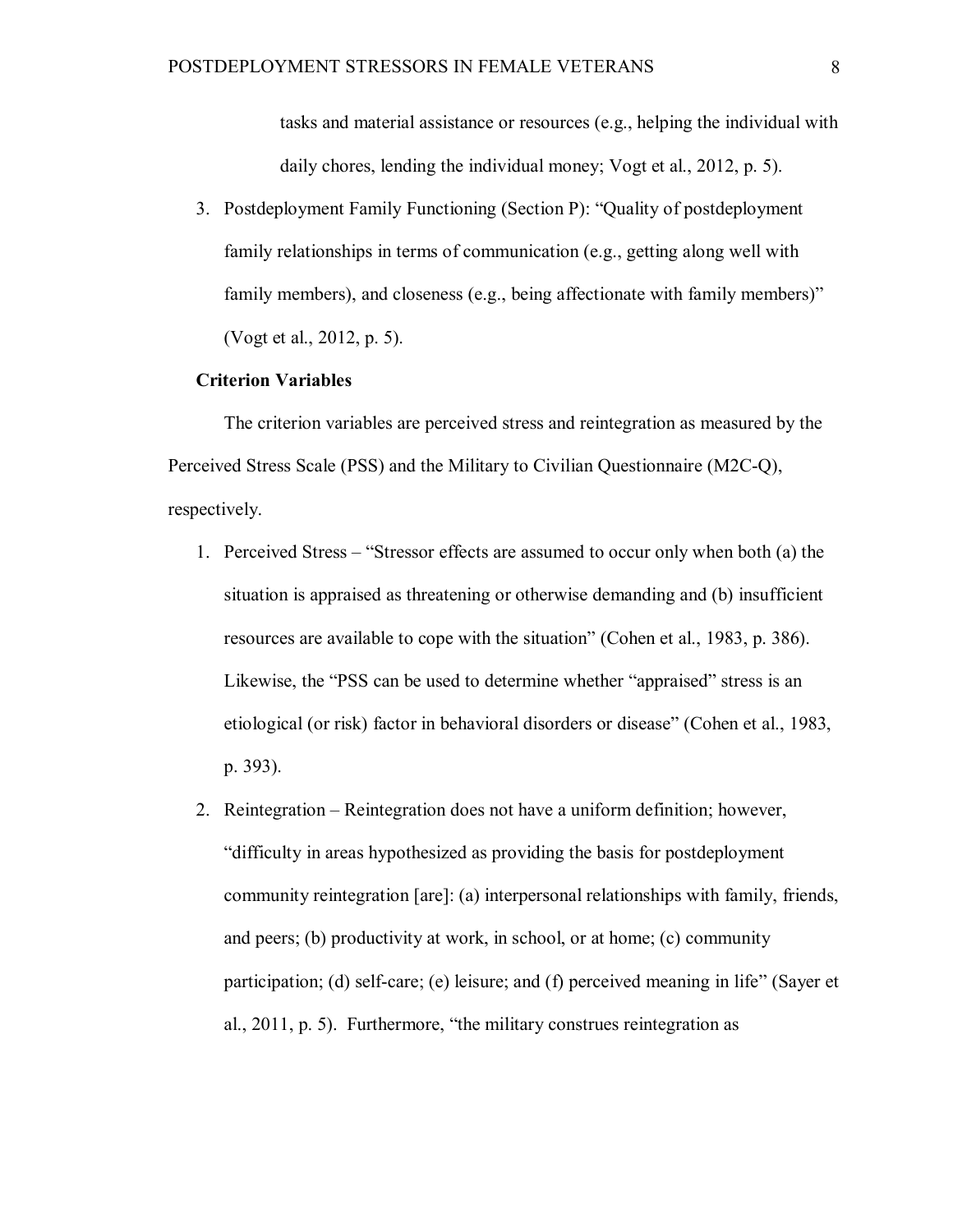tasks and material assistance or resources (e.g., helping the individual with daily chores, lending the individual money; Vogt et al., 2012, p. 5).

3. Postdeployment Family Functioning (Section P): "Quality of postdeployment family relationships in terms of communication (e.g., getting along well with family members), and closeness (e.g., being affectionate with family members)" (Vogt et al., 2012, p. 5).

**Criterion Variables**

The criterion variables are perceived stress and reintegration as measured by the Perceived Stress Scale (PSS) and the Military to Civilian Questionnaire (M2C-Q), respectively.

1. Perceived Stress – "Stressor effects are assumed to occur only when both (a) the situation is appraised as threatening or otherwise demanding and (b) insufficient resources are available to cope with the situation" (Cohen et al., 1983, p. 386). Likewise, the "PSS can be used to determine whether "appraised" stress is an etiological (or risk) factor in behavioral disorders or disease" (Cohen et al., 1983, p. 393).
2. Reintegration – Reintegration does not have a uniform definition; however, "difficulty in areas hypothesized as providing the basis for postdeployment community reintegration [are]: (a) interpersonal relationships with family, friends, and peers; (b) productivity at work, in school, or at home; (c) community participation; (d) self-care; (e) leisure; and (f) perceived meaning in life" (Sayer et al., 2011, p. 5). Furthermore, "the military construes reintegration as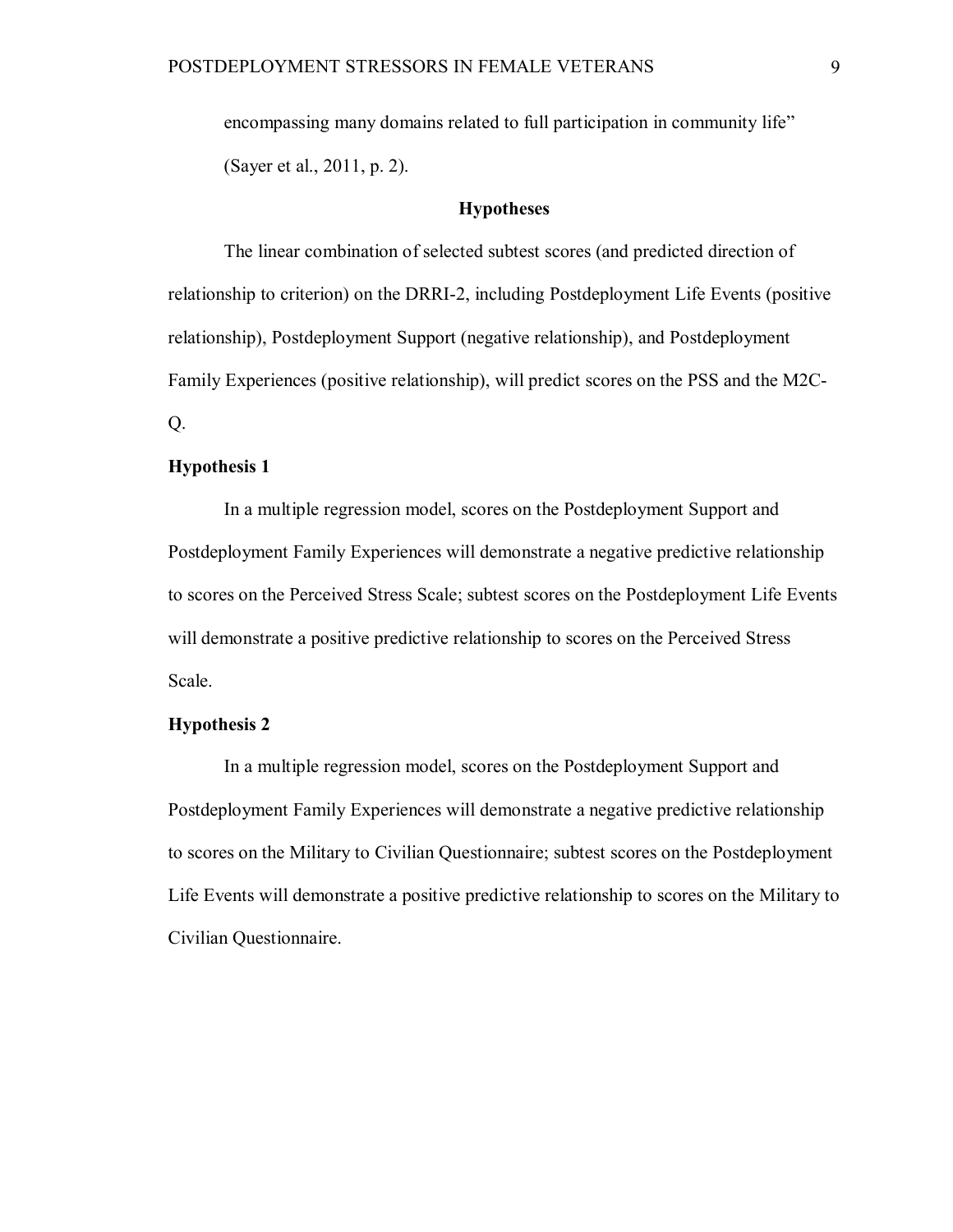encompassing many domains related to full participation in community life" (Sayer et al., 2011, p. 2).

## Hypotheses

The linear combination of selected subtest scores (and predicted direction of relationship to criterion) on the DRRI-2, including Postdeployment Life Events (positive relationship), Postdeployment Support (negative relationship), and Postdeployment Family Experiences (positive relationship), will predict scores on the PSS and the M2C-Q.

### Hypothesis 1

In a multiple regression model, scores on the Postdeployment Support and Postdeployment Family Experiences will demonstrate a negative predictive relationship to scores on the Perceived Stress Scale; subtest scores on the Postdeployment Life Events will demonstrate a positive predictive relationship to scores on the Perceived Stress Scale.

### Hypothesis 2

In a multiple regression model, scores on the Postdeployment Support and Postdeployment Family Experiences will demonstrate a negative predictive relationship to scores on the Military to Civilian Questionnaire; subtest scores on the Postdeployment Life Events will demonstrate a positive predictive relationship to scores on the Military to Civilian Questionnaire.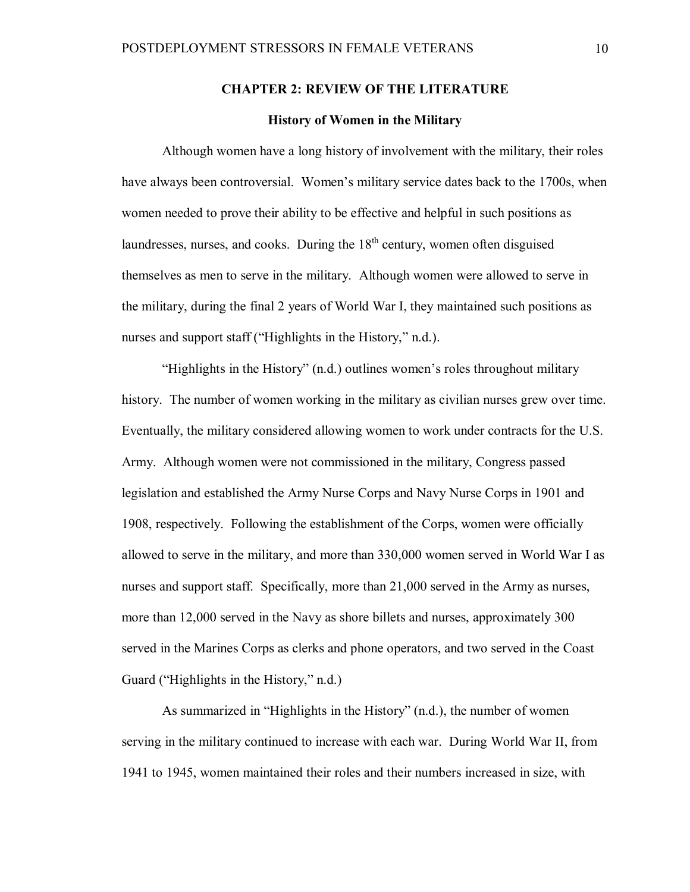# CHAPTER 2: REVIEW OF THE LITERATURE

## History of Women in the Military

Although women have a long history of involvement with the military, their roles have always been controversial. Women's military service dates back to the 1700s, when women needed to prove their ability to be effective and helpful in such positions as laundresses, nurses, and cooks. During the 18th century, women often disguised themselves as men to serve in the military. Although women were allowed to serve in the military, during the final 2 years of World War I, they maintained such positions as nurses and support staff ("Highlights in the History," n.d.).

"Highlights in the History" (n.d.) outlines women's roles throughout military history. The number of women working in the military as civilian nurses grew over time. Eventually, the military considered allowing women to work under contracts for the U.S. Army. Although women were not commissioned in the military, Congress passed legislation and established the Army Nurse Corps and Navy Nurse Corps in 1901 and 1908, respectively. Following the establishment of the Corps, women were officially allowed to serve in the military, and more than 330,000 women served in World War I as nurses and support staff. Specifically, more than 21,000 served in the Army as nurses, more than 12,000 served in the Navy as shore billets and nurses, approximately 300 served in the Marines Corps as clerks and phone operators, and two served in the Coast Guard ("Highlights in the History," n.d.)

As summarized in "Highlights in the History" (n.d.), the number of women serving in the military continued to increase with each war. During World War II, from 1941 to 1945, women maintained their roles and their numbers increased in size, with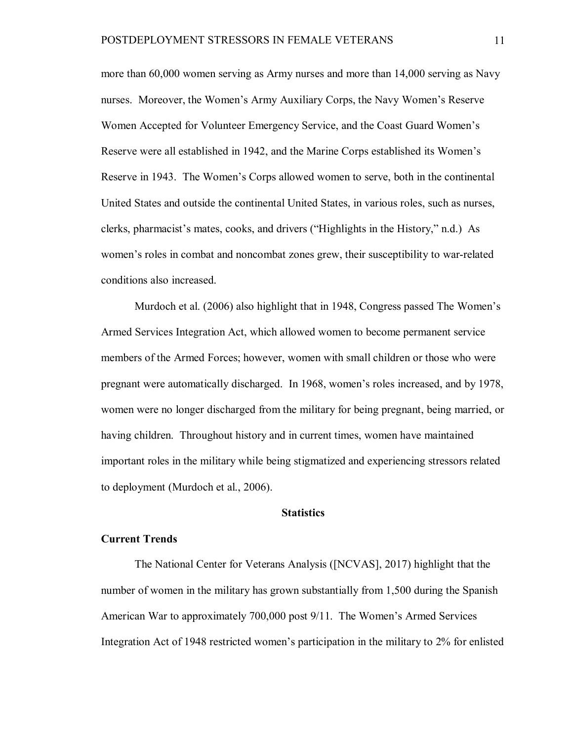more than 60,000 women serving as Army nurses and more than 14,000 serving as Navy nurses. Moreover, the Women's Army Auxiliary Corps, the Navy Women's Reserve Women Accepted for Volunteer Emergency Service, and the Coast Guard Women's Reserve were all established in 1942, and the Marine Corps established its Women's Reserve in 1943. The Women's Corps allowed women to serve, both in the continental United States and outside the continental United States, in various roles, such as nurses, clerks, pharmacist's mates, cooks, and drivers ("Highlights in the History," n.d.) As women's roles in combat and noncombat zones grew, their susceptibility to war-related conditions also increased.

Murdoch et al. (2006) also highlight that in 1948, Congress passed The Women's Armed Services Integration Act, which allowed women to become permanent service members of the Armed Forces; however, women with small children or those who were pregnant were automatically discharged. In 1968, women's roles increased, and by 1978, women were no longer discharged from the military for being pregnant, being married, or having children. Throughout history and in current times, women have maintained important roles in the military while being stigmatized and experiencing stressors related to deployment (Murdoch et al., 2006).

## Statistics

### Current Trends

The National Center for Veterans Analysis ([NCVAS], 2017) highlight that the number of women in the military has grown substantially from 1,500 during the Spanish American War to approximately 700,000 post 9/11. The Women's Armed Services Integration Act of 1948 restricted women's participation in the military to 2% for enlisted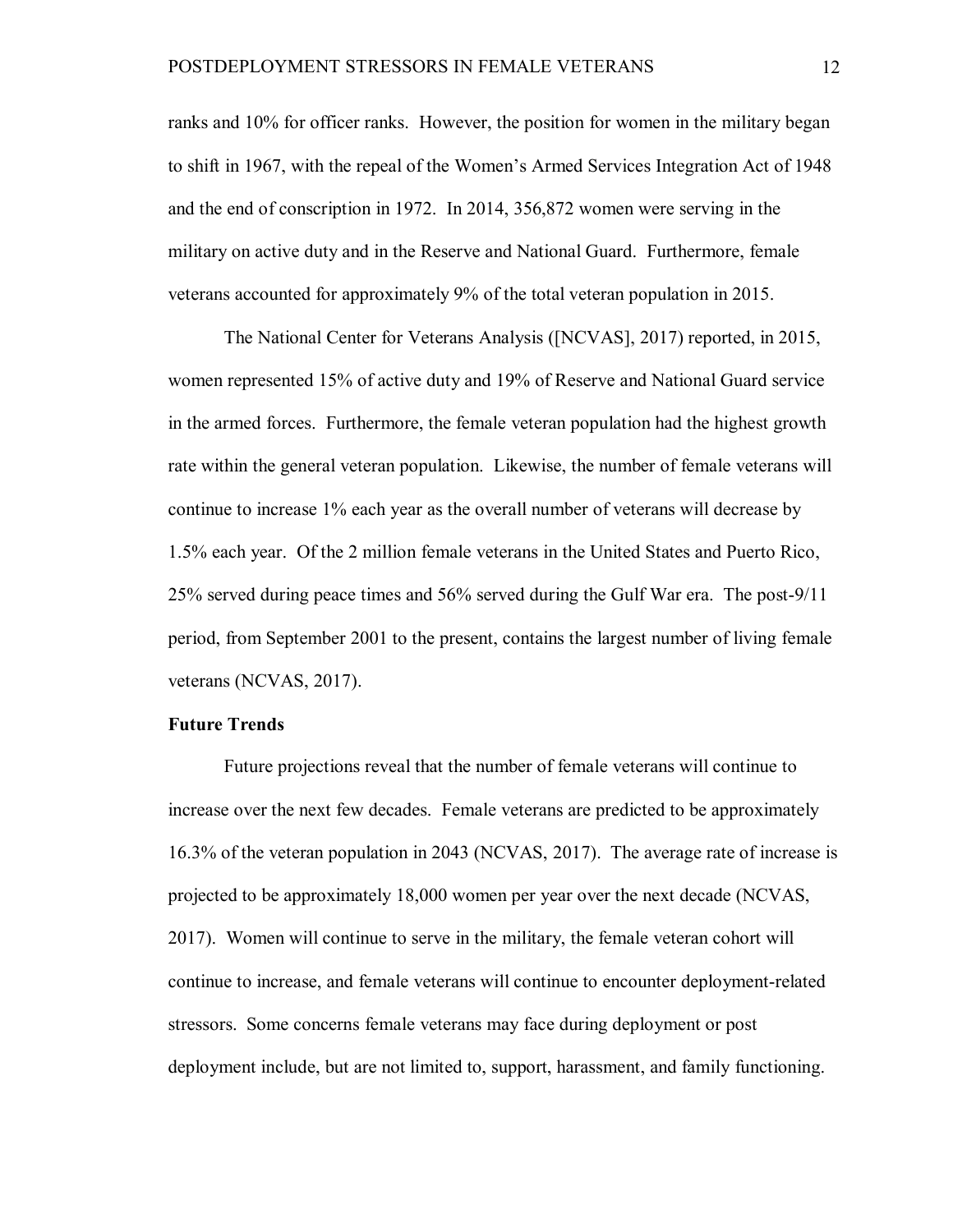ranks and 10% for officer ranks. However, the position for women in the military began to shift in 1967, with the repeal of the Women's Armed Services Integration Act of 1948 and the end of conscription in 1972. In 2014, 356,872 women were serving in the military on active duty and in the Reserve and National Guard. Furthermore, female veterans accounted for approximately 9% of the total veteran population in 2015.

The National Center for Veterans Analysis ([NCVAS], 2017) reported, in 2015, women represented 15% of active duty and 19% of Reserve and National Guard service in the armed forces. Furthermore, the female veteran population had the highest growth rate within the general veteran population. Likewise, the number of female veterans will continue to increase 1% each year as the overall number of veterans will decrease by 1.5% each year. Of the 2 million female veterans in the United States and Puerto Rico, 25% served during peace times and 56% served during the Gulf War era. The post-9/11 period, from September 2001 to the present, contains the largest number of living female veterans (NCVAS, 2017).

## Future Trends

Future projections reveal that the number of female veterans will continue to increase over the next few decades. Female veterans are predicted to be approximately 16.3% of the veteran population in 2043 (NCVAS, 2017). The average rate of increase is projected to be approximately 18,000 women per year over the next decade (NCVAS, 2017). Women will continue to serve in the military, the female veteran cohort will continue to increase, and female veterans will continue to encounter deployment-related stressors. Some concerns female veterans may face during deployment or post deployment include, but are not limited to, support, harassment, and family functioning.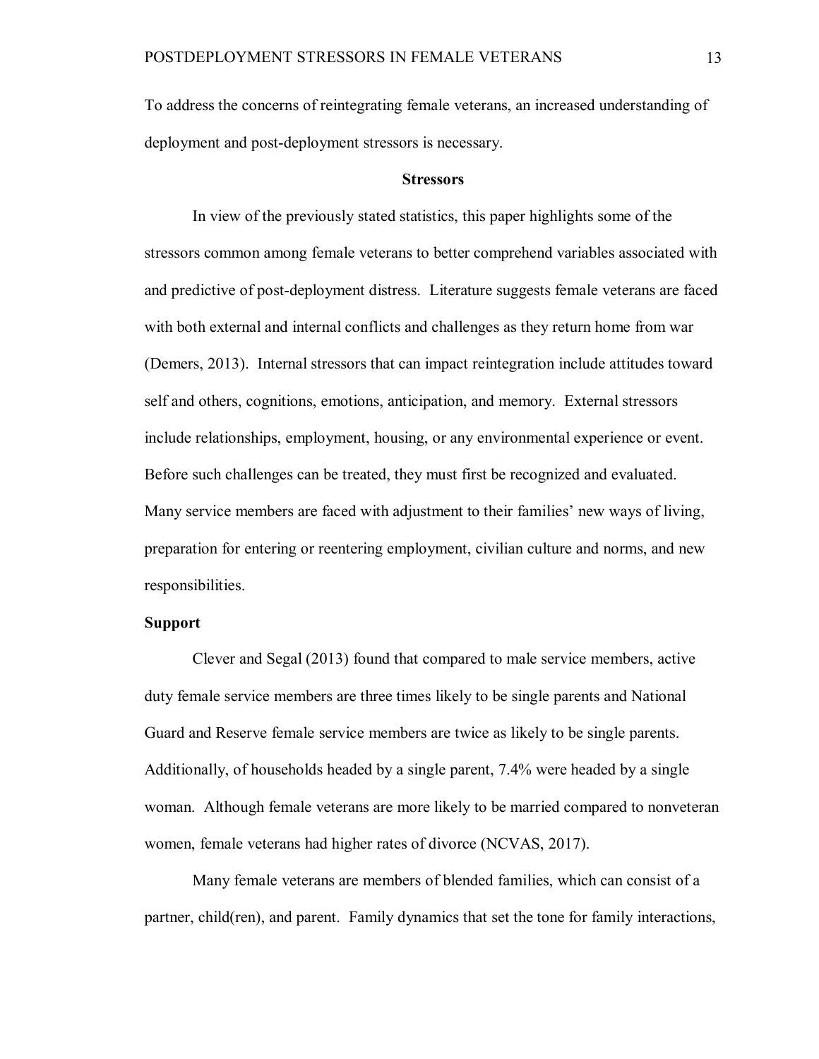To address the concerns of reintegrating female veterans, an increased understanding of deployment and post-deployment stressors is necessary.

## Stressors

In view of the previously stated statistics, this paper highlights some of the stressors common among female veterans to better comprehend variables associated with and predictive of post-deployment distress. Literature suggests female veterans are faced with both external and internal conflicts and challenges as they return home from war (Demers, 2013). Internal stressors that can impact reintegration include attitudes toward self and others, cognitions, emotions, anticipation, and memory. External stressors include relationships, employment, housing, or any environmental experience or event. Before such challenges can be treated, they must first be recognized and evaluated. Many service members are faced with adjustment to their families' new ways of living, preparation for entering or reentering employment, civilian culture and norms, and new responsibilities.

### Support

Clever and Segal (2013) found that compared to male service members, active duty female service members are three times likely to be single parents and National Guard and Reserve female service members are twice as likely to be single parents. Additionally, of households headed by a single parent, 7.4% were headed by a single woman. Although female veterans are more likely to be married compared to nonveteran women, female veterans had higher rates of divorce (NCVAS, 2017).

Many female veterans are members of blended families, which can consist of a partner, child(ren), and parent. Family dynamics that set the tone for family interactions,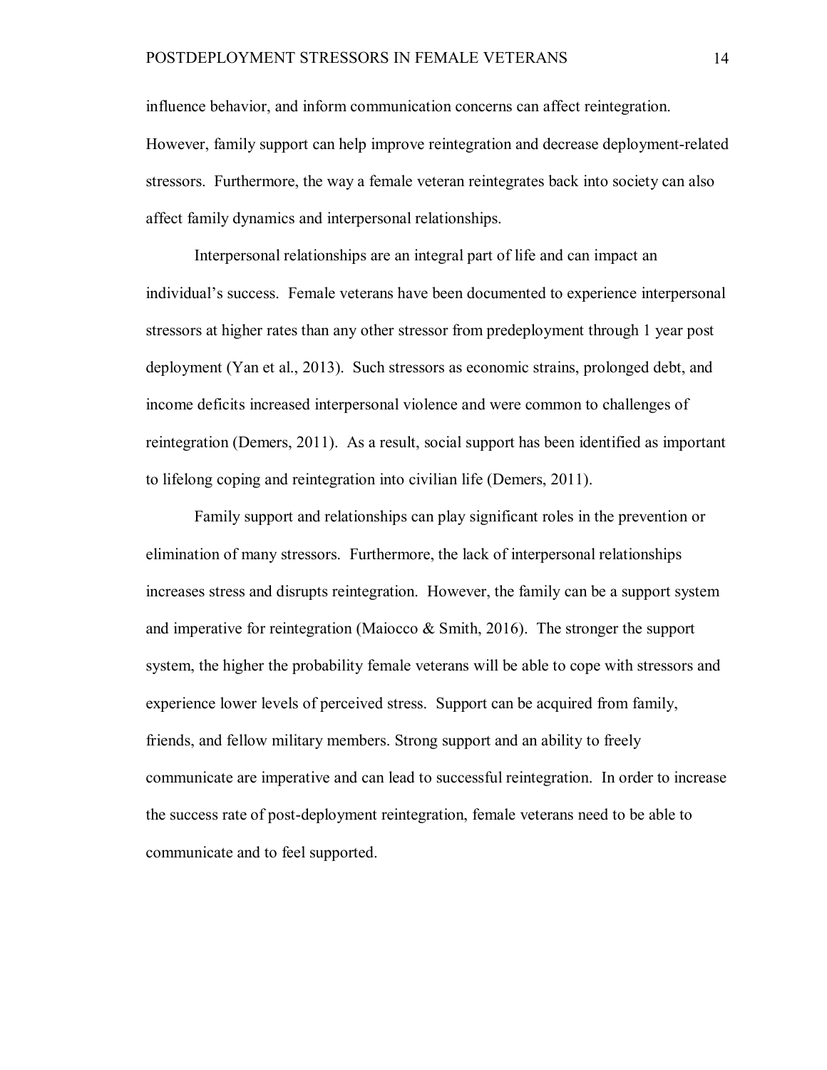influence behavior, and inform communication concerns can affect reintegration. However, family support can help improve reintegration and decrease deployment-related stressors. Furthermore, the way a female veteran reintegrates back into society can also affect family dynamics and interpersonal relationships.

Interpersonal relationships are an integral part of life and can impact an individual's success. Female veterans have been documented to experience interpersonal stressors at higher rates than any other stressor from predeployment through 1 year post deployment (Yan et al., 2013). Such stressors as economic strains, prolonged debt, and income deficits increased interpersonal violence and were common to challenges of reintegration (Demers, 2011). As a result, social support has been identified as important to lifelong coping and reintegration into civilian life (Demers, 2011).

Family support and relationships can play significant roles in the prevention or elimination of many stressors. Furthermore, the lack of interpersonal relationships increases stress and disrupts reintegration. However, the family can be a support system and imperative for reintegration (Maiocco & Smith, 2016). The stronger the support system, the higher the probability female veterans will be able to cope with stressors and experience lower levels of perceived stress. Support can be acquired from family, friends, and fellow military members. Strong support and an ability to freely communicate are imperative and can lead to successful reintegration. In order to increase the success rate of post-deployment reintegration, female veterans need to be able to communicate and to feel supported.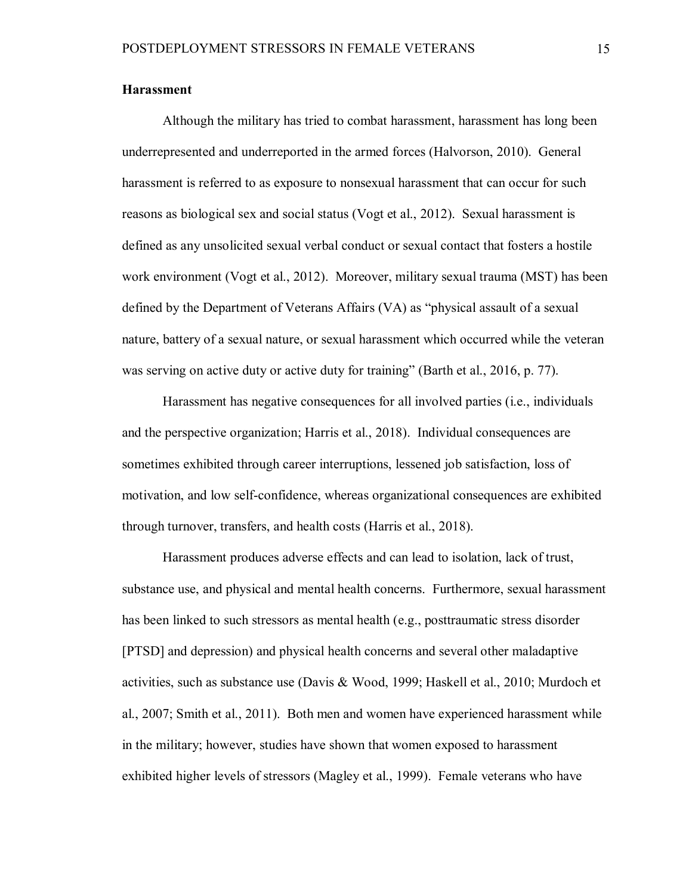## Harassment

Although the military has tried to combat harassment, harassment has long been underrepresented and underreported in the armed forces (Halvorson, 2010). General harassment is referred to as exposure to nonsexual harassment that can occur for such reasons as biological sex and social status (Vogt et al., 2012). Sexual harassment is defined as any unsolicited sexual verbal conduct or sexual contact that fosters a hostile work environment (Vogt et al., 2012). Moreover, military sexual trauma (MST) has been defined by the Department of Veterans Affairs (VA) as "physical assault of a sexual nature, battery of a sexual nature, or sexual harassment which occurred while the veteran was serving on active duty or active duty for training" (Barth et al., 2016, p. 77).

Harassment has negative consequences for all involved parties (i.e., individuals and the perspective organization; Harris et al., 2018). Individual consequences are sometimes exhibited through career interruptions, lessened job satisfaction, loss of motivation, and low self-confidence, whereas organizational consequences are exhibited through turnover, transfers, and health costs (Harris et al., 2018).

Harassment produces adverse effects and can lead to isolation, lack of trust, substance use, and physical and mental health concerns. Furthermore, sexual harassment has been linked to such stressors as mental health (e.g., posttraumatic stress disorder [PTSD] and depression) and physical health concerns and several other maladaptive activities, such as substance use (Davis & Wood, 1999; Haskell et al., 2010; Murdoch et al., 2007; Smith et al., 2011). Both men and women have experienced harassment while in the military; however, studies have shown that women exposed to harassment exhibited higher levels of stressors (Magley et al., 1999). Female veterans who have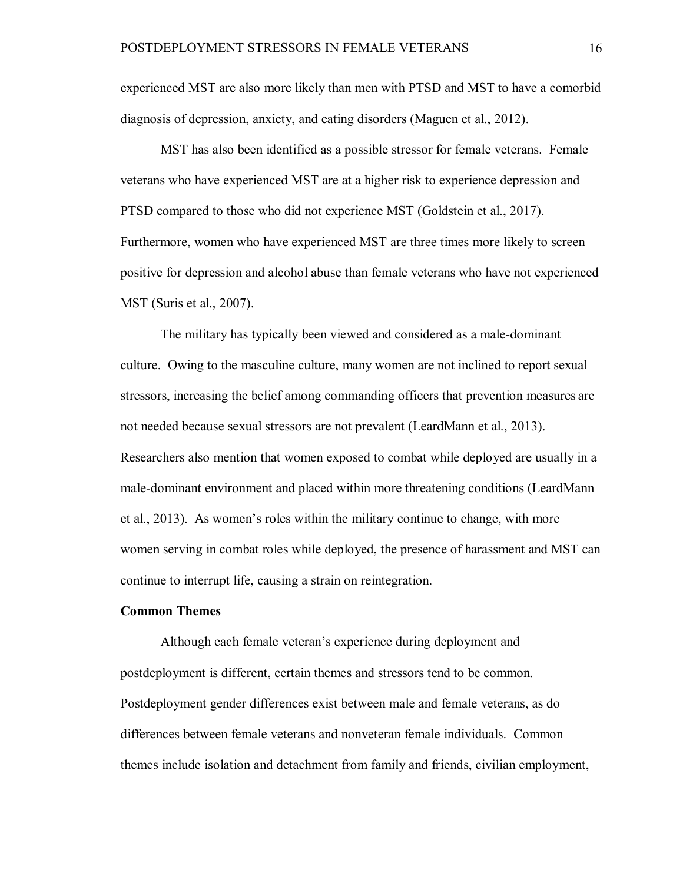experienced MST are also more likely than men with PTSD and MST to have a comorbid diagnosis of depression, anxiety, and eating disorders (Maguen et al., 2012).

MST has also been identified as a possible stressor for female veterans. Female veterans who have experienced MST are at a higher risk to experience depression and PTSD compared to those who did not experience MST (Goldstein et al., 2017). Furthermore, women who have experienced MST are three times more likely to screen positive for depression and alcohol abuse than female veterans who have not experienced MST (Suris et al., 2007).

The military has typically been viewed and considered as a male-dominant culture. Owing to the masculine culture, many women are not inclined to report sexual stressors, increasing the belief among commanding officers that prevention measures are not needed because sexual stressors are not prevalent (LeardMann et al., 2013). Researchers also mention that women exposed to combat while deployed are usually in a male-dominant environment and placed within more threatening conditions (LeardMann et al., 2013). As women's roles within the military continue to change, with more women serving in combat roles while deployed, the presence of harassment and MST can continue to interrupt life, causing a strain on reintegration.

**Common Themes**

Although each female veteran's experience during deployment and postdeployment is different, certain themes and stressors tend to be common. Postdeployment gender differences exist between male and female veterans, as do differences between female veterans and nonveteran female individuals. Common themes include isolation and detachment from family and friends, civilian employment,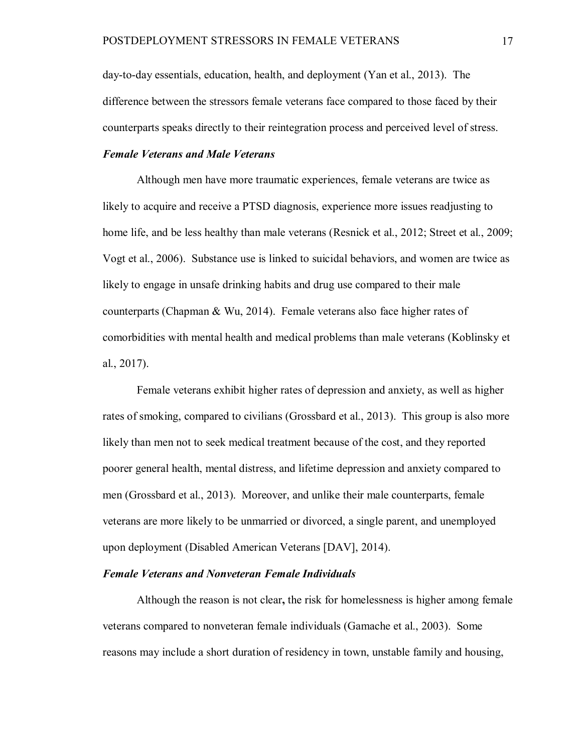day-to-day essentials, education, health, and deployment (Yan et al., 2013). The difference between the stressors female veterans face compared to those faced by their counterparts speaks directly to their reintegration process and perceived level of stress.

### *Female Veterans and Male Veterans*

Although men have more traumatic experiences, female veterans are twice as likely to acquire and receive a PTSD diagnosis, experience more issues readjusting to home life, and be less healthy than male veterans (Resnick et al., 2012; Street et al., 2009; Vogt et al., 2006). Substance use is linked to suicidal behaviors, and women are twice as likely to engage in unsafe drinking habits and drug use compared to their male counterparts (Chapman & Wu, 2014). Female veterans also face higher rates of comorbidities with mental health and medical problems than male veterans (Koblinsky et al., 2017).

Female veterans exhibit higher rates of depression and anxiety, as well as higher rates of smoking, compared to civilians (Grossbard et al., 2013). This group is also more likely than men not to seek medical treatment because of the cost, and they reported poorer general health, mental distress, and lifetime depression and anxiety compared to men (Grossbard et al., 2013). Moreover, and unlike their male counterparts, female veterans are more likely to be unmarried or divorced, a single parent, and unemployed upon deployment (Disabled American Veterans [DAV], 2014).

### *Female Veterans and Nonveteran Female Individuals*

Although the reason is not clear, the risk for homelessness is higher among female veterans compared to nonveteran female individuals (Gamache et al., 2003). Some reasons may include a short duration of residency in town, unstable family and housing,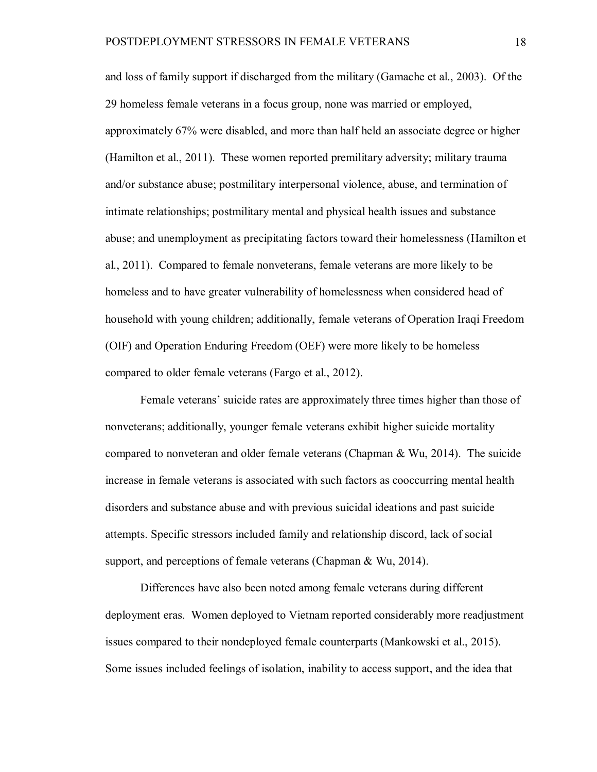and loss of family support if discharged from the military (Gamache et al., 2003). Of the 29 homeless female veterans in a focus group, none was married or employed, approximately 67% were disabled, and more than half held an associate degree or higher (Hamilton et al., 2011). These women reported premilitary adversity; military trauma and/or substance abuse; postmilitary interpersonal violence, abuse, and termination of intimate relationships; postmilitary mental and physical health issues and substance abuse; and unemployment as precipitating factors toward their homelessness (Hamilton et al., 2011). Compared to female nonveterans, female veterans are more likely to be homeless and to have greater vulnerability of homelessness when considered head of household with young children; additionally, female veterans of Operation Iraqi Freedom (OIF) and Operation Enduring Freedom (OEF) were more likely to be homeless compared to older female veterans (Fargo et al., 2012).

Female veterans' suicide rates are approximately three times higher than those of nonveterans; additionally, younger female veterans exhibit higher suicide mortality compared to nonveteran and older female veterans (Chapman & Wu, 2014). The suicide increase in female veterans is associated with such factors as cooccurring mental health disorders and substance abuse and with previous suicidal ideations and past suicide attempts. Specific stressors included family and relationship discord, lack of social support, and perceptions of female veterans (Chapman & Wu, 2014).

Differences have also been noted among female veterans during different deployment eras. Women deployed to Vietnam reported considerably more readjustment issues compared to their nondeployed female counterparts (Mankowski et al., 2015). Some issues included feelings of isolation, inability to access support, and the idea that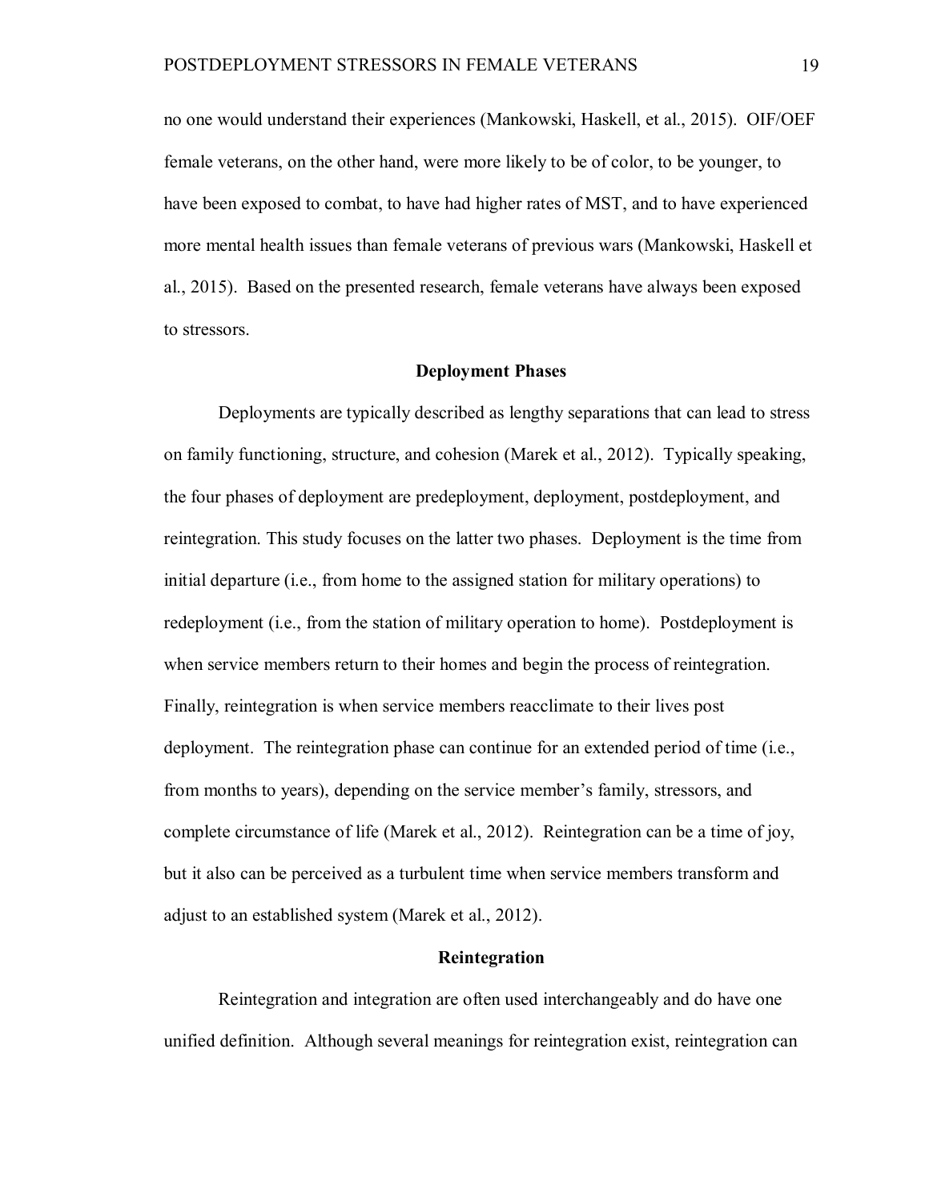no one would understand their experiences (Mankowski, Haskell, et al., 2015). OIF/OEF female veterans, on the other hand, were more likely to be of color, to be younger, to have been exposed to combat, to have had higher rates of MST, and to have experienced more mental health issues than female veterans of previous wars (Mankowski, Haskell et al., 2015). Based on the presented research, female veterans have always been exposed to stressors.

## Deployment Phases

Deployments are typically described as lengthy separations that can lead to stress on family functioning, structure, and cohesion (Marek et al., 2012). Typically speaking, the four phases of deployment are predeployment, deployment, postdeployment, and reintegration. This study focuses on the latter two phases. Deployment is the time from initial departure (i.e., from home to the assigned station for military operations) to redeployment (i.e., from the station of military operation to home). Postdeployment is when service members return to their homes and begin the process of reintegration. Finally, reintegration is when service members reacclimate to their lives post deployment. The reintegration phase can continue for an extended period of time (i.e., from months to years), depending on the service member's family, stressors, and complete circumstance of life (Marek et al., 2012). Reintegration can be a time of joy, but it also can be perceived as a turbulent time when service members transform and adjust to an established system (Marek et al., 2012).

## Reintegration

Reintegration and integration are often used interchangeably and do have one unified definition. Although several meanings for reintegration exist, reintegration can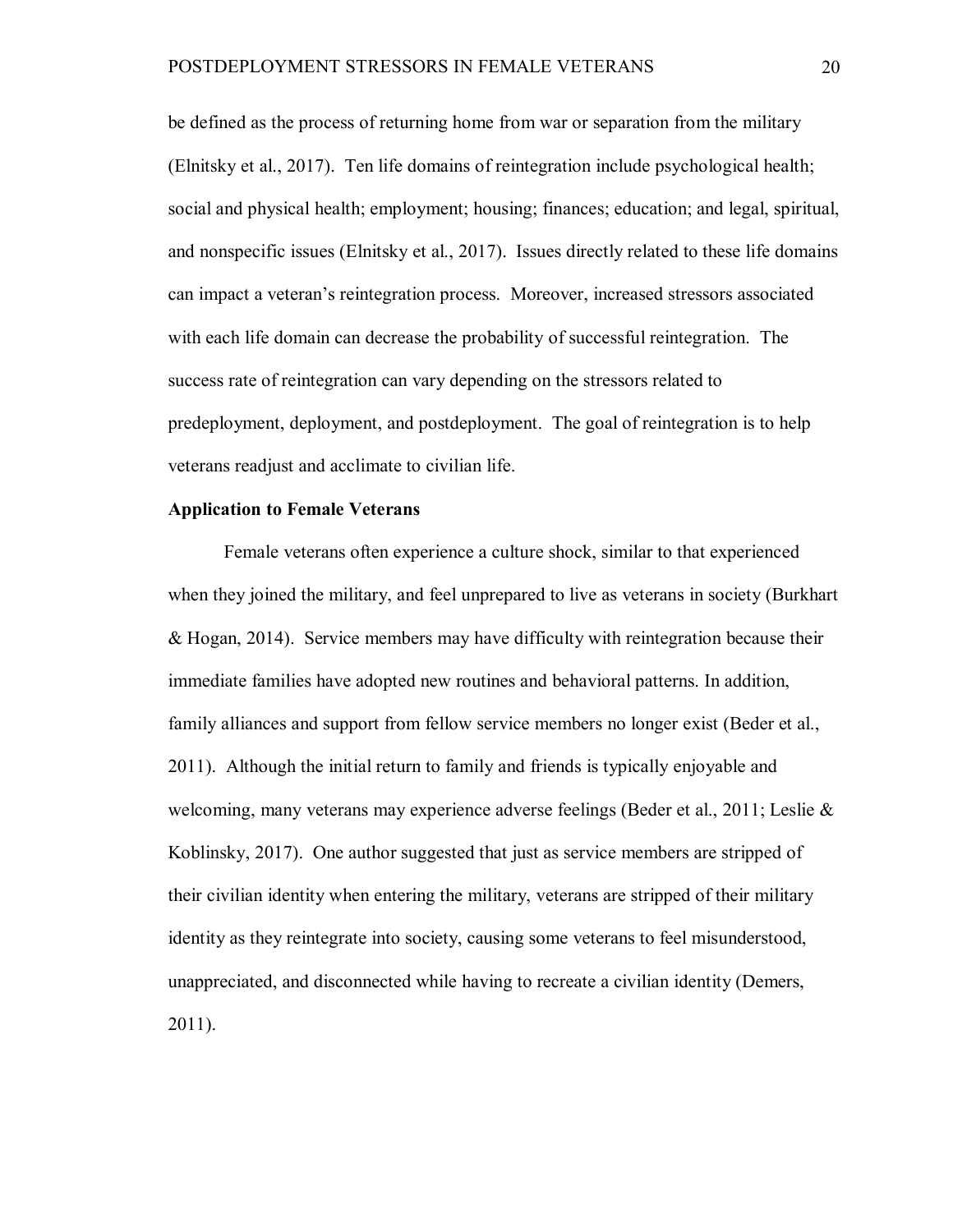be defined as the process of returning home from war or separation from the military (Elnitsky et al., 2017). Ten life domains of reintegration include psychological health; social and physical health; employment; housing; finances; education; and legal, spiritual, and nonspecific issues (Elnitsky et al., 2017). Issues directly related to these life domains can impact a veteran's reintegration process. Moreover, increased stressors associated with each life domain can decrease the probability of successful reintegration. The success rate of reintegration can vary depending on the stressors related to predeployment, deployment, and postdeployment. The goal of reintegration is to help veterans readjust and acclimate to civilian life.

## Application to Female Veterans

Female veterans often experience a culture shock, similar to that experienced when they joined the military, and feel unprepared to live as veterans in society (Burkhart & Hogan, 2014). Service members may have difficulty with reintegration because their immediate families have adopted new routines and behavioral patterns. In addition, family alliances and support from fellow service members no longer exist (Beder et al., 2011). Although the initial return to family and friends is typically enjoyable and welcoming, many veterans may experience adverse feelings (Beder et al., 2011; Leslie & Koblinsky, 2017). One author suggested that just as service members are stripped of their civilian identity when entering the military, veterans are stripped of their military identity as they reintegrate into society, causing some veterans to feel misunderstood, unappreciated, and disconnected while having to recreate a civilian identity (Demers, 2011).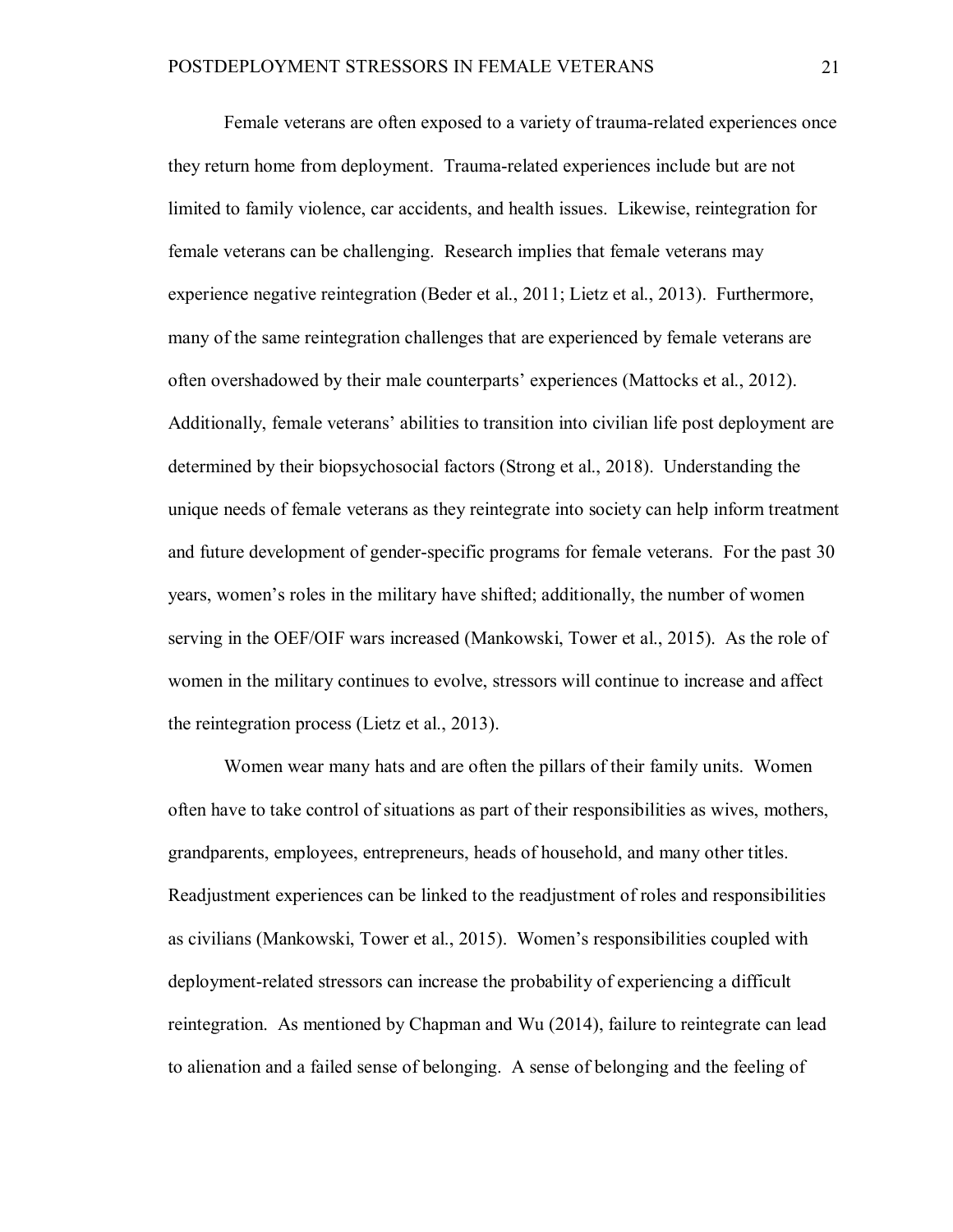Female veterans are often exposed to a variety of trauma-related experiences once they return home from deployment. Trauma-related experiences include but are not limited to family violence, car accidents, and health issues. Likewise, reintegration for female veterans can be challenging. Research implies that female veterans may experience negative reintegration (Beder et al., 2011; Lietz et al., 2013). Furthermore, many of the same reintegration challenges that are experienced by female veterans are often overshadowed by their male counterparts' experiences (Mattocks et al., 2012). Additionally, female veterans' abilities to transition into civilian life post deployment are determined by their biopsychosocial factors (Strong et al., 2018). Understanding the unique needs of female veterans as they reintegrate into society can help inform treatment and future development of gender-specific programs for female veterans. For the past 30 years, women's roles in the military have shifted; additionally, the number of women serving in the OEF/OIF wars increased (Mankowski, Tower et al., 2015). As the role of women in the military continues to evolve, stressors will continue to increase and affect the reintegration process (Lietz et al., 2013).

Women wear many hats and are often the pillars of their family units. Women often have to take control of situations as part of their responsibilities as wives, mothers, grandparents, employees, entrepreneurs, heads of household, and many other titles. Readjustment experiences can be linked to the readjustment of roles and responsibilities as civilians (Mankowski, Tower et al., 2015). Women's responsibilities coupled with deployment-related stressors can increase the probability of experiencing a difficult reintegration. As mentioned by Chapman and Wu (2014), failure to reintegrate can lead to alienation and a failed sense of belonging. A sense of belonging and the feeling of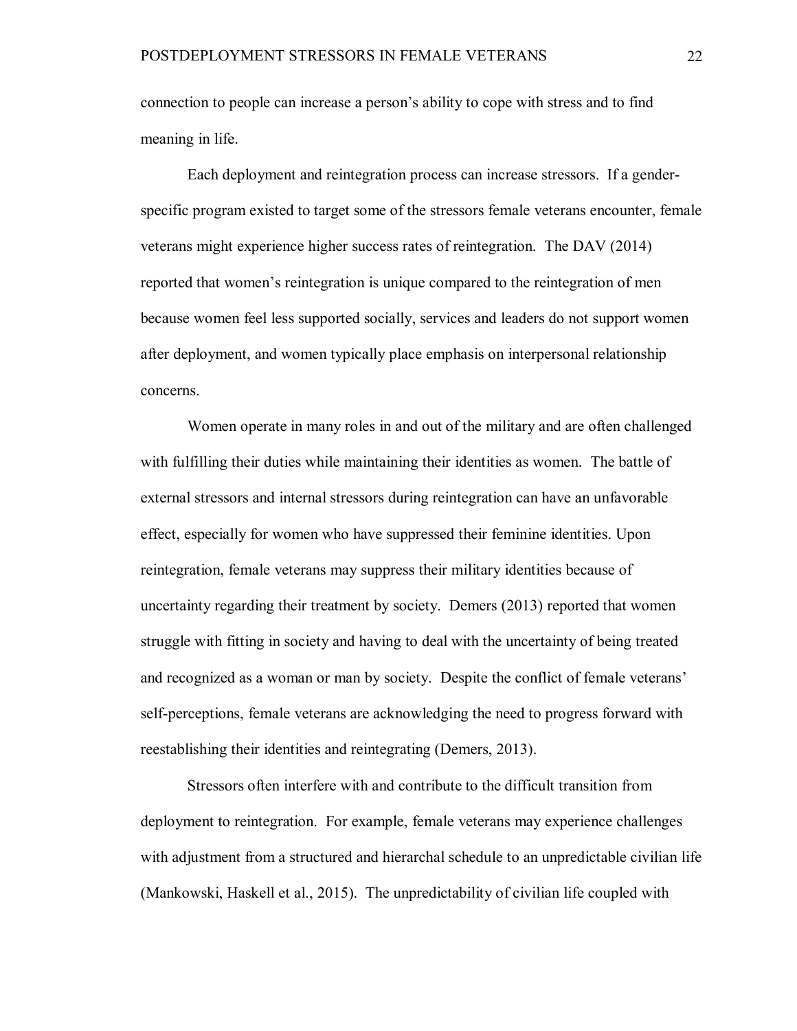connection to people can increase a person's ability to cope with stress and to find meaning in life.

Each deployment and reintegration process can increase stressors. If a gender-specific program existed to target some of the stressors female veterans encounter, female veterans might experience higher success rates of reintegration. The DAV (2014) reported that women's reintegration is unique compared to the reintegration of men because women feel less supported socially, services and leaders do not support women after deployment, and women typically place emphasis on interpersonal relationship concerns.

Women operate in many roles in and out of the military and are often challenged with fulfilling their duties while maintaining their identities as women. The battle of external stressors and internal stressors during reintegration can have an unfavorable effect, especially for women who have suppressed their feminine identities. Upon reintegration, female veterans may suppress their military identities because of uncertainty regarding their treatment by society. Demers (2013) reported that women struggle with fitting in society and having to deal with the uncertainty of being treated and recognized as a woman or man by society. Despite the conflict of female veterans' self-perceptions, female veterans are acknowledging the need to progress forward with reestablishing their identities and reintegrating (Demers, 2013).

Stressors often interfere with and contribute to the difficult transition from deployment to reintegration. For example, female veterans may experience challenges with adjustment from a structured and hierarchal schedule to an unpredictable civilian life (Mankowski, Haskell et al., 2015). The unpredictability of civilian life coupled with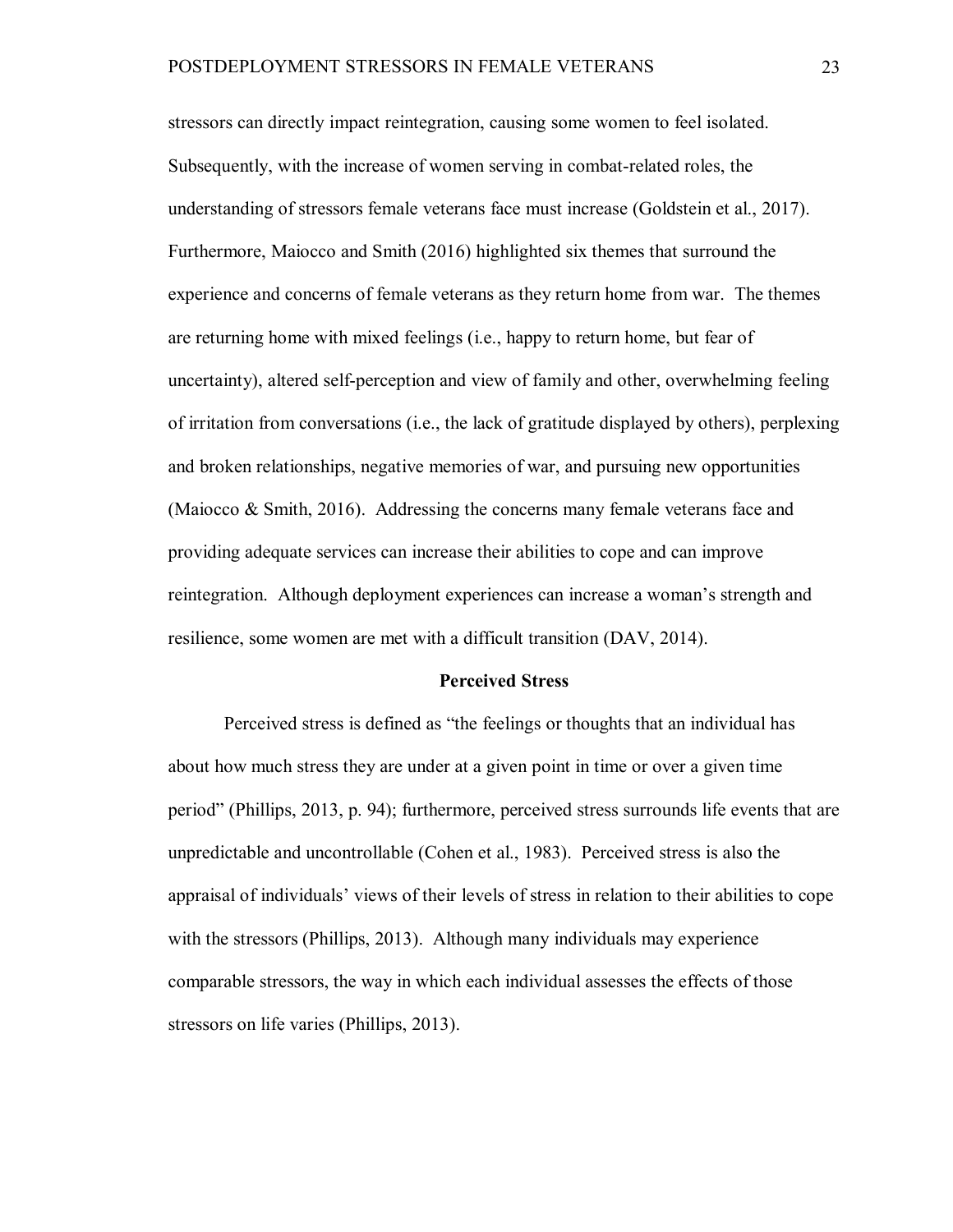stressors can directly impact reintegration, causing some women to feel isolated. Subsequently, with the increase of women serving in combat-related roles, the understanding of stressors female veterans face must increase (Goldstein et al., 2017). Furthermore, Maiocco and Smith (2016) highlighted six themes that surround the experience and concerns of female veterans as they return home from war. The themes are returning home with mixed feelings (i.e., happy to return home, but fear of uncertainty), altered self-perception and view of family and other, overwhelming feeling of irritation from conversations (i.e., the lack of gratitude displayed by others), perplexing and broken relationships, negative memories of war, and pursuing new opportunities (Maiocco & Smith, 2016). Addressing the concerns many female veterans face and providing adequate services can increase their abilities to cope and can improve reintegration. Although deployment experiences can increase a woman's strength and resilience, some women are met with a difficult transition (DAV, 2014).

## Perceived Stress

Perceived stress is defined as "the feelings or thoughts that an individual has about how much stress they are under at a given point in time or over a given time period" (Phillips, 2013, p. 94); furthermore, perceived stress surrounds life events that are unpredictable and uncontrollable (Cohen et al., 1983). Perceived stress is also the appraisal of individuals' views of their levels of stress in relation to their abilities to cope with the stressors (Phillips, 2013). Although many individuals may experience comparable stressors, the way in which each individual assesses the effects of those stressors on life varies (Phillips, 2013).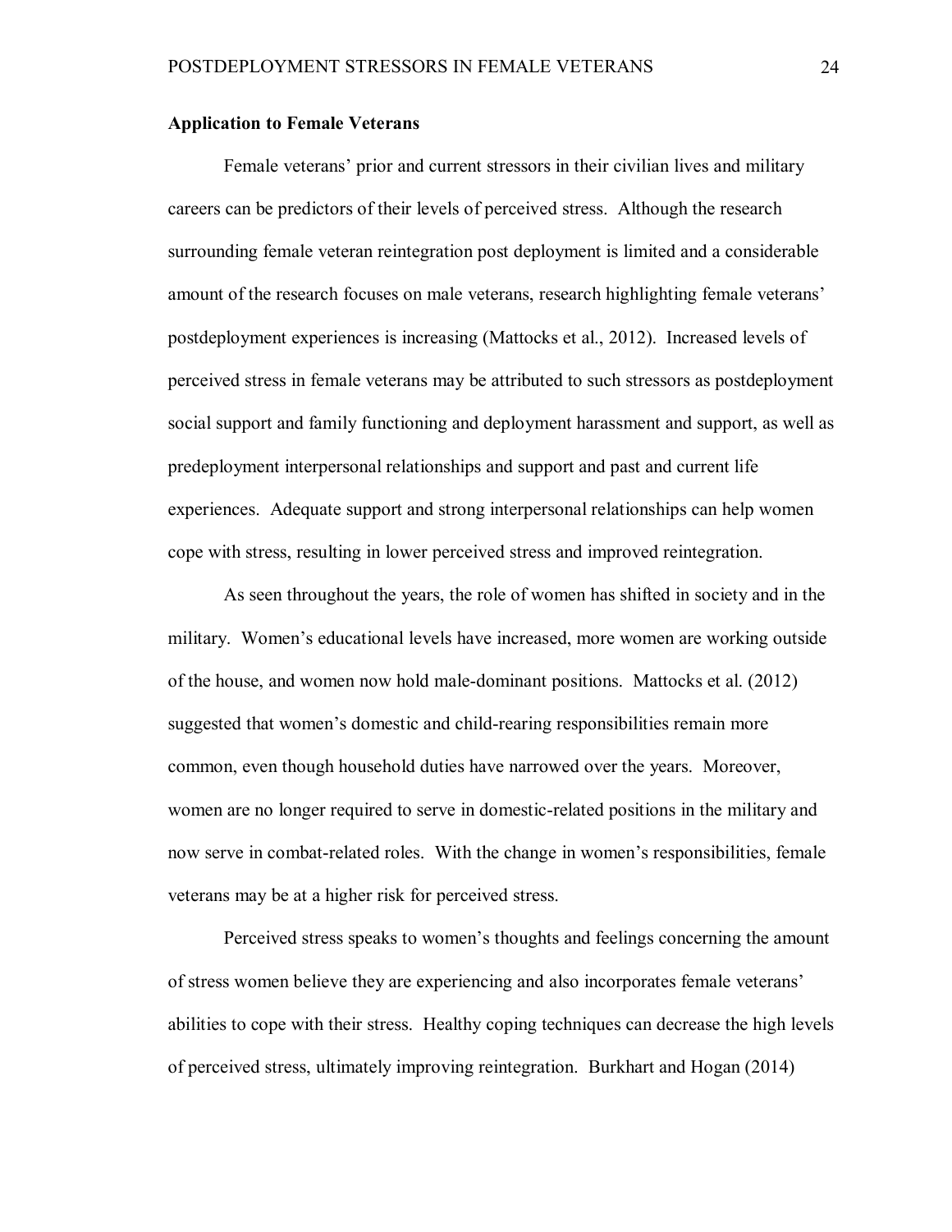**Application to Female Veterans**

Female veterans' prior and current stressors in their civilian lives and military careers can be predictors of their levels of perceived stress. Although the research surrounding female veteran reintegration post deployment is limited and a considerable amount of the research focuses on male veterans, research highlighting female veterans' postdeployment experiences is increasing (Mattocks et al., 2012). Increased levels of perceived stress in female veterans may be attributed to such stressors as postdeployment social support and family functioning and deployment harassment and support, as well as predeployment interpersonal relationships and support and past and current life experiences. Adequate support and strong interpersonal relationships can help women cope with stress, resulting in lower perceived stress and improved reintegration.

As seen throughout the years, the role of women has shifted in society and in the military. Women's educational levels have increased, more women are working outside of the house, and women now hold male-dominant positions. Mattocks et al. (2012) suggested that women's domestic and child-rearing responsibilities remain more common, even though household duties have narrowed over the years. Moreover, women are no longer required to serve in domestic-related positions in the military and now serve in combat-related roles. With the change in women's responsibilities, female veterans may be at a higher risk for perceived stress.

Perceived stress speaks to women's thoughts and feelings concerning the amount of stress women believe they are experiencing and also incorporates female veterans' abilities to cope with their stress. Healthy coping techniques can decrease the high levels of perceived stress, ultimately improving reintegration. Burkhart and Hogan (2014)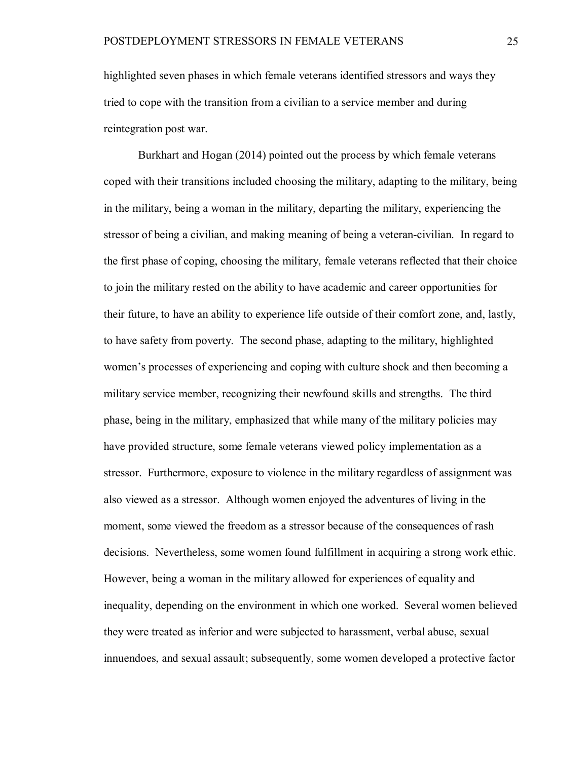highlighted seven phases in which female veterans identified stressors and ways they tried to cope with the transition from a civilian to a service member and during reintegration post war.

Burkhart and Hogan (2014) pointed out the process by which female veterans coped with their transitions included choosing the military, adapting to the military, being in the military, being a woman in the military, departing the military, experiencing the stressor of being a civilian, and making meaning of being a veteran-civilian. In regard to the first phase of coping, choosing the military, female veterans reflected that their choice to join the military rested on the ability to have academic and career opportunities for their future, to have an ability to experience life outside of their comfort zone, and, lastly, to have safety from poverty. The second phase, adapting to the military, highlighted women's processes of experiencing and coping with culture shock and then becoming a military service member, recognizing their newfound skills and strengths. The third phase, being in the military, emphasized that while many of the military policies may have provided structure, some female veterans viewed policy implementation as a stressor. Furthermore, exposure to violence in the military regardless of assignment was also viewed as a stressor. Although women enjoyed the adventures of living in the moment, some viewed the freedom as a stressor because of the consequences of rash decisions. Nevertheless, some women found fulfillment in acquiring a strong work ethic. However, being a woman in the military allowed for experiences of equality and inequality, depending on the environment in which one worked. Several women believed they were treated as inferior and were subjected to harassment, verbal abuse, sexual innuendoes, and sexual assault; subsequently, some women developed a protective factor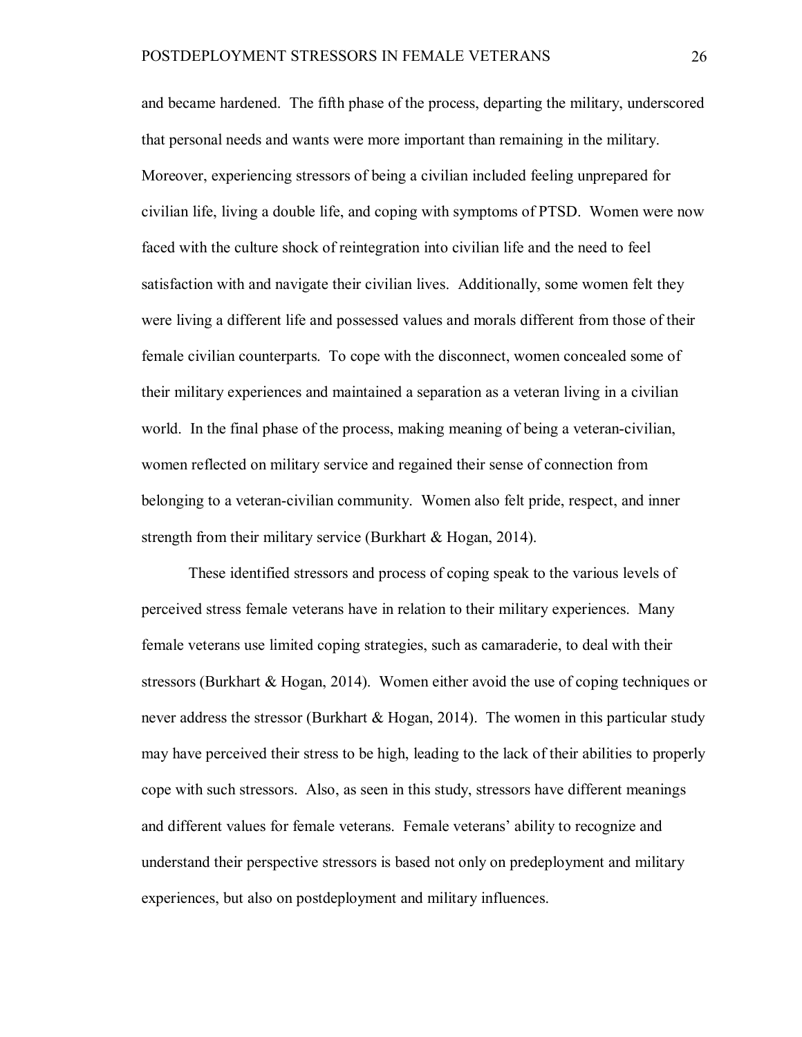and became hardened. The fifth phase of the process, departing the military, underscored that personal needs and wants were more important than remaining in the military. Moreover, experiencing stressors of being a civilian included feeling unprepared for civilian life, living a double life, and coping with symptoms of PTSD. Women were now faced with the culture shock of reintegration into civilian life and the need to feel satisfaction with and navigate their civilian lives. Additionally, some women felt they were living a different life and possessed values and morals different from those of their female civilian counterparts. To cope with the disconnect, women concealed some of their military experiences and maintained a separation as a veteran living in a civilian world. In the final phase of the process, making meaning of being a veteran-civilian, women reflected on military service and regained their sense of connection from belonging to a veteran-civilian community. Women also felt pride, respect, and inner strength from their military service (Burkhart & Hogan, 2014).

These identified stressors and process of coping speak to the various levels of perceived stress female veterans have in relation to their military experiences. Many female veterans use limited coping strategies, such as camaraderie, to deal with their stressors (Burkhart & Hogan, 2014). Women either avoid the use of coping techniques or never address the stressor (Burkhart & Hogan, 2014). The women in this particular study may have perceived their stress to be high, leading to the lack of their abilities to properly cope with such stressors. Also, as seen in this study, stressors have different meanings and different values for female veterans. Female veterans' ability to recognize and understand their perspective stressors is based not only on predeployment and military experiences, but also on postdeployment and military influences.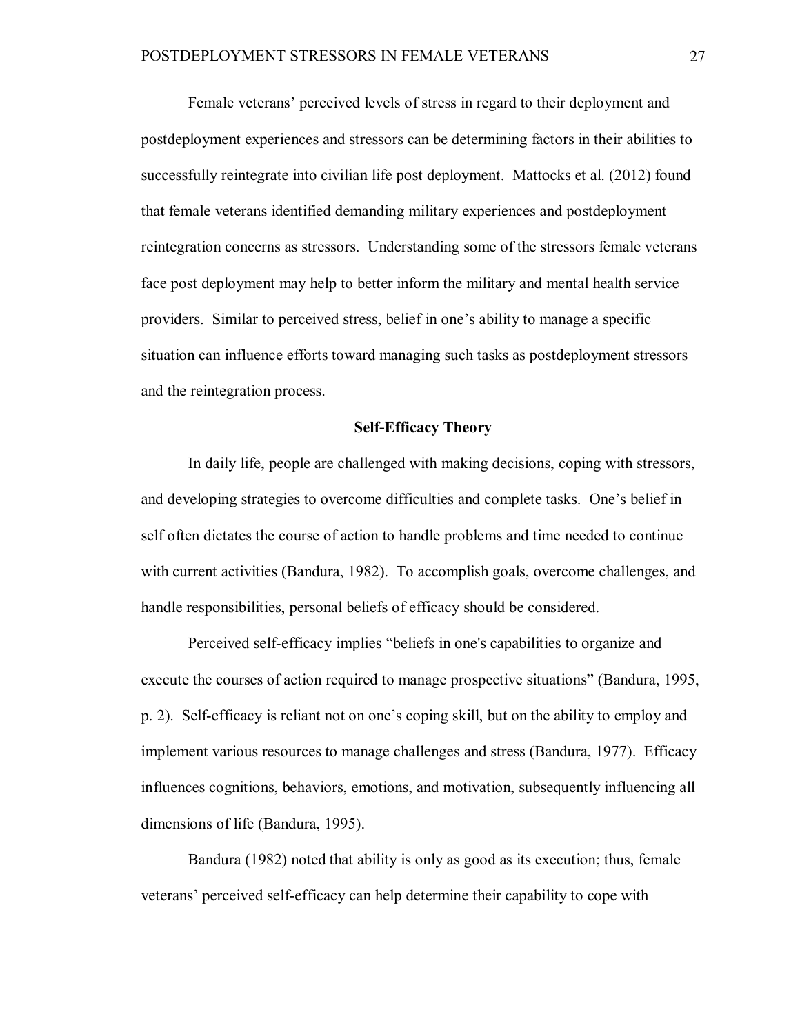Female veterans' perceived levels of stress in regard to their deployment and postdeployment experiences and stressors can be determining factors in their abilities to successfully reintegrate into civilian life post deployment. Mattocks et al. (2012) found that female veterans identified demanding military experiences and postdeployment reintegration concerns as stressors. Understanding some of the stressors female veterans face post deployment may help to better inform the military and mental health service providers. Similar to perceived stress, belief in one's ability to manage a specific situation can influence efforts toward managing such tasks as postdeployment stressors and the reintegration process.

## Self-Efficacy Theory

In daily life, people are challenged with making decisions, coping with stressors, and developing strategies to overcome difficulties and complete tasks. One's belief in self often dictates the course of action to handle problems and time needed to continue with current activities (Bandura, 1982). To accomplish goals, overcome challenges, and handle responsibilities, personal beliefs of efficacy should be considered.

Perceived self-efficacy implies "beliefs in one's capabilities to organize and execute the courses of action required to manage prospective situations" (Bandura, 1995, p. 2). Self-efficacy is reliant not on one's coping skill, but on the ability to employ and implement various resources to manage challenges and stress (Bandura, 1977). Efficacy influences cognitions, behaviors, emotions, and motivation, subsequently influencing all dimensions of life (Bandura, 1995).

Bandura (1982) noted that ability is only as good as its execution; thus, female veterans' perceived self-efficacy can help determine their capability to cope with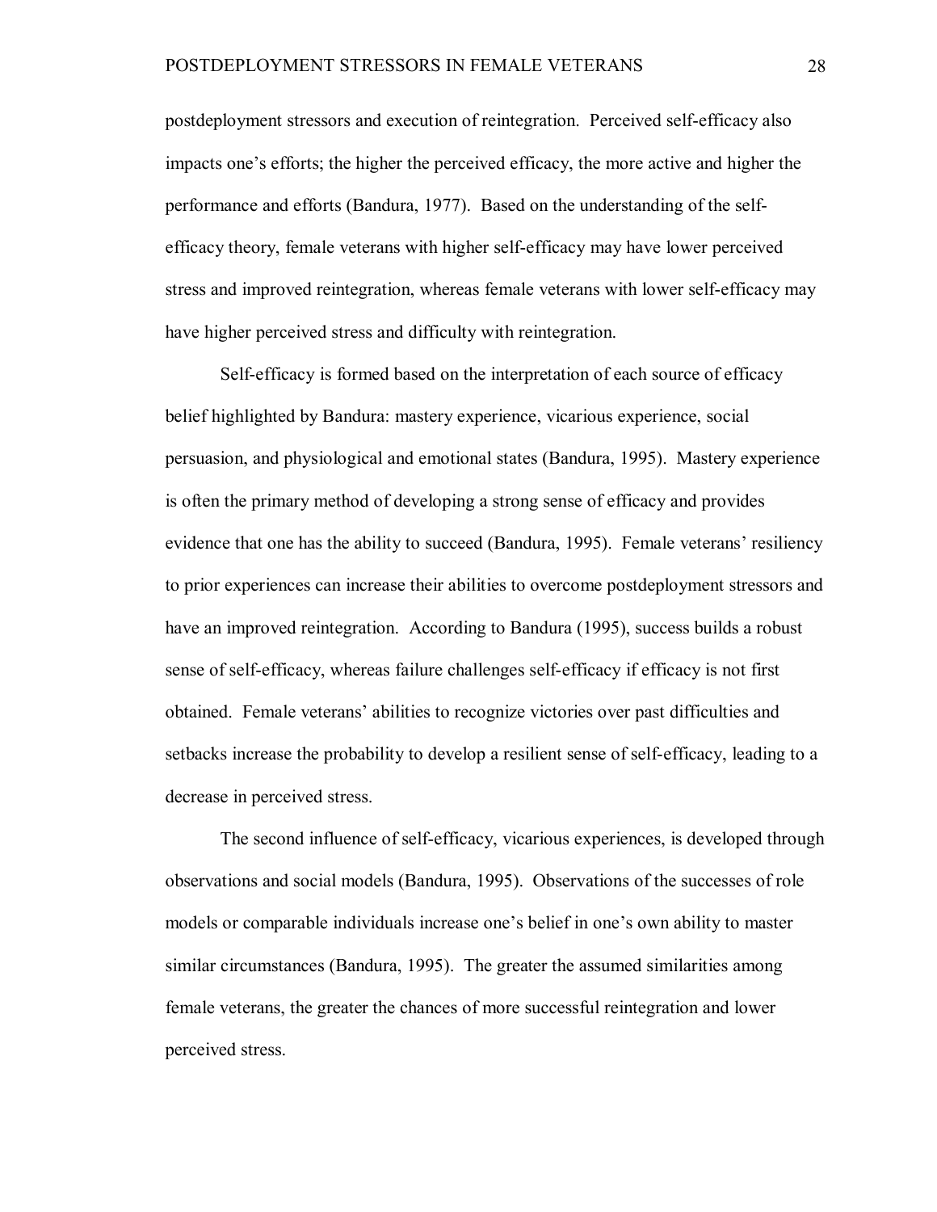postdeployment stressors and execution of reintegration. Perceived self-efficacy also impacts one's efforts; the higher the perceived efficacy, the more active and higher the performance and efforts (Bandura, 1977). Based on the understanding of the self-efficacy theory, female veterans with higher self-efficacy may have lower perceived stress and improved reintegration, whereas female veterans with lower self-efficacy may have higher perceived stress and difficulty with reintegration.

Self-efficacy is formed based on the interpretation of each source of efficacy belief highlighted by Bandura: mastery experience, vicarious experience, social persuasion, and physiological and emotional states (Bandura, 1995). Mastery experience is often the primary method of developing a strong sense of efficacy and provides evidence that one has the ability to succeed (Bandura, 1995). Female veterans' resiliency to prior experiences can increase their abilities to overcome postdeployment stressors and have an improved reintegration. According to Bandura (1995), success builds a robust sense of self-efficacy, whereas failure challenges self-efficacy if efficacy is not first obtained. Female veterans' abilities to recognize victories over past difficulties and setbacks increase the probability to develop a resilient sense of self-efficacy, leading to a decrease in perceived stress.

The second influence of self-efficacy, vicarious experiences, is developed through observations and social models (Bandura, 1995). Observations of the successes of role models or comparable individuals increase one's belief in one's own ability to master similar circumstances (Bandura, 1995). The greater the assumed similarities among female veterans, the greater the chances of more successful reintegration and lower perceived stress.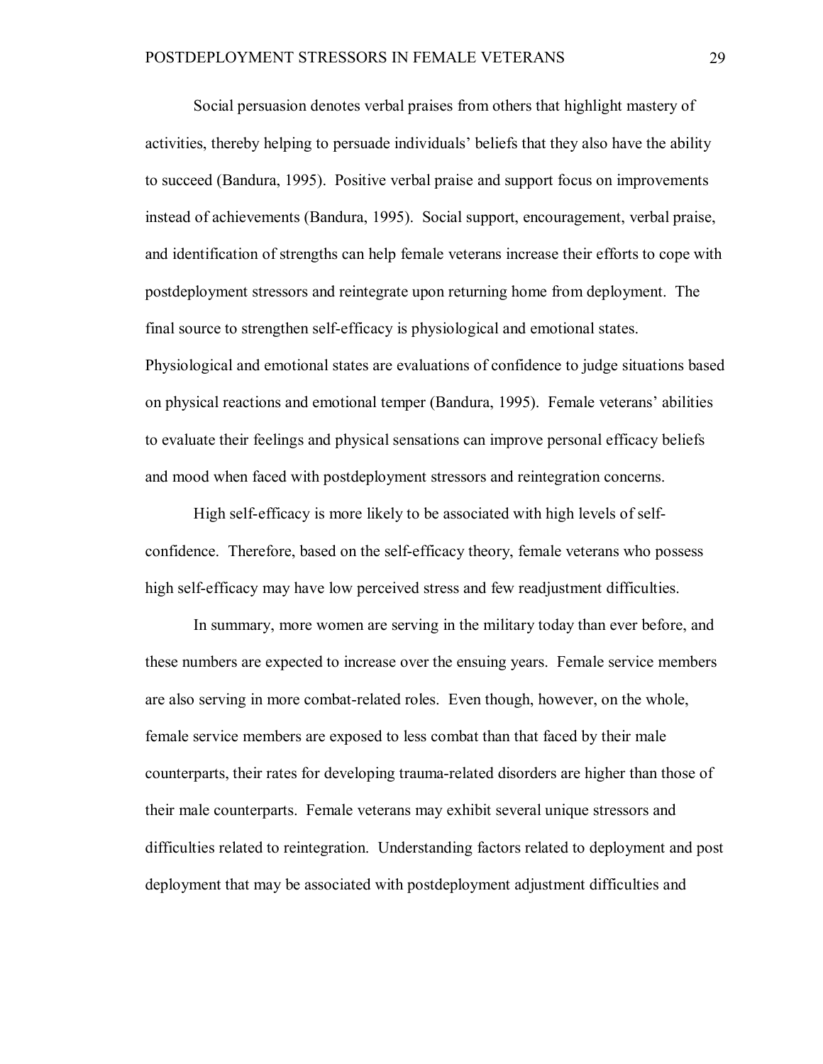Social persuasion denotes verbal praises from others that highlight mastery of activities, thereby helping to persuade individuals' beliefs that they also have the ability to succeed (Bandura, 1995). Positive verbal praise and support focus on improvements instead of achievements (Bandura, 1995). Social support, encouragement, verbal praise, and identification of strengths can help female veterans increase their efforts to cope with postdeployment stressors and reintegrate upon returning home from deployment. The final source to strengthen self-efficacy is physiological and emotional states. Physiological and emotional states are evaluations of confidence to judge situations based on physical reactions and emotional temper (Bandura, 1995). Female veterans' abilities to evaluate their feelings and physical sensations can improve personal efficacy beliefs and mood when faced with postdeployment stressors and reintegration concerns.

High self-efficacy is more likely to be associated with high levels of self-confidence. Therefore, based on the self-efficacy theory, female veterans who possess high self-efficacy may have low perceived stress and few readjustment difficulties.

In summary, more women are serving in the military today than ever before, and these numbers are expected to increase over the ensuing years. Female service members are also serving in more combat-related roles. Even though, however, on the whole, female service members are exposed to less combat than that faced by their male counterparts, their rates for developing trauma-related disorders are higher than those of their male counterparts. Female veterans may exhibit several unique stressors and difficulties related to reintegration. Understanding factors related to deployment and post deployment that may be associated with postdeployment adjustment difficulties and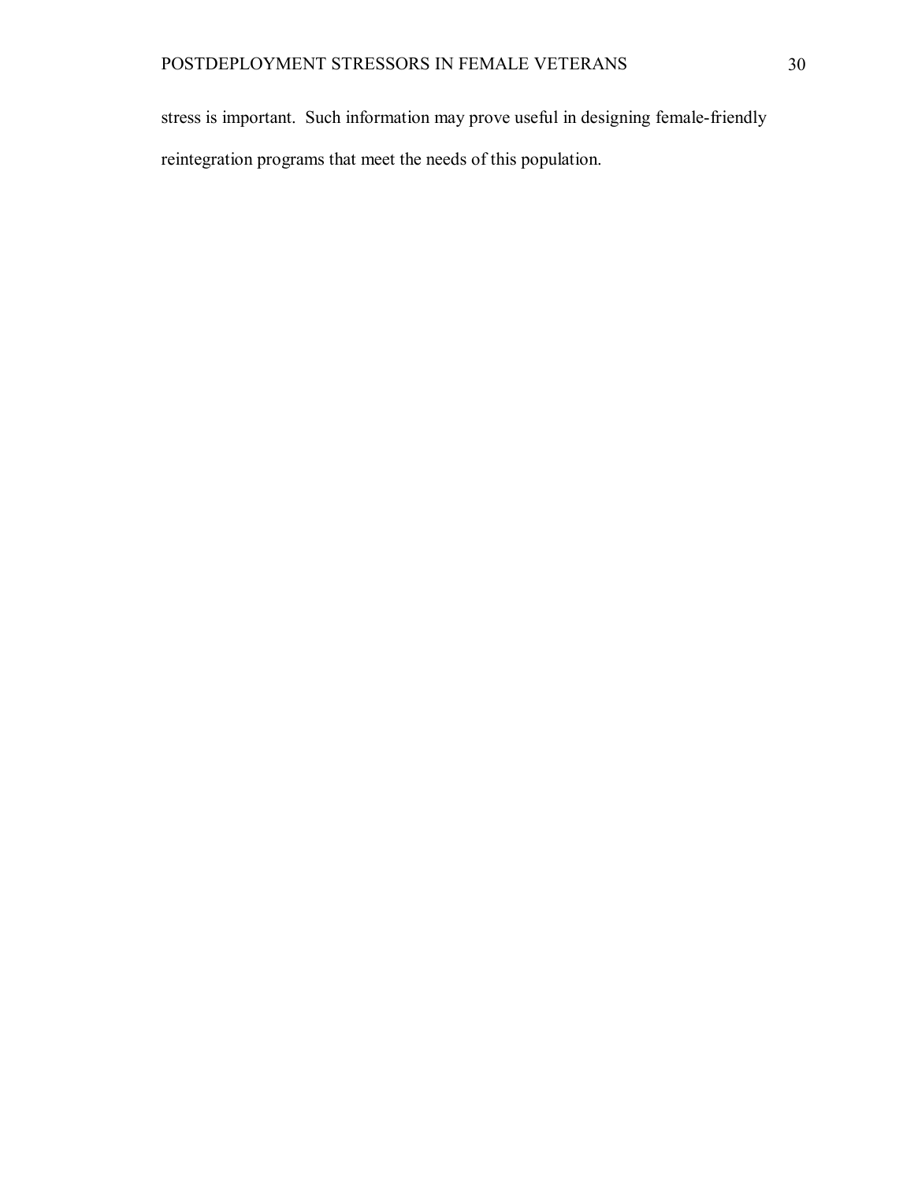stress is important. Such information may prove useful in designing female-friendly reintegration programs that meet the needs of this population.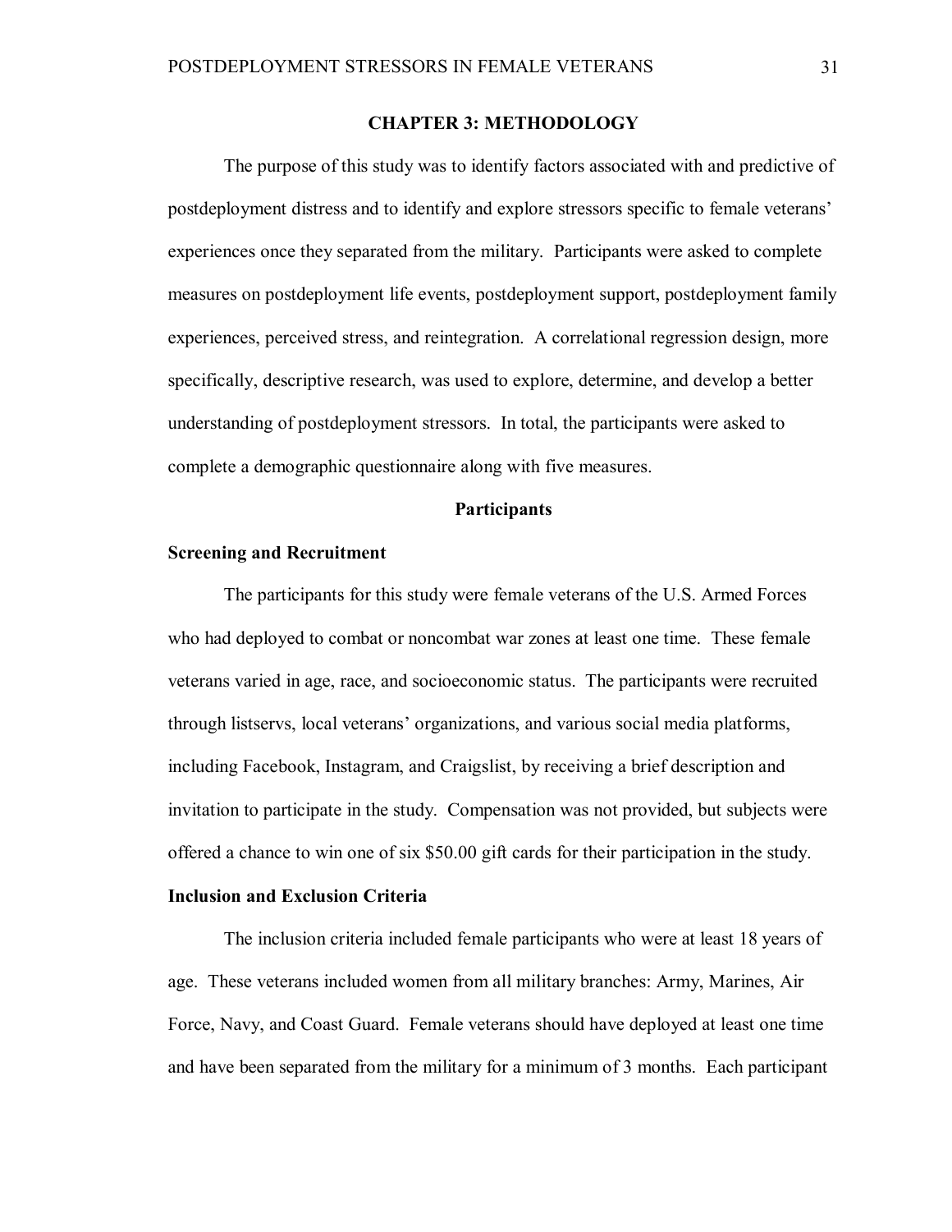# CHAPTER 3: METHODOLOGY

The purpose of this study was to identify factors associated with and predictive of postdeployment distress and to identify and explore stressors specific to female veterans' experiences once they separated from the military. Participants were asked to complete measures on postdeployment life events, postdeployment support, postdeployment family experiences, perceived stress, and reintegration. A correlational regression design, more specifically, descriptive research, was used to explore, determine, and develop a better understanding of postdeployment stressors. In total, the participants were asked to complete a demographic questionnaire along with five measures.

## Participants

### Screening and Recruitment

The participants for this study were female veterans of the U.S. Armed Forces who had deployed to combat or noncombat war zones at least one time. These female veterans varied in age, race, and socioeconomic status. The participants were recruited through listservs, local veterans' organizations, and various social media platforms, including Facebook, Instagram, and Craigslist, by receiving a brief description and invitation to participate in the study. Compensation was not provided, but subjects were offered a chance to win one of six $50.00 gift cards for their participation in the study.

### Inclusion and Exclusion Criteria

The inclusion criteria included female participants who were at least 18 years of age. These veterans included women from all military branches: Army, Marines, Air Force, Navy, and Coast Guard. Female veterans should have deployed at least one time and have been separated from the military for a minimum of 3 months. Each participant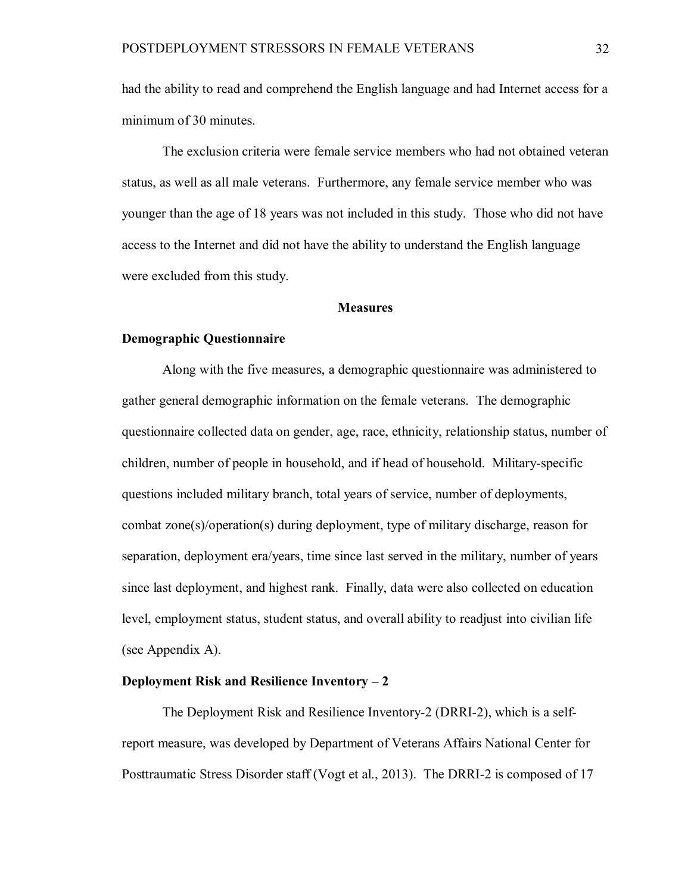had the ability to read and comprehend the English language and had Internet access for a minimum of 30 minutes.

The exclusion criteria were female service members who had not obtained veteran status, as well as all male veterans. Furthermore, any female service member who was younger than the age of 18 years was not included in this study. Those who did not have access to the Internet and did not have the ability to understand the English language were excluded from this study.

## Measures

### Demographic Questionnaire

Along with the five measures, a demographic questionnaire was administered to gather general demographic information on the female veterans. The demographic questionnaire collected data on gender, age, race, ethnicity, relationship status, number of children, number of people in household, and if head of household. Military-specific questions included military branch, total years of service, number of deployments, combat zone(s)/operation(s) during deployment, type of military discharge, reason for separation, deployment era/years, time since last served in the military, number of years since last deployment, and highest rank. Finally, data were also collected on education level, employment status, student status, and overall ability to readjust into civilian life (see Appendix A).

### Deployment Risk and Resilience Inventory – 2

The Deployment Risk and Resilience Inventory-2 (DRRI-2), which is a self-report measure, was developed by Department of Veterans Affairs National Center for Posttraumatic Stress Disorder staff (Vogt et al., 2013). The DRRI-2 is composed of 17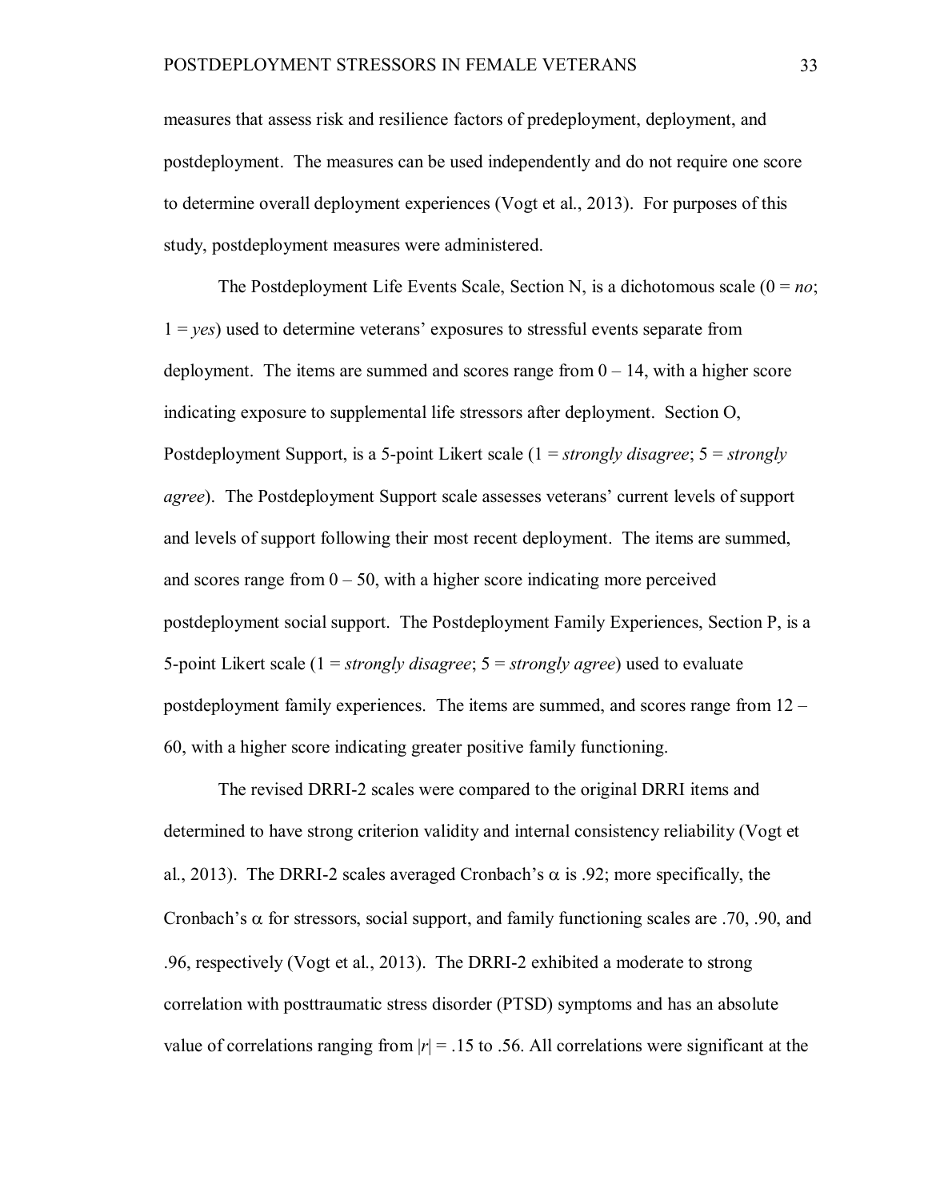measures that assess risk and resilience factors of predeployment, deployment, and postdeployment. The measures can be used independently and do not require one score to determine overall deployment experiences (Vogt et al., 2013). For purposes of this study, postdeployment measures were administered.

The Postdeployment Life Events Scale, Section N, is a dichotomous scale (0 = *no*; 1 = *yes*) used to determine veterans' exposures to stressful events separate from deployment. The items are summed and scores range from 0 – 14, with a higher score indicating exposure to supplemental life stressors after deployment. Section O, Postdeployment Support, is a 5-point Likert scale (1 = *strongly disagree*; 5 = *strongly agree*). The Postdeployment Support scale assesses veterans' current levels of support and levels of support following their most recent deployment. The items are summed, and scores range from 0 – 50, with a higher score indicating more perceived postdeployment social support. The Postdeployment Family Experiences, Section P, is a 5-point Likert scale (1 = *strongly disagree*; 5 = *strongly agree*) used to evaluate postdeployment family experiences. The items are summed, and scores range from 12 – 60, with a higher score indicating greater positive family functioning.

The revised DRRI-2 scales were compared to the original DRRI items and determined to have strong criterion validity and internal consistency reliability (Vogt et al., 2013). The DRRI-2 scales averaged Cronbach's $\alpha$ is .92; more specifically, the Cronbach's $\alpha$ for stressors, social support, and family functioning scales are .70, .90, and .96, respectively (Vogt et al., 2013). The DRRI-2 exhibited a moderate to strong correlation with posttraumatic stress disorder (PTSD) symptoms and has an absolute value of correlations ranging from $|r| = .15$ to .56. All correlations were significant at the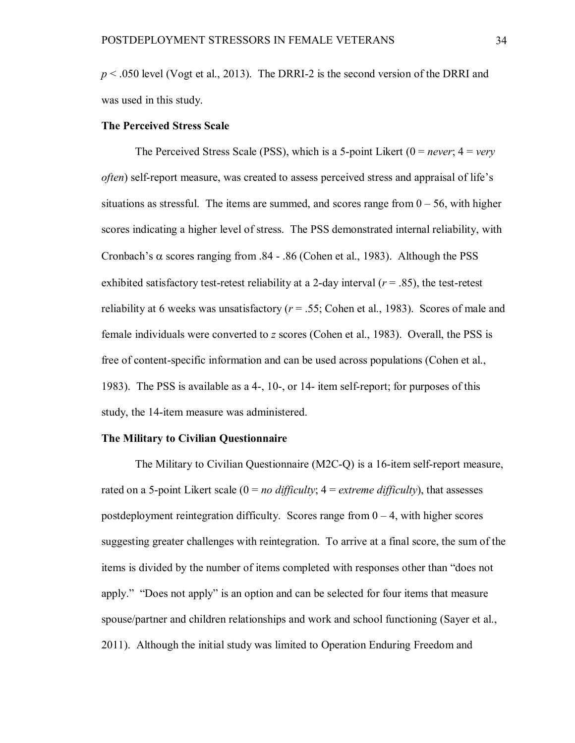$p < .050$ level (Vogt et al., 2013). The DRRI-2 is the second version of the DRRI and was used in this study.

**The Perceived Stress Scale**

The Perceived Stress Scale (PSS), which is a 5-point Likert (0 = *never*; 4 = *very often*) self-report measure, was created to assess perceived stress and appraisal of life's situations as stressful. The items are summed, and scores range from 0 – 56, with higher scores indicating a higher level of stress. The PSS demonstrated internal reliability, with Cronbach's $\alpha$ scores ranging from .84 - .86 (Cohen et al., 1983). Although the PSS exhibited satisfactory test-retest reliability at a 2-day interval ($r = .85$), the test-retest reliability at 6 weeks was unsatisfactory ($r = .55$; Cohen et al., 1983). Scores of male and female individuals were converted to $z$ scores (Cohen et al., 1983). Overall, the PSS is free of content-specific information and can be used across populations (Cohen et al., 1983). The PSS is available as a 4-, 10-, or 14- item self-report; for purposes of this study, the 14-item measure was administered.

**The Military to Civilian Questionnaire**

The Military to Civilian Questionnaire (M2C-Q) is a 16-item self-report measure, rated on a 5-point Likert scale (0 = *no difficulty*; 4 = *extreme difficulty*), that assesses postdeployment reintegration difficulty. Scores range from 0 – 4, with higher scores suggesting greater challenges with reintegration. To arrive at a final score, the sum of the items is divided by the number of items completed with responses other than "does not apply." "Does not apply" is an option and can be selected for four items that measure spouse/partner and children relationships and work and school functioning (Sayer et al., 2011). Although the initial study was limited to Operation Enduring Freedom and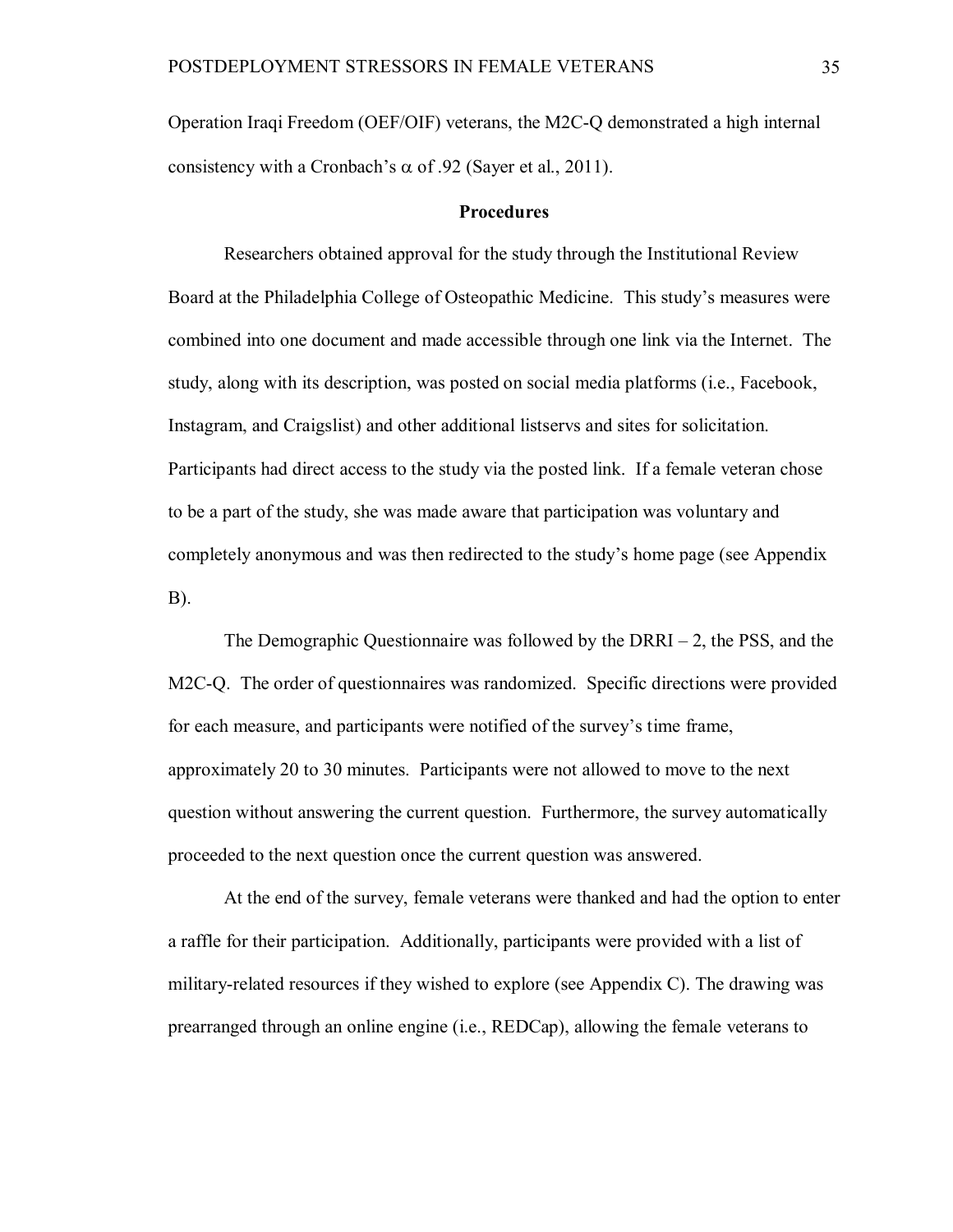Operation Iraqi Freedom (OEF/OIF) veterans, the M2C-Q demonstrated a high internal consistency with a Cronbach's $\alpha$ of .92 (Sayer et al., 2011).

## Procedures

Researchers obtained approval for the study through the Institutional Review Board at the Philadelphia College of Osteopathic Medicine. This study's measures were combined into one document and made accessible through one link via the Internet. The study, along with its description, was posted on social media platforms (i.e., Facebook, Instagram, and Craigslist) and other additional listservs and sites for solicitation. Participants had direct access to the study via the posted link. If a female veteran chose to be a part of the study, she was made aware that participation was voluntary and completely anonymous and was then redirected to the study's home page (see Appendix B).

The Demographic Questionnaire was followed by the DRRI – 2, the PSS, and the M2C-Q. The order of questionnaires was randomized. Specific directions were provided for each measure, and participants were notified of the survey's time frame, approximately 20 to 30 minutes. Participants were not allowed to move to the next question without answering the current question. Furthermore, the survey automatically proceeded to the next question once the current question was answered.

At the end of the survey, female veterans were thanked and had the option to enter a raffle for their participation. Additionally, participants were provided with a list of military-related resources if they wished to explore (see Appendix C). The drawing was prearranged through an online engine (i.e., REDCap), allowing the female veterans to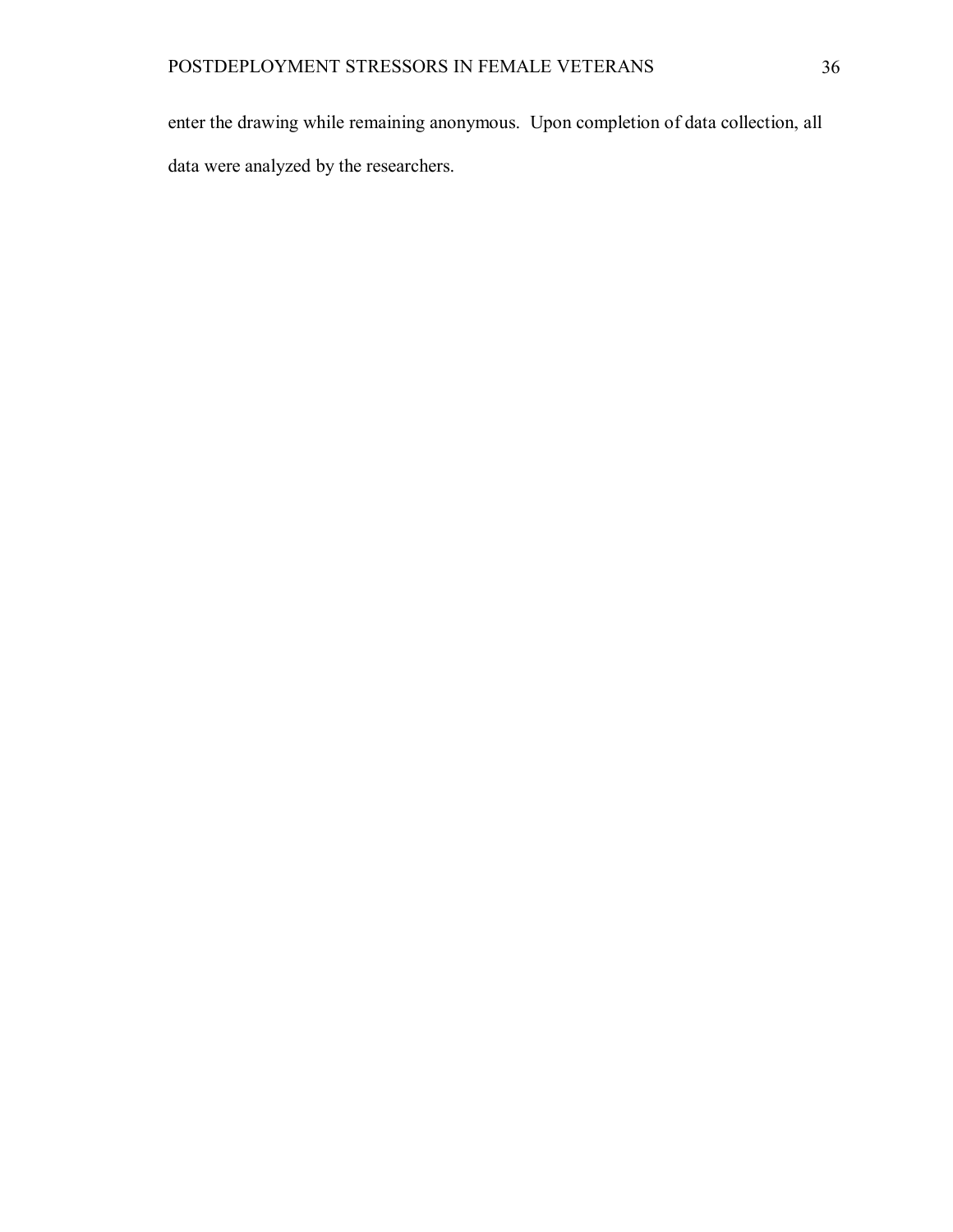enter the drawing while remaining anonymous. Upon completion of data collection, all data were analyzed by the researchers.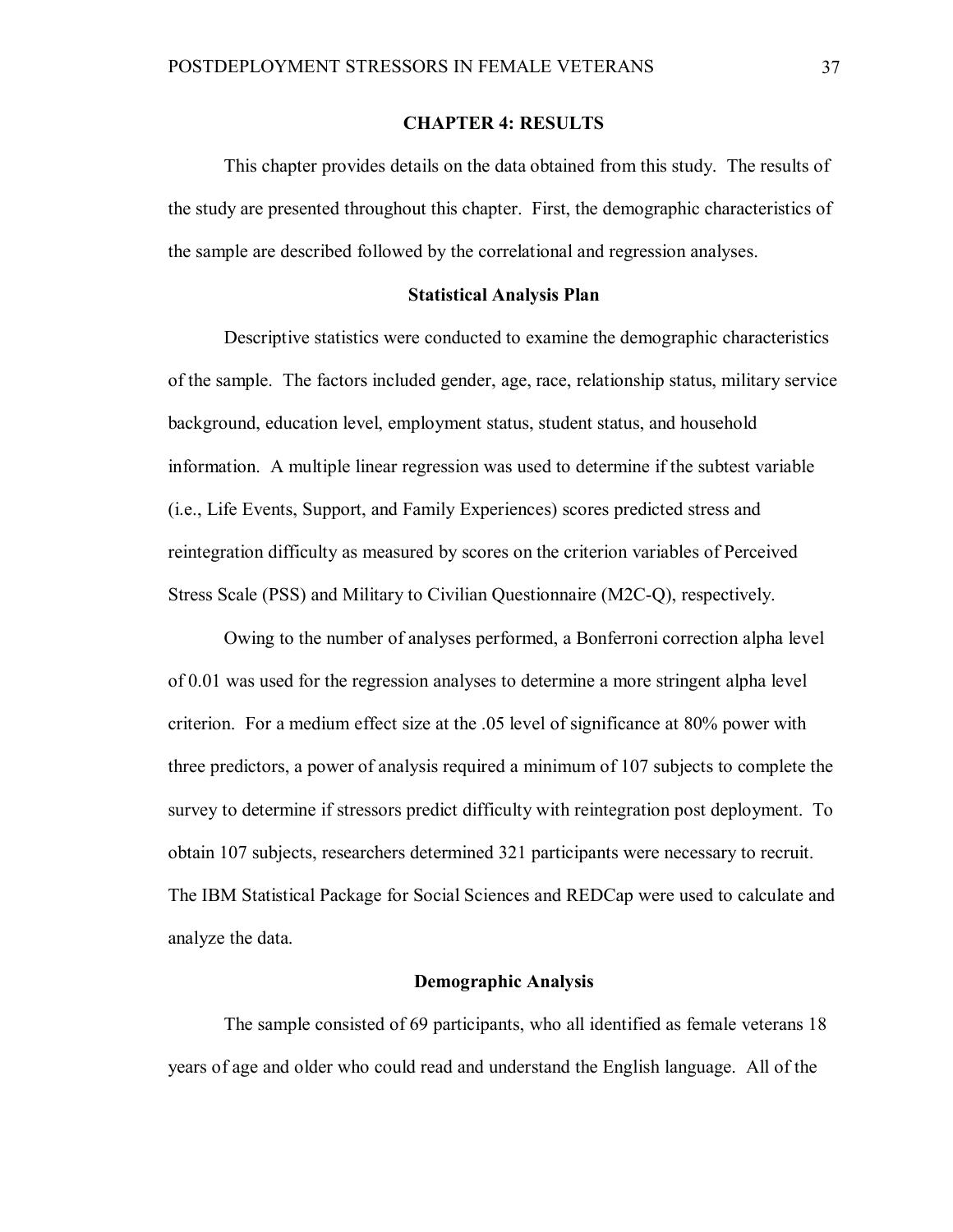# CHAPTER 4: RESULTS

This chapter provides details on the data obtained from this study. The results of the study are presented throughout this chapter. First, the demographic characteristics of the sample are described followed by the correlational and regression analyses.

## Statistical Analysis Plan

Descriptive statistics were conducted to examine the demographic characteristics of the sample. The factors included gender, age, race, relationship status, military service background, education level, employment status, student status, and household information. A multiple linear regression was used to determine if the subtest variable (i.e., Life Events, Support, and Family Experiences) scores predicted stress and reintegration difficulty as measured by scores on the criterion variables of Perceived Stress Scale (PSS) and Military to Civilian Questionnaire (M2C-Q), respectively.

Owing to the number of analyses performed, a Bonferroni correction alpha level of 0.01 was used for the regression analyses to determine a more stringent alpha level criterion. For a medium effect size at the .05 level of significance at 80% power with three predictors, a power of analysis required a minimum of 107 subjects to complete the survey to determine if stressors predict difficulty with reintegration post deployment. To obtain 107 subjects, researchers determined 321 participants were necessary to recruit. The IBM Statistical Package for Social Sciences and REDCap were used to calculate and analyze the data.

## Demographic Analysis

The sample consisted of 69 participants, who all identified as female veterans 18 years of age and older who could read and understand the English language. All of the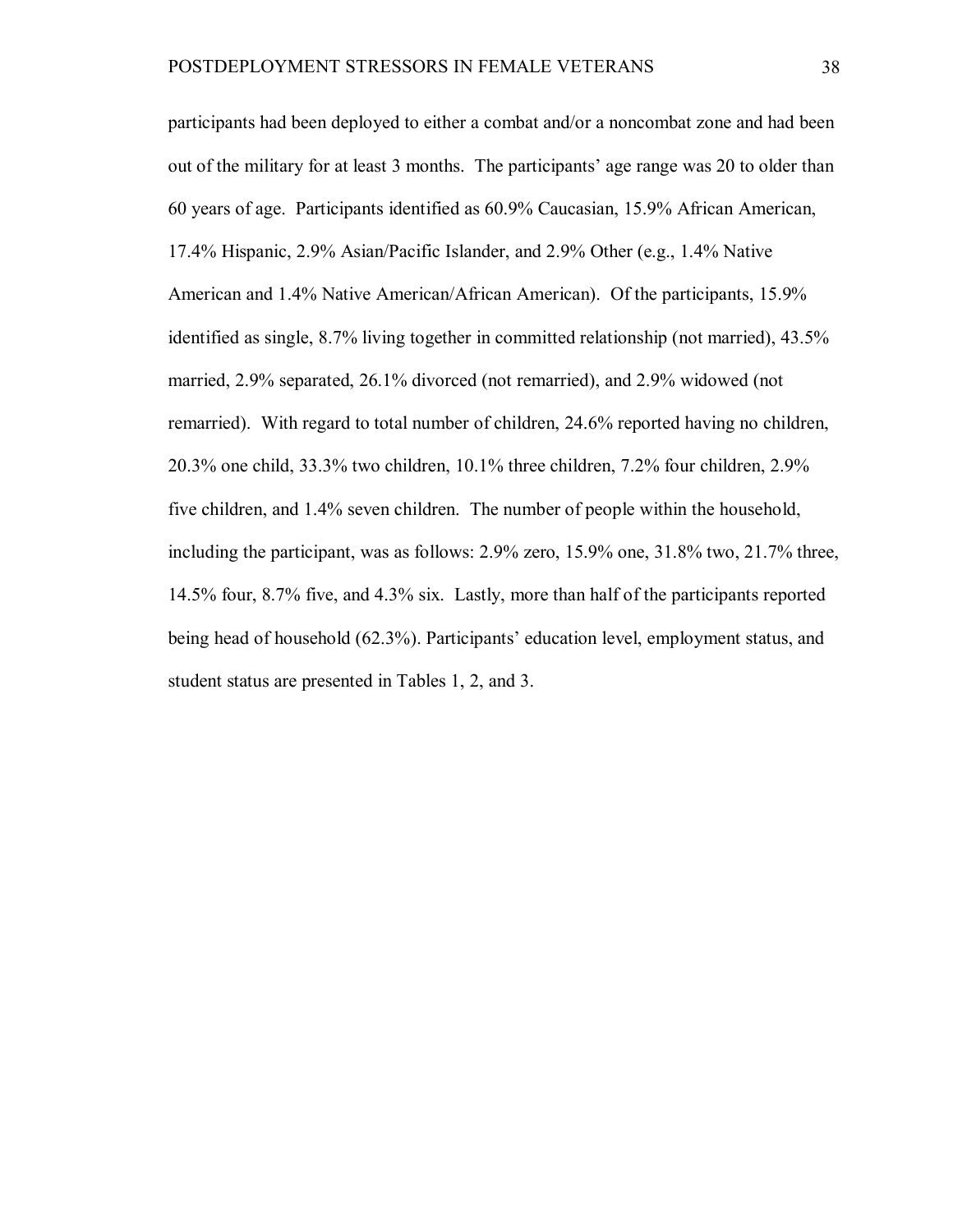participants had been deployed to either a combat and/or a noncombat zone and had been out of the military for at least 3 months. The participants' age range was 20 to older than 60 years of age. Participants identified as 60.9% Caucasian, 15.9% African American, 17.4% Hispanic, 2.9% Asian/Pacific Islander, and 2.9% Other (e.g., 1.4% Native American and 1.4% Native American/African American). Of the participants, 15.9% identified as single, 8.7% living together in committed relationship (not married), 43.5% married, 2.9% separated, 26.1% divorced (not remarried), and 2.9% widowed (not remarried). With regard to total number of children, 24.6% reported having no children, 20.3% one child, 33.3% two children, 10.1% three children, 7.2% four children, 2.9% five children, and 1.4% seven children. The number of people within the household, including the participant, was as follows: 2.9% zero, 15.9% one, 31.8% two, 21.7% three, 14.5% four, 8.7% five, and 4.3% six. Lastly, more than half of the participants reported being head of household (62.3%). Participants' education level, employment status, and student status are presented in Tables 1, 2, and 3.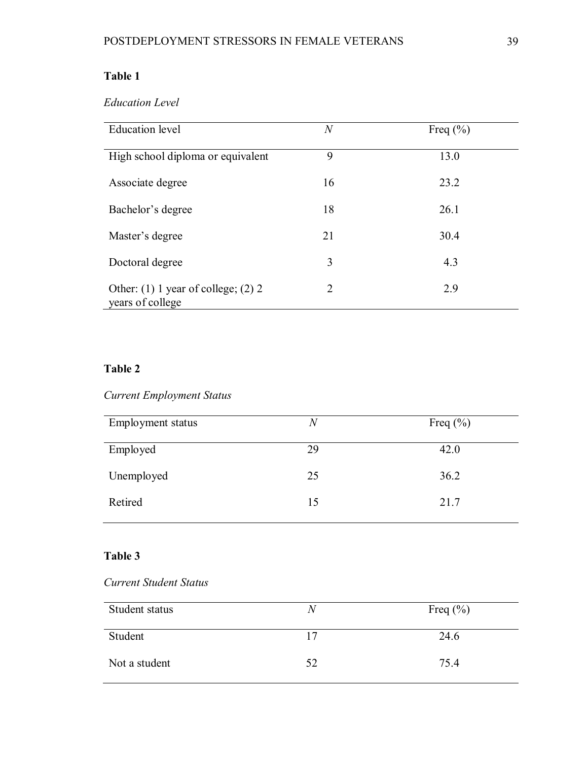**Table 1**

*Education Level*

| Education level | *N* | Freq (%) |
|---|---|---|
| High school diploma or equivalent | 9 | 13.0 |
| Associate degree | 16 | 23.2 |
| Bachelor's degree | 18 | 26.1 |
| Master's degree | 21 | 30.4 |
| Doctoral degree | 3 | 4.3 |
| Other: (1) 1 year of college; (2) 2 years of college | 2 | 2.9 |

**Table 2**

*Current Employment Status*

| Employment status | *N* | Freq (%) |
|---|---|---|
| Employed | 29 | 42.0 |
| Unemployed | 25 | 36.2 |
| Retired | 15 | 21.7 |

**Table 3**

*Current Student Status*

| Student status | *N* | Freq (%) |
|---|---|---|
| Student | 17 | 24.6 |
| Not a student | 52 | 75.4 |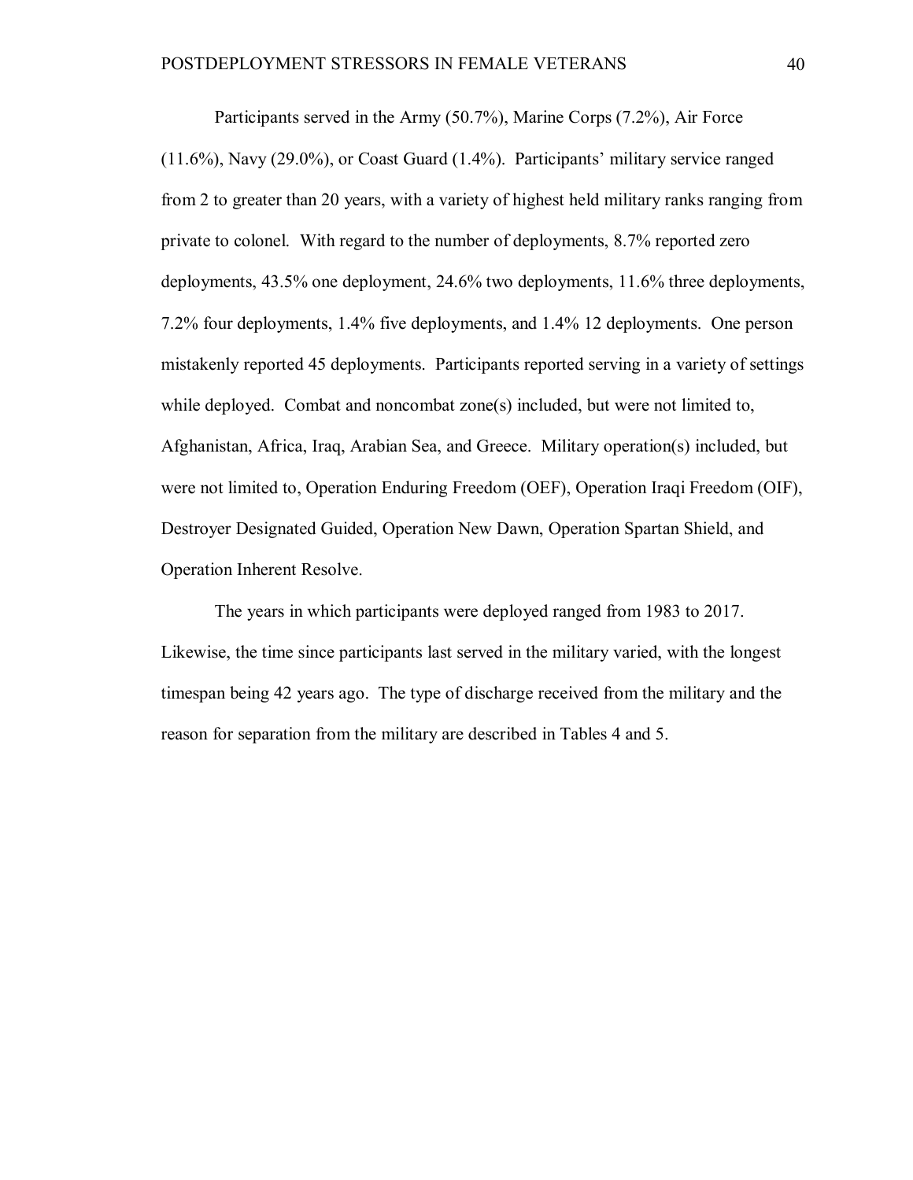Participants served in the Army (50.7%), Marine Corps (7.2%), Air Force (11.6%), Navy (29.0%), or Coast Guard (1.4%). Participants' military service ranged from 2 to greater than 20 years, with a variety of highest held military ranks ranging from private to colonel. With regard to the number of deployments, 8.7% reported zero deployments, 43.5% one deployment, 24.6% two deployments, 11.6% three deployments, 7.2% four deployments, 1.4% five deployments, and 1.4% 12 deployments. One person mistakenly reported 45 deployments. Participants reported serving in a variety of settings while deployed. Combat and noncombat zone(s) included, but were not limited to, Afghanistan, Africa, Iraq, Arabian Sea, and Greece. Military operation(s) included, but were not limited to, Operation Enduring Freedom (OEF), Operation Iraqi Freedom (OIF), Destroyer Designated Guided, Operation New Dawn, Operation Spartan Shield, and Operation Inherent Resolve.

The years in which participants were deployed ranged from 1983 to 2017. Likewise, the time since participants last served in the military varied, with the longest timespan being 42 years ago. The type of discharge received from the military and the reason for separation from the military are described in Tables 4 and 5.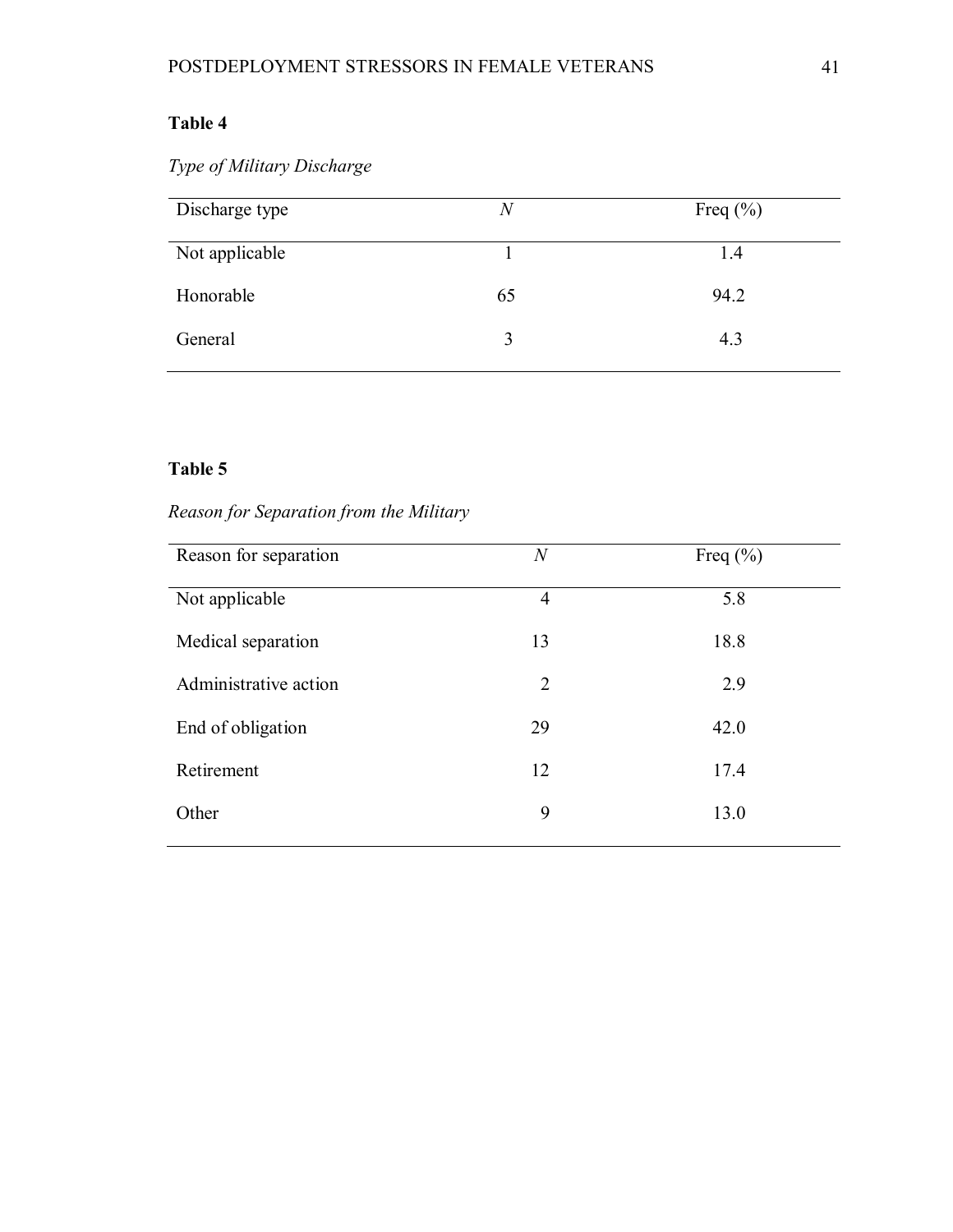**Table 4**

*Type of Military Discharge*

| Discharge type | *N* | Freq (%) |
|---|---|---|
| Not applicable | 1 | 1.4 |
| Honorable | 65 | 94.2 |
| General | 3 | 4.3 |

**Table 5**

*Reason for Separation from the Military*

| Reason for separation | *N* | Freq (%) |
|---|---|---|
| Not applicable | 4 | 5.8 |
| Medical separation | 13 | 18.8 |
| Administrative action | 2 | 2.9 |
| End of obligation | 29 | 42.0 |
| Retirement | 12 | 17.4 |
| Other | 9 | 13.0 |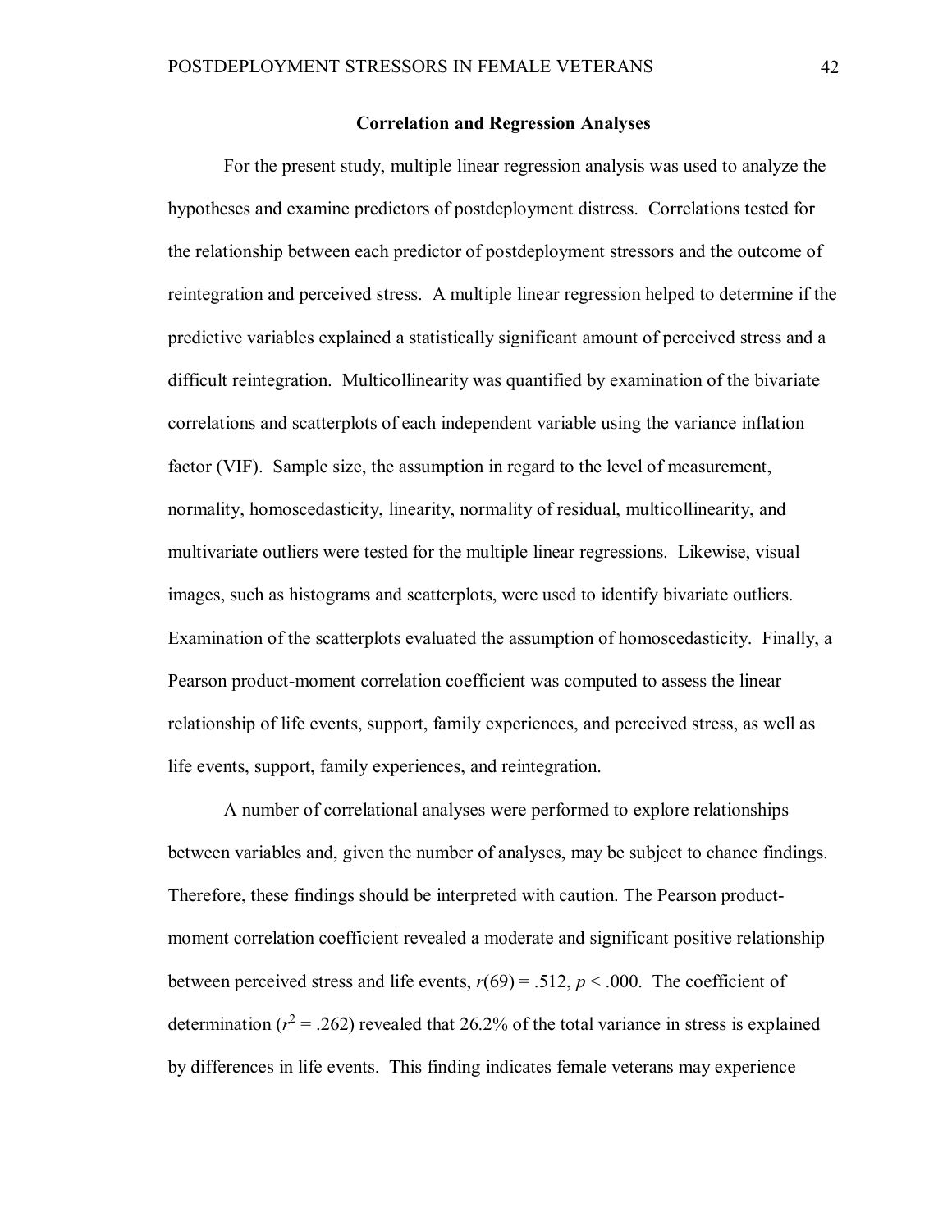### Correlation and Regression Analyses

For the present study, multiple linear regression analysis was used to analyze the hypotheses and examine predictors of postdeployment distress. Correlations tested for the relationship between each predictor of postdeployment stressors and the outcome of reintegration and perceived stress. A multiple linear regression helped to determine if the predictive variables explained a statistically significant amount of perceived stress and a difficult reintegration. Multicollinearity was quantified by examination of the bivariate correlations and scatterplots of each independent variable using the variance inflation factor (VIF). Sample size, the assumption in regard to the level of measurement, normality, homoscedasticity, linearity, normality of residual, multicollinearity, and multivariate outliers were tested for the multiple linear regressions. Likewise, visual images, such as histograms and scatterplots, were used to identify bivariate outliers. Examination of the scatterplots evaluated the assumption of homoscedasticity. Finally, a Pearson product-moment correlation coefficient was computed to assess the linear relationship of life events, support, family experiences, and perceived stress, as well as life events, support, family experiences, and reintegration.

A number of correlational analyses were performed to explore relationships between variables and, given the number of analyses, may be subject to chance findings. Therefore, these findings should be interpreted with caution. The Pearson product-moment correlation coefficient revealed a moderate and significant positive relationship between perceived stress and life events, $r(69) = .512$, $p < .000$. The coefficient of determination ($r^2 = .262$) revealed that 26.2% of the total variance in stress is explained by differences in life events. This finding indicates female veterans may experience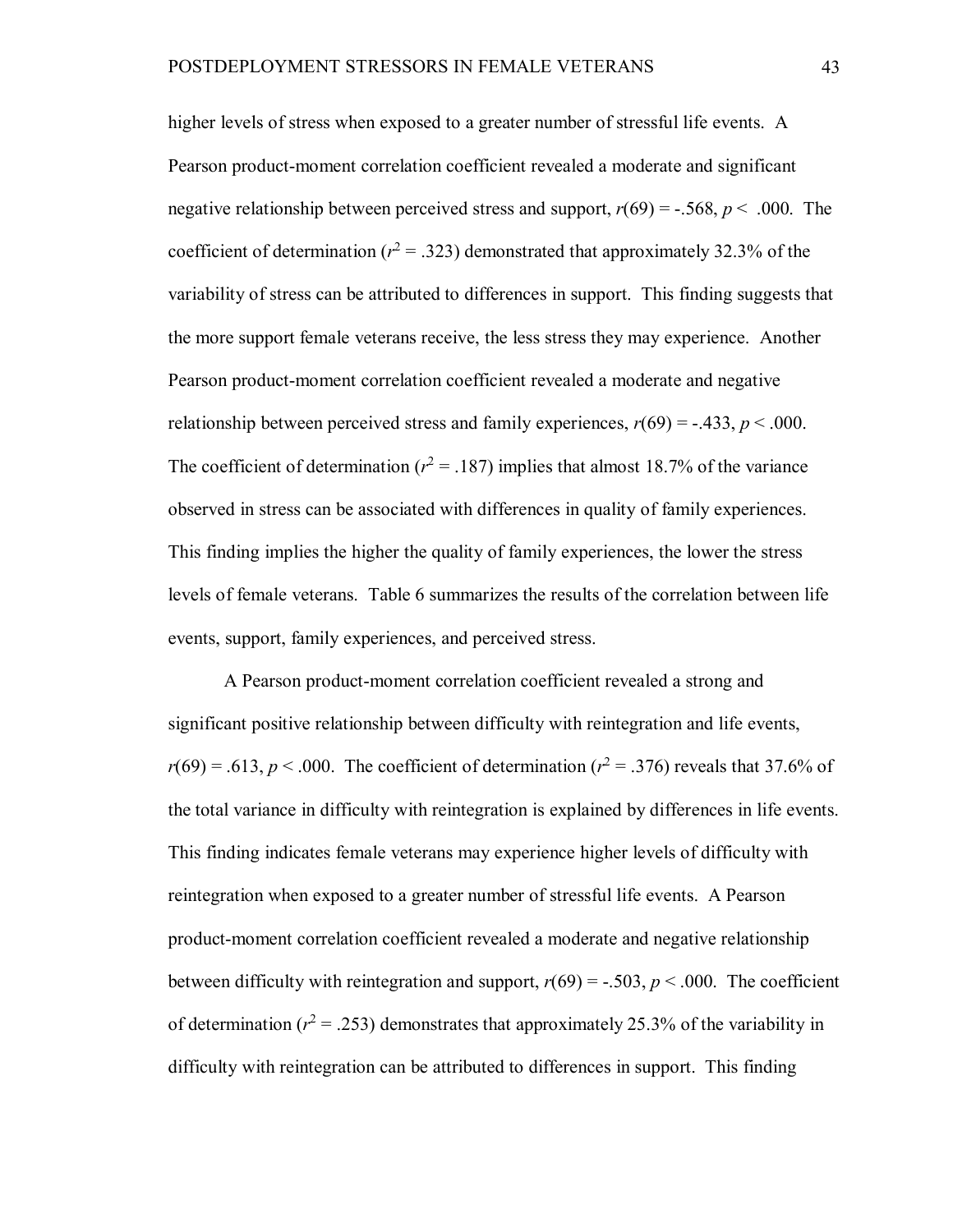higher levels of stress when exposed to a greater number of stressful life events. A Pearson product-moment correlation coefficient revealed a moderate and significant negative relationship between perceived stress and support, $r(69) = -.568$, $p < .000$. The coefficient of determination ($r^2 = .323$) demonstrated that approximately 32.3% of the variability of stress can be attributed to differences in support. This finding suggests that the more support female veterans receive, the less stress they may experience. Another Pearson product-moment correlation coefficient revealed a moderate and negative relationship between perceived stress and family experiences, $r(69) = -.433$, $p < .000$. The coefficient of determination ($r^2 = .187$) implies that almost 18.7% of the variance observed in stress can be associated with differences in quality of family experiences. This finding implies the higher the quality of family experiences, the lower the stress levels of female veterans. Table 6 summarizes the results of the correlation between life events, support, family experiences, and perceived stress.

A Pearson product-moment correlation coefficient revealed a strong and significant positive relationship between difficulty with reintegration and life events, $r(69) = .613$, $p < .000$. The coefficient of determination ($r^2 = .376$) reveals that 37.6% of the total variance in difficulty with reintegration is explained by differences in life events. This finding indicates female veterans may experience higher levels of difficulty with reintegration when exposed to a greater number of stressful life events. A Pearson product-moment correlation coefficient revealed a moderate and negative relationship between difficulty with reintegration and support, $r(69) = -.503$, $p < .000$. The coefficient of determination ($r^2 = .253$) demonstrates that approximately 25.3% of the variability in difficulty with reintegration can be attributed to differences in support. This finding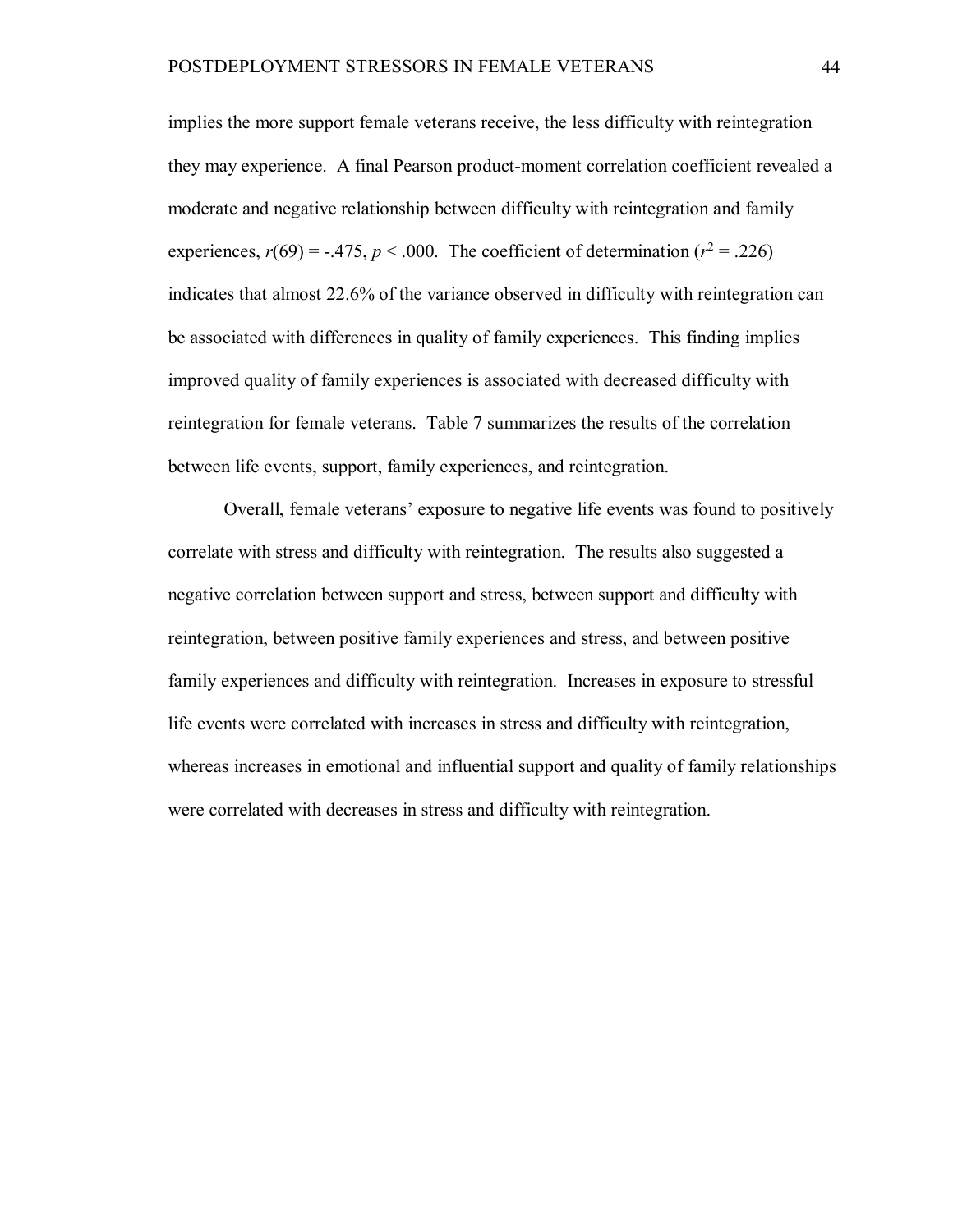implies the more support female veterans receive, the less difficulty with reintegration they may experience. A final Pearson product-moment correlation coefficient revealed a moderate and negative relationship between difficulty with reintegration and family experiences, $r(69) = -.475$, $p < .000$. The coefficient of determination ($r^2 = .226$) indicates that almost 22.6% of the variance observed in difficulty with reintegration can be associated with differences in quality of family experiences. This finding implies improved quality of family experiences is associated with decreased difficulty with reintegration for female veterans. Table 7 summarizes the results of the correlation between life events, support, family experiences, and reintegration.

Overall, female veterans' exposure to negative life events was found to positively correlate with stress and difficulty with reintegration. The results also suggested a negative correlation between support and stress, between support and difficulty with reintegration, between positive family experiences and stress, and between positive family experiences and difficulty with reintegration. Increases in exposure to stressful life events were correlated with increases in stress and difficulty with reintegration, whereas increases in emotional and influential support and quality of family relationships were correlated with decreases in stress and difficulty with reintegration.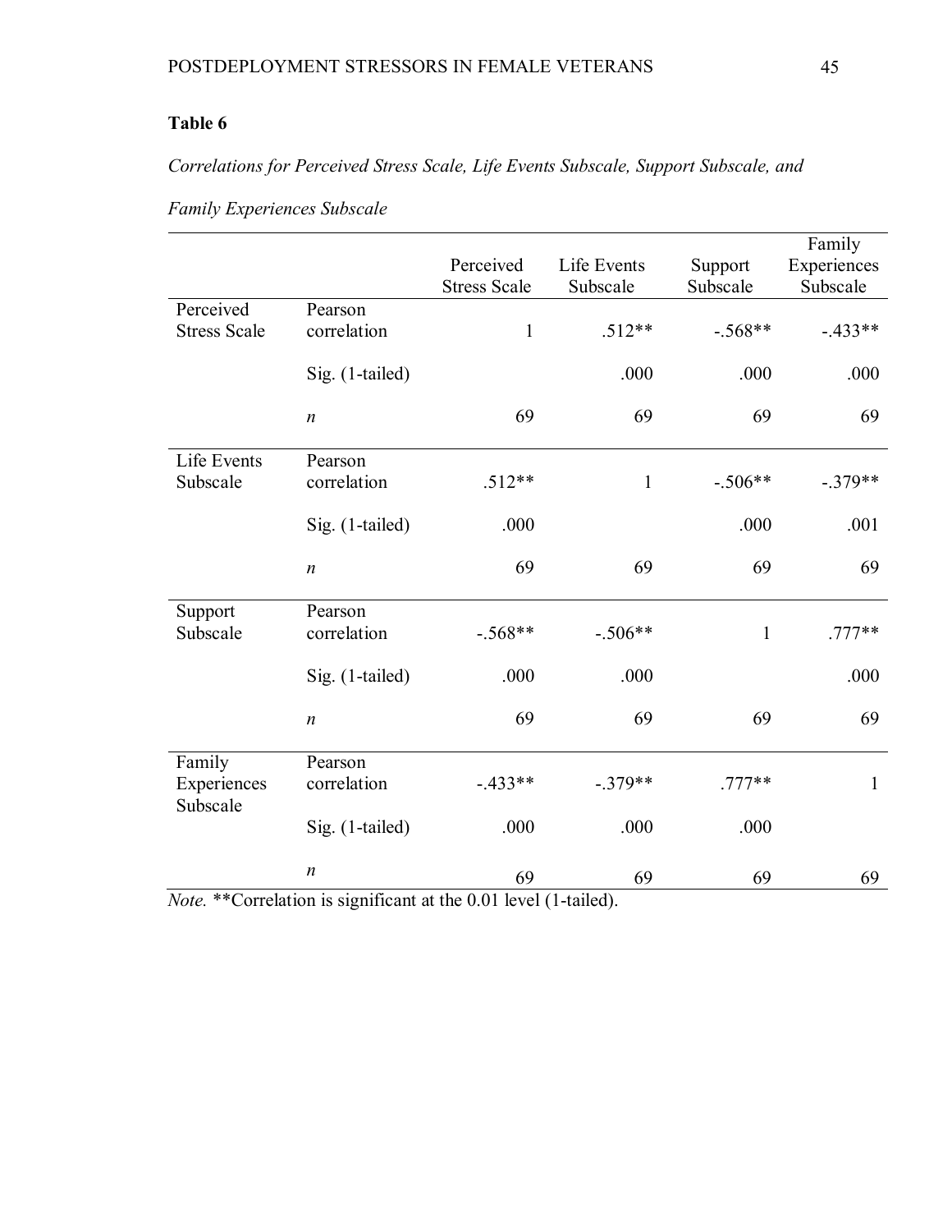**Table 6**

*Correlations for Perceived Stress Scale, Life Events Subscale, Support Subscale, and Family Experiences Subscale*

| | | Perceived Stress Scale | Life Events Subscale | Support Subscale | Family Experiences Subscale |
|---|---|---|---|---|---|
| Perceived Stress Scale | Pearson correlation | 1 | .512** | -.568** | -.433** |
| | Sig. (1-tailed) | | .000 | .000 | .000 |
| | *n* | 69 | 69 | 69 | 69 |
| Life Events Subscale | Pearson correlation | .512** | 1 | -.506** | -.379** |
| | Sig. (1-tailed) | .000 | | .000 | .001 |
| | *n* | 69 | 69 | 69 | 69 |
| Support Subscale | Pearson correlation | -.568** | -.506** | 1 | .777** |
| | Sig. (1-tailed) | .000 | .000 | | .000 |
| | *n* | 69 | 69 | 69 | 69 |
| Family Experiences Subscale | Pearson correlation | -.433** | -.379** | .777** | 1 |
| | Sig. (1-tailed) | .000 | .000 | .000 | |
| | *n* | 69 | 69 | 69 | 69 |

*Note.* **Correlation is significant at the 0.01 level (1-tailed).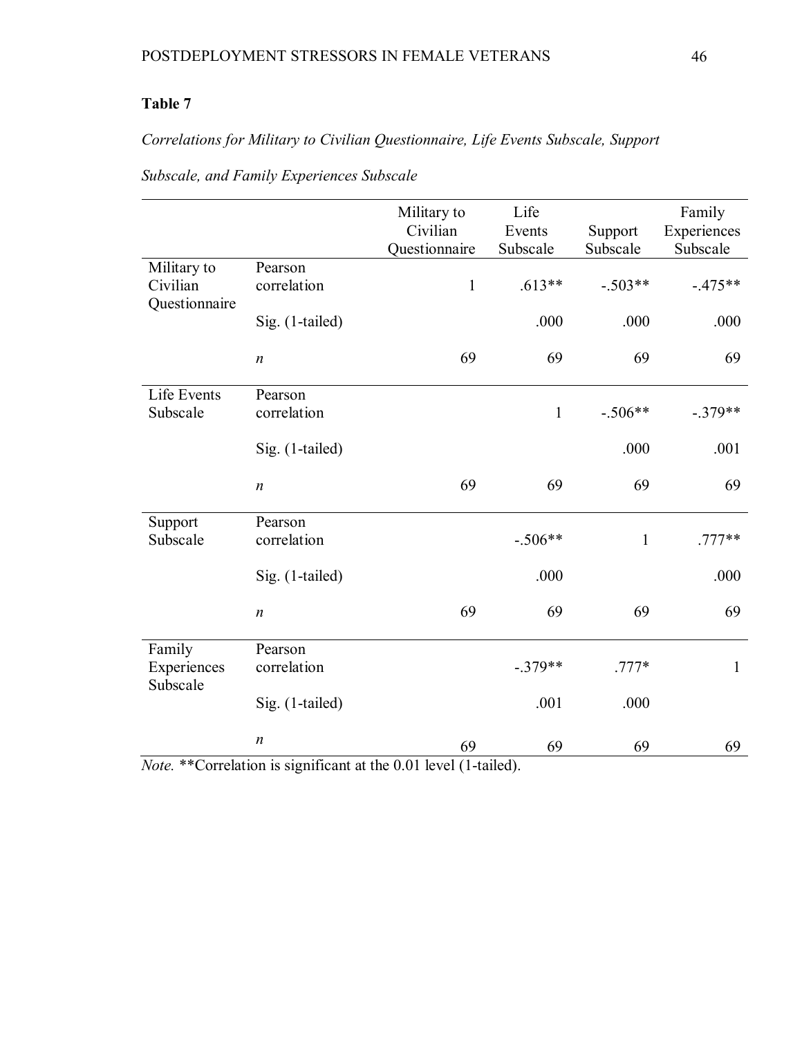**Table 7**

*Correlations for Military to Civilian Questionnaire, Life Events Subscale, Support Subscale, and Family Experiences Subscale*

| | | Military to Civilian Questionnaire | Life Events Subscale | Support Subscale | Family Experiences Subscale |
|---|---|---|---|---|---|
| Military to Civilian Questionnaire | Pearson correlation | 1 | .613** | -.503** | -.475** |
| | Sig. (1-tailed) | | .000 | .000 | .000 |
| | *n* | 69 | 69 | 69 | 69 |
| Life Events Subscale | Pearson correlation | | 1 | -.506** | -.379** |
| | Sig. (1-tailed) | | | .000 | .001 |
| | *n* | 69 | 69 | 69 | 69 |
| Support Subscale | Pearson correlation | | -.506** | 1 | .777** |
| | Sig. (1-tailed) | | .000 | | .000 |
| | *n* | 69 | 69 | 69 | 69 |
| Family Experiences Subscale | Pearson correlation | | -.379** | .777* | 1 |
| | Sig. (1-tailed) | | .001 | .000 | |
| | *n* | 69 | 69 | 69 | 69 |

*Note.* **Correlation is significant at the 0.01 level (1-tailed).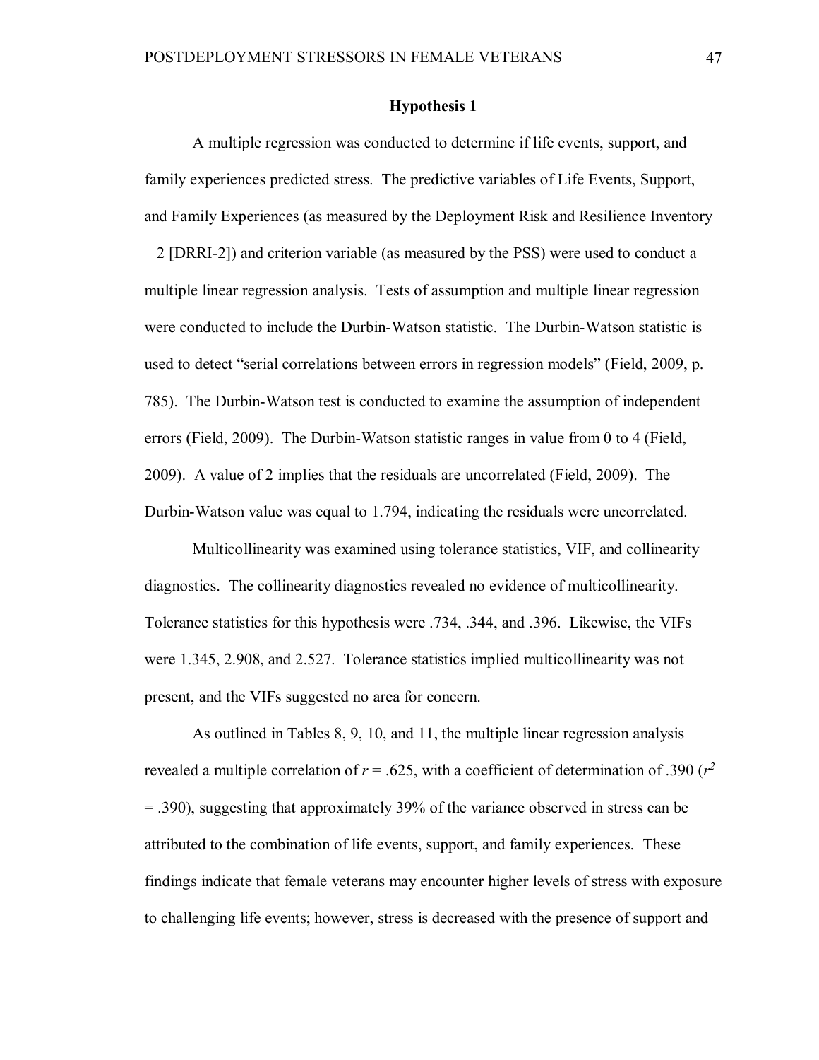## Hypothesis 1

A multiple regression was conducted to determine if life events, support, and family experiences predicted stress. The predictive variables of Life Events, Support, and Family Experiences (as measured by the Deployment Risk and Resilience Inventory – 2 [DRRI-2]) and criterion variable (as measured by the PSS) were used to conduct a multiple linear regression analysis. Tests of assumption and multiple linear regression were conducted to include the Durbin-Watson statistic. The Durbin-Watson statistic is used to detect "serial correlations between errors in regression models" (Field, 2009, p. 785). The Durbin-Watson test is conducted to examine the assumption of independent errors (Field, 2009). The Durbin-Watson statistic ranges in value from 0 to 4 (Field, 2009). A value of 2 implies that the residuals are uncorrelated (Field, 2009). The Durbin-Watson value was equal to 1.794, indicating the residuals were uncorrelated.

Multicollinearity was examined using tolerance statistics, VIF, and collinearity diagnostics. The collinearity diagnostics revealed no evidence of multicollinearity. Tolerance statistics for this hypothesis were .734, .344, and .396. Likewise, the VIFs were 1.345, 2.908, and 2.527. Tolerance statistics implied multicollinearity was not present, and the VIFs suggested no area for concern.

As outlined in Tables 8, 9, 10, and 11, the multiple linear regression analysis revealed a multiple correlation of $r = .625$, with a coefficient of determination of .390 ($r^2 = .390$), suggesting that approximately 39% of the variance observed in stress can be attributed to the combination of life events, support, and family experiences. These findings indicate that female veterans may encounter higher levels of stress with exposure to challenging life events; however, stress is decreased with the presence of support and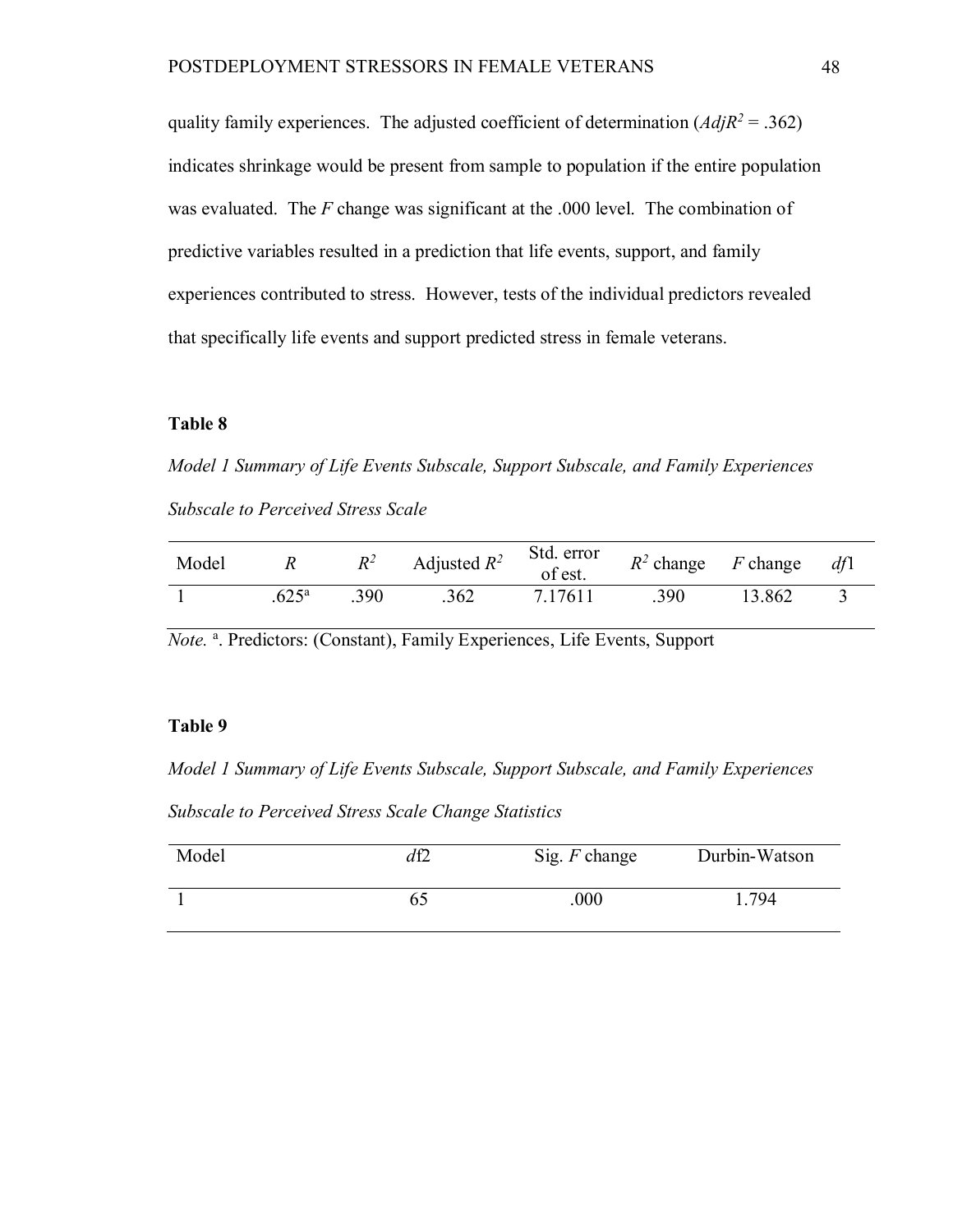quality family experiences. The adjusted coefficient of determination ($AdjR^2$ = .362) indicates shrinkage would be present from sample to population if the entire population was evaluated. The *F* change was significant at the .000 level. The combination of predictive variables resulted in a prediction that life events, support, and family experiences contributed to stress. However, tests of the individual predictors revealed that specifically life events and support predicted stress in female veterans.

**Table 8**

*Model 1 Summary of Life Events Subscale, Support Subscale, and Family Experiences Subscale to Perceived Stress Scale*

| Model | *R* | $R^2$ | Adjusted $R^2$ | Std. error of est. | $R^2$ change | *F* change | *df*1 |
|---|---|---|---|---|---|---|---|
| 1 | .625[a] | .390 | .362 | 7.17611 | .390 | 13.862 | 3 |

*Note.* [a]. Predictors: (Constant), Family Experiences, Life Events, Support

**Table 9**

*Model 1 Summary of Life Events Subscale, Support Subscale, and Family Experiences Subscale to Perceived Stress Scale Change Statistics*

| Model | *df*2 | Sig. *F* change | Durbin-Watson |
|---|---|---|---|
| 1 | 65 | .000 | 1.794 |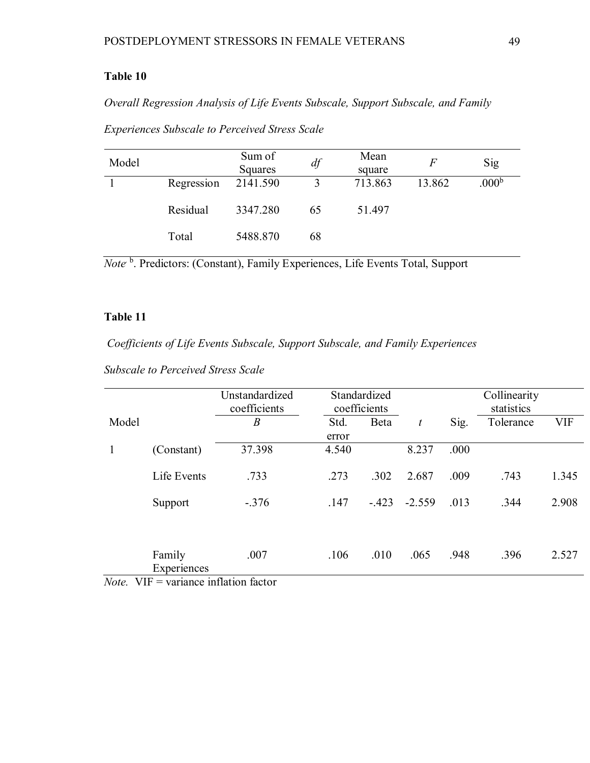**Table 10**

*Overall Regression Analysis of Life Events Subscale, Support Subscale, and Family Experiences Subscale to Perceived Stress Scale*

| Model | | Sum of Squares | *df* | Mean square | *F* | Sig |
|---|---|---|---|---|---|---|
| 1 | Regression | 2141.590 | 3 | 713.863 | 13.862 | .000[b] |
| | Residual | 3347.280 | 65 | 51.497 | | |
| | Total | 5488.870 | 68 | | | |

*Note* [b]. Predictors: (Constant), Family Experiences, Life Events Total, Support

**Table 11**

*Coefficients of Life Events Subscale, Support Subscale, and Family Experiences Subscale to Perceived Stress Scale*

| | | Unstandardized coefficients | Standardized coefficients | | | | Collinearity statistics | |
|---|---|---|---|---|---|---|---|---|
| Model | | *B* | Std. error | Beta | *t* | Sig. | Tolerance | VIF |
| 1 | (Constant) | 37.398 | 4.540 | | 8.237 | .000 | | |
| | Life Events | .733 | .273 | .302 | 2.687 | .009 | .743 | 1.345 |
| | Support | -.376 | .147 | -.423 | -2.559 | .013 | .344 | 2.908 |
| | Family Experiences | .007 | .106 | .010 | .065 | .948 | .396 | 2.527 |

*Note.* VIF = variance inflation factor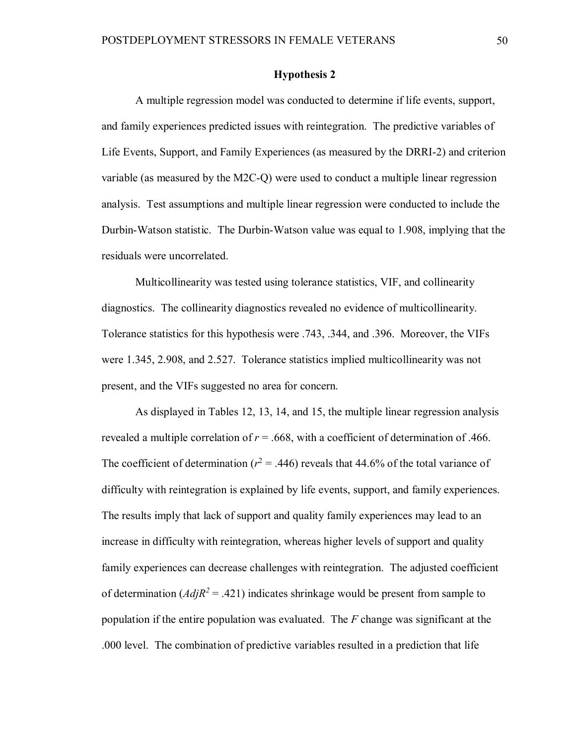### Hypothesis 2

A multiple regression model was conducted to determine if life events, support, and family experiences predicted issues with reintegration. The predictive variables of Life Events, Support, and Family Experiences (as measured by the DRRI-2) and criterion variable (as measured by the M2C-Q) were used to conduct a multiple linear regression analysis. Test assumptions and multiple linear regression were conducted to include the Durbin-Watson statistic. The Durbin-Watson value was equal to 1.908, implying that the residuals were uncorrelated.

Multicollinearity was tested using tolerance statistics, VIF, and collinearity diagnostics. The collinearity diagnostics revealed no evidence of multicollinearity. Tolerance statistics for this hypothesis were .743, .344, and .396. Moreover, the VIFs were 1.345, 2.908, and 2.527. Tolerance statistics implied multicollinearity was not present, and the VIFs suggested no area for concern.

As displayed in Tables 12, 13, 14, and 15, the multiple linear regression analysis revealed a multiple correlation of $r$ = .668, with a coefficient of determination of .466. The coefficient of determination ($r^2$ = .446) reveals that 44.6% of the total variance of difficulty with reintegration is explained by life events, support, and family experiences. The results imply that lack of support and quality family experiences may lead to an increase in difficulty with reintegration, whereas higher levels of support and quality family experiences can decrease challenges with reintegration. The adjusted coefficient of determination ($AdjR^2$ = .421) indicates shrinkage would be present from sample to population if the entire population was evaluated. The $F$ change was significant at the .000 level. The combination of predictive variables resulted in a prediction that life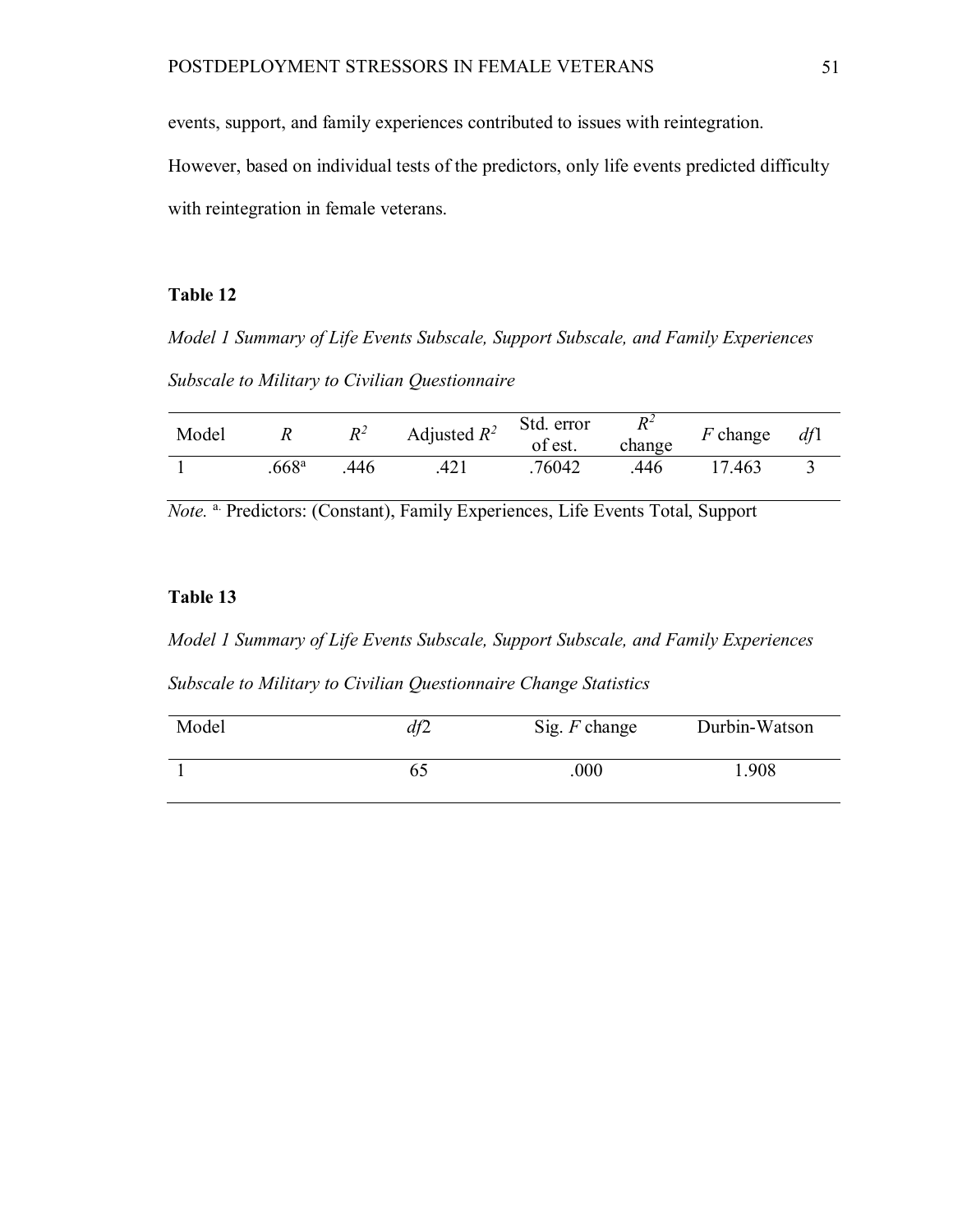events, support, and family experiences contributed to issues with reintegration. However, based on individual tests of the predictors, only life events predicted difficulty with reintegration in female veterans.

**Table 12**

*Model 1 Summary of Life Events Subscale, Support Subscale, and Family Experiences Subscale to Military to Civilian Questionnaire*

| Model | *R* | $R^2$ | Adjusted $R^2$ | Std. error of est. | $R^2$ change | *F* change | *df*1 |
|---|---|---|---|---|---|---|---|
| 1 | .668[a] | .446 | .421 | .76042 | .446 | 17.463 | 3 |

*Note.* [a] Predictors: (Constant), Family Experiences, Life Events Total, Support

**Table 13**

*Model 1 Summary of Life Events Subscale, Support Subscale, and Family Experiences Subscale to Military to Civilian Questionnaire Change Statistics*

| Model | *df*2 | Sig. *F* change | Durbin-Watson |
|---|---|---|---|
| 1 | 65 | .000 | 1.908 |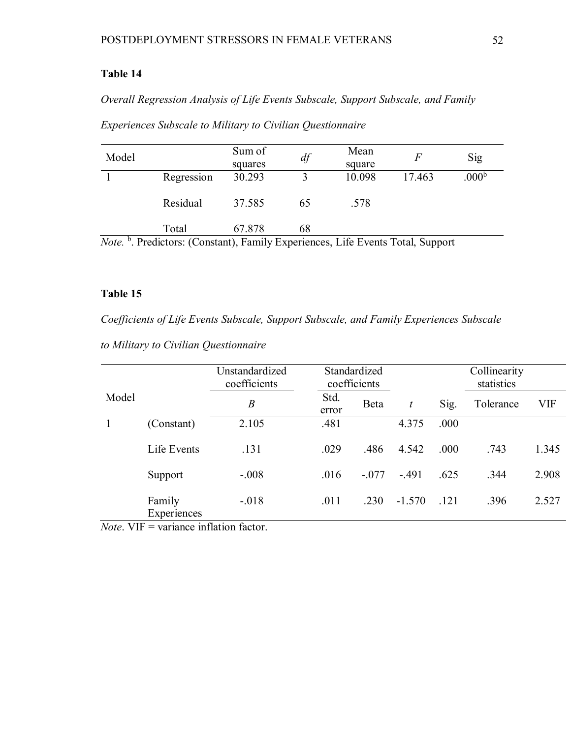**Table 14**

*Overall Regression Analysis of Life Events Subscale, Support Subscale, and Family Experiences Subscale to Military to Civilian Questionnaire*

| Model | | Sum of squares | *df* | Mean square | *F* | Sig |
|---|---|---|---|---|---|---|
| 1 | Regression | 30.293 | 3 | 10.098 | 17.463 | .000[b] |
| | Residual | 37.585 | 65 | .578 | | |
| | Total | 67.878 | 68 | | | |

*Note.* [b]. Predictors: (Constant), Family Experiences, Life Events Total, Support

**Table 15**

*Coefficients of Life Events Subscale, Support Subscale, and Family Experiences Subscale to Military to Civilian Questionnaire*

| Model | | Unstandardized coefficients | Standardized coefficients | | | | Collinearity statistics | |
|---|---|---|---|---|---|---|---|---|
| | | *B* | Std. error | Beta | *t* | Sig. | Tolerance | VIF |
| 1 | (Constant) | 2.105 | .481 | | 4.375 | .000 | | |
| | Life Events | .131 | .029 | .486 | 4.542 | .000 | .743 | 1.345 |
| | Support | -.008 | .016 | -.077 | -.491 | .625 | .344 | 2.908 |
| | Family Experiences | -.018 | .011 | .230 | -1.570 | .121 | .396 | 2.527 |

*Note*. VIF = variance inflation factor.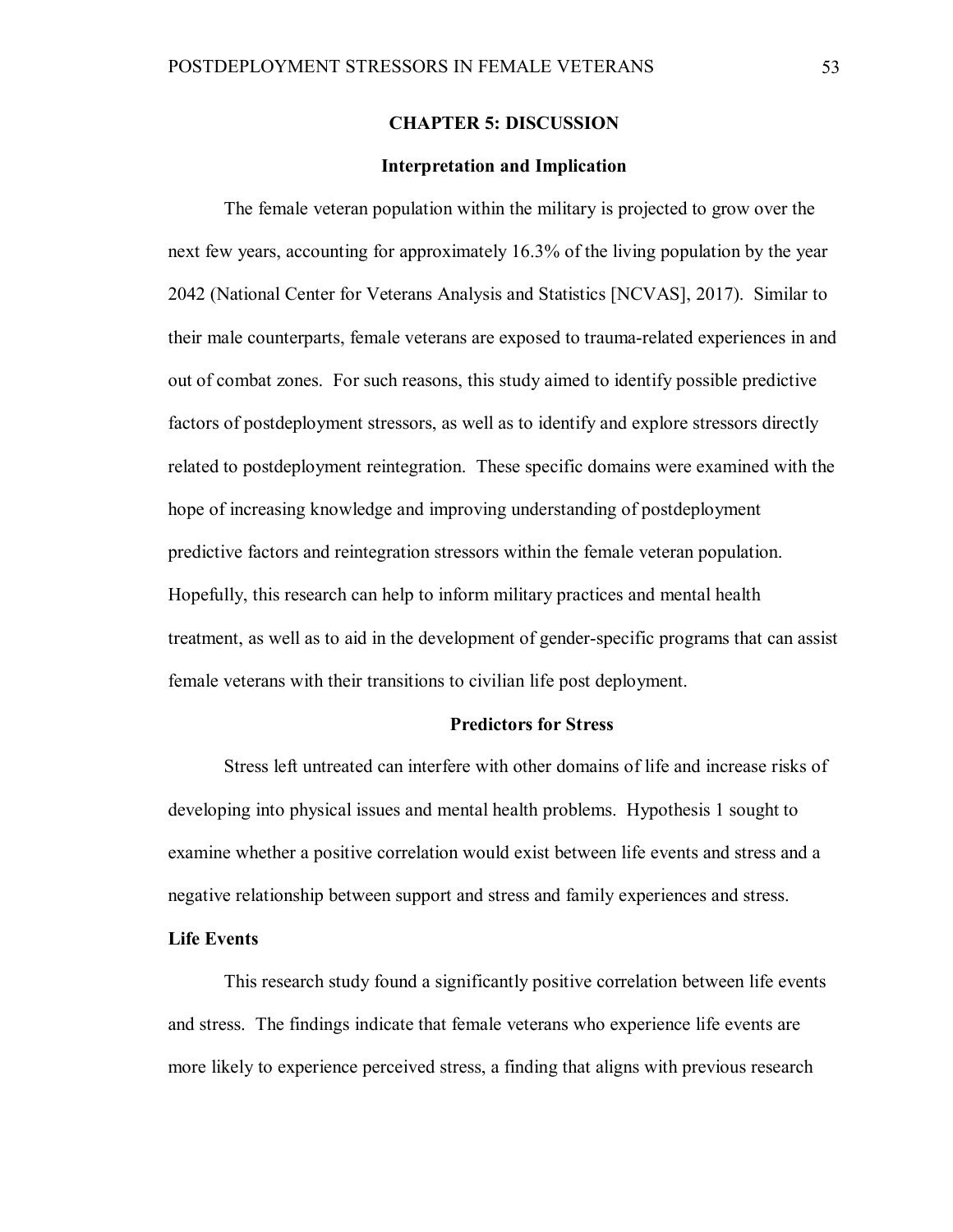# CHAPTER 5: DISCUSSION

## Interpretation and Implication

The female veteran population within the military is projected to grow over the next few years, accounting for approximately 16.3% of the living population by the year 2042 (National Center for Veterans Analysis and Statistics [NCVAS], 2017). Similar to their male counterparts, female veterans are exposed to trauma-related experiences in and out of combat zones. For such reasons, this study aimed to identify possible predictive factors of postdeployment stressors, as well as to identify and explore stressors directly related to postdeployment reintegration. These specific domains were examined with the hope of increasing knowledge and improving understanding of postdeployment predictive factors and reintegration stressors within the female veteran population. Hopefully, this research can help to inform military practices and mental health treatment, as well as to aid in the development of gender-specific programs that can assist female veterans with their transitions to civilian life post deployment.

## Predictors for Stress

Stress left untreated can interfere with other domains of life and increase risks of developing into physical issues and mental health problems. Hypothesis 1 sought to examine whether a positive correlation would exist between life events and stress and a negative relationship between support and stress and family experiences and stress.

### Life Events

This research study found a significantly positive correlation between life events and stress. The findings indicate that female veterans who experience life events are more likely to experience perceived stress, a finding that aligns with previous research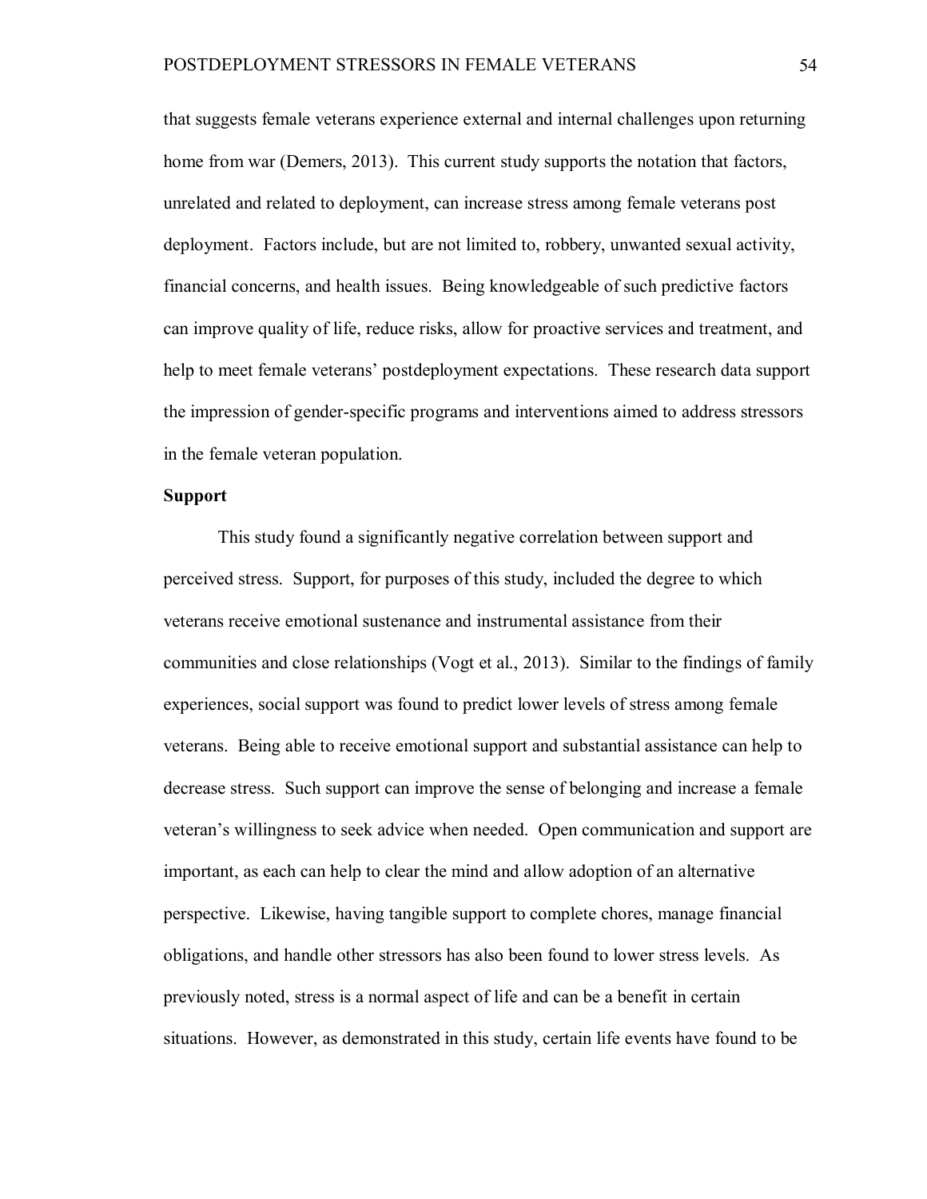that suggests female veterans experience external and internal challenges upon returning home from war (Demers, 2013). This current study supports the notation that factors, unrelated and related to deployment, can increase stress among female veterans post deployment. Factors include, but are not limited to, robbery, unwanted sexual activity, financial concerns, and health issues. Being knowledgeable of such predictive factors can improve quality of life, reduce risks, allow for proactive services and treatment, and help to meet female veterans' postdeployment expectations. These research data support the impression of gender-specific programs and interventions aimed to address stressors in the female veteran population.

### Support

This study found a significantly negative correlation between support and perceived stress. Support, for purposes of this study, included the degree to which veterans receive emotional sustenance and instrumental assistance from their communities and close relationships (Vogt et al., 2013). Similar to the findings of family experiences, social support was found to predict lower levels of stress among female veterans. Being able to receive emotional support and substantial assistance can help to decrease stress. Such support can improve the sense of belonging and increase a female veteran's willingness to seek advice when needed. Open communication and support are important, as each can help to clear the mind and allow adoption of an alternative perspective. Likewise, having tangible support to complete chores, manage financial obligations, and handle other stressors has also been found to lower stress levels. As previously noted, stress is a normal aspect of life and can be a benefit in certain situations. However, as demonstrated in this study, certain life events have found to be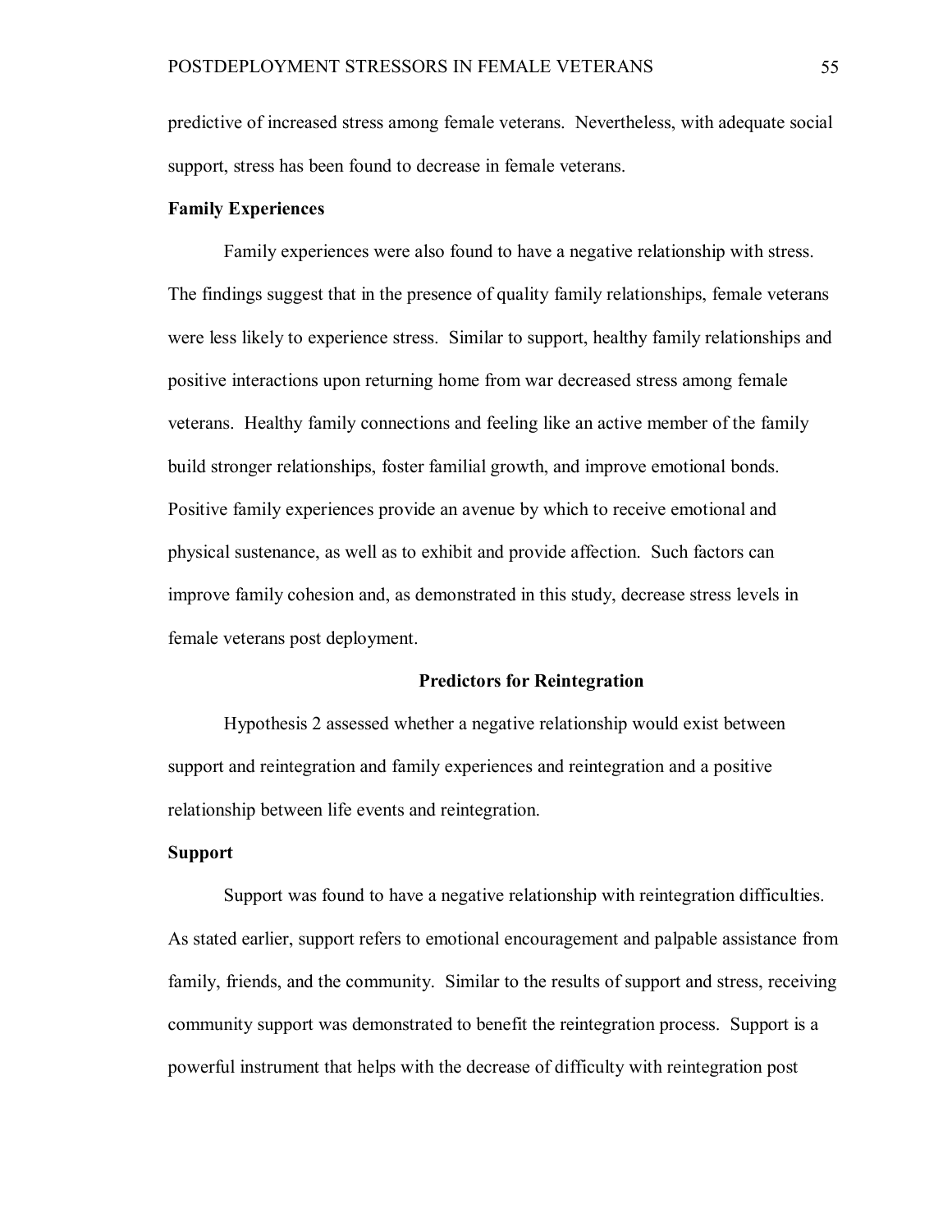predictive of increased stress among female veterans. Nevertheless, with adequate social support, stress has been found to decrease in female veterans.

**Family Experiences**

Family experiences were also found to have a negative relationship with stress. The findings suggest that in the presence of quality family relationships, female veterans were less likely to experience stress. Similar to support, healthy family relationships and positive interactions upon returning home from war decreased stress among female veterans. Healthy family connections and feeling like an active member of the family build stronger relationships, foster familial growth, and improve emotional bonds. Positive family experiences provide an avenue by which to receive emotional and physical sustenance, as well as to exhibit and provide affection. Such factors can improve family cohesion and, as demonstrated in this study, decrease stress levels in female veterans post deployment.

## Predictors for Reintegration

Hypothesis 2 assessed whether a negative relationship would exist between support and reintegration and family experiences and reintegration and a positive relationship between life events and reintegration.

**Support**

Support was found to have a negative relationship with reintegration difficulties. As stated earlier, support refers to emotional encouragement and palpable assistance from family, friends, and the community. Similar to the results of support and stress, receiving community support was demonstrated to benefit the reintegration process. Support is a powerful instrument that helps with the decrease of difficulty with reintegration post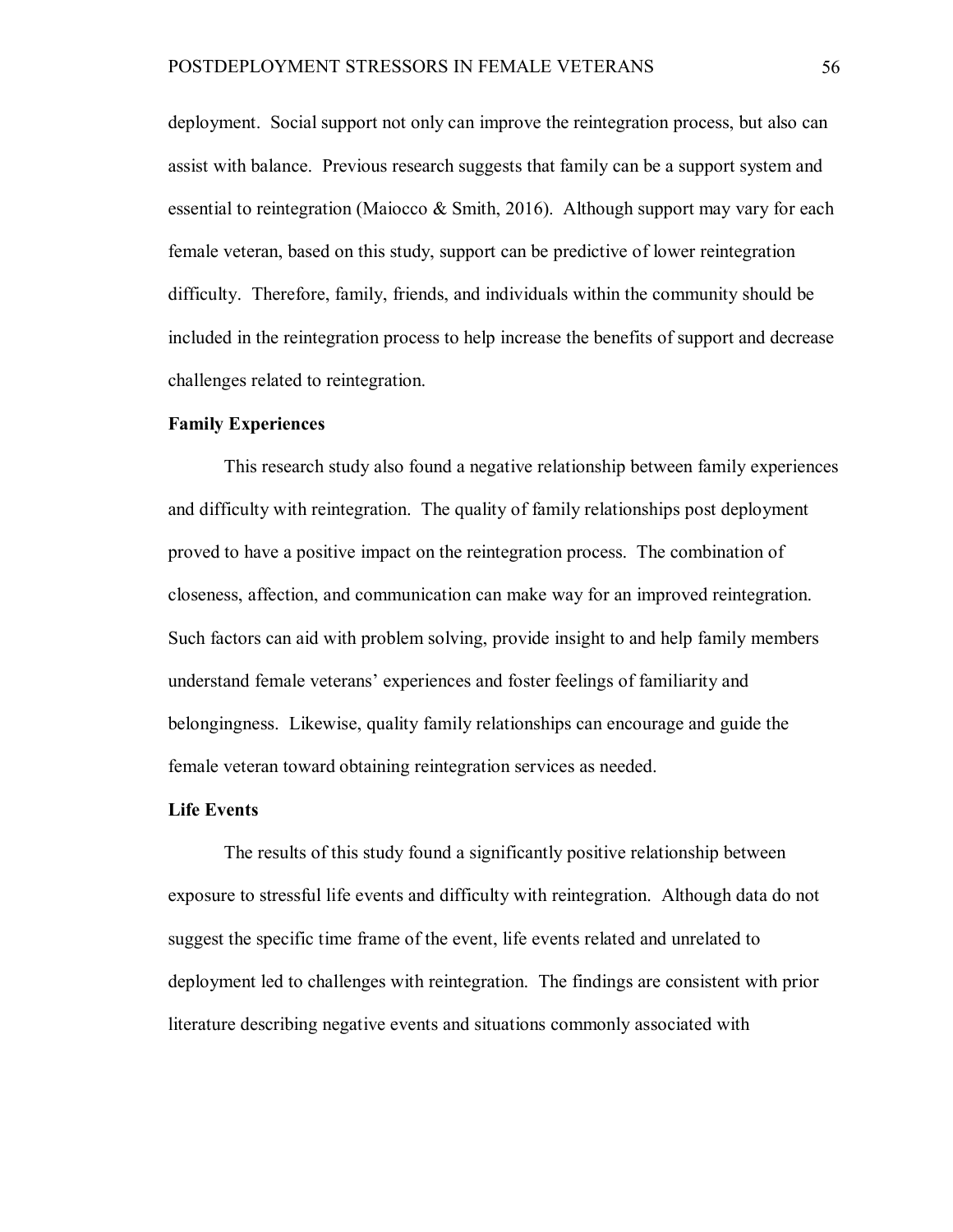deployment. Social support not only can improve the reintegration process, but also can assist with balance. Previous research suggests that family can be a support system and essential to reintegration (Maiocco & Smith, 2016). Although support may vary for each female veteran, based on this study, support can be predictive of lower reintegration difficulty. Therefore, family, friends, and individuals within the community should be included in the reintegration process to help increase the benefits of support and decrease challenges related to reintegration.

**Family Experiences**

This research study also found a negative relationship between family experiences and difficulty with reintegration. The quality of family relationships post deployment proved to have a positive impact on the reintegration process. The combination of closeness, affection, and communication can make way for an improved reintegration. Such factors can aid with problem solving, provide insight to and help family members understand female veterans' experiences and foster feelings of familiarity and belongingness. Likewise, quality family relationships can encourage and guide the female veteran toward obtaining reintegration services as needed.

**Life Events**

The results of this study found a significantly positive relationship between exposure to stressful life events and difficulty with reintegration. Although data do not suggest the specific time frame of the event, life events related and unrelated to deployment led to challenges with reintegration. The findings are consistent with prior literature describing negative events and situations commonly associated with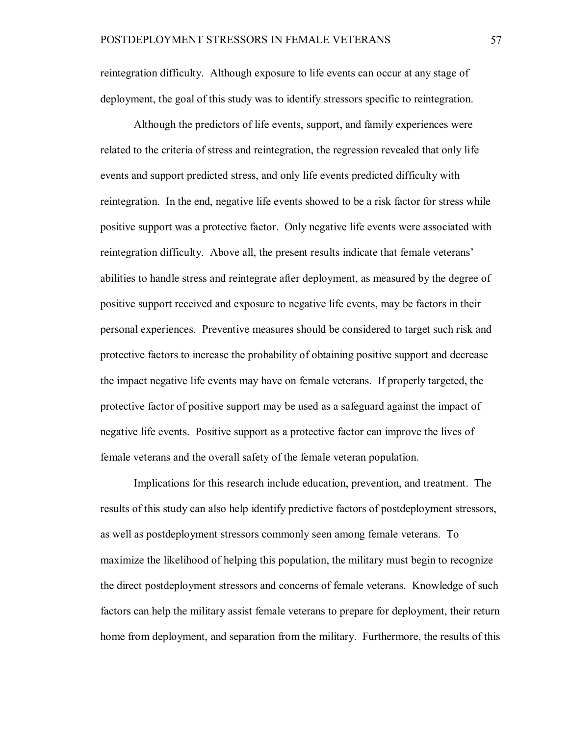reintegration difficulty. Although exposure to life events can occur at any stage of deployment, the goal of this study was to identify stressors specific to reintegration.

Although the predictors of life events, support, and family experiences were related to the criteria of stress and reintegration, the regression revealed that only life events and support predicted stress, and only life events predicted difficulty with reintegration. In the end, negative life events showed to be a risk factor for stress while positive support was a protective factor. Only negative life events were associated with reintegration difficulty. Above all, the present results indicate that female veterans' abilities to handle stress and reintegrate after deployment, as measured by the degree of positive support received and exposure to negative life events, may be factors in their personal experiences. Preventive measures should be considered to target such risk and protective factors to increase the probability of obtaining positive support and decrease the impact negative life events may have on female veterans. If properly targeted, the protective factor of positive support may be used as a safeguard against the impact of negative life events. Positive support as a protective factor can improve the lives of female veterans and the overall safety of the female veteran population.

Implications for this research include education, prevention, and treatment. The results of this study can also help identify predictive factors of postdeployment stressors, as well as postdeployment stressors commonly seen among female veterans. To maximize the likelihood of helping this population, the military must begin to recognize the direct postdeployment stressors and concerns of female veterans. Knowledge of such factors can help the military assist female veterans to prepare for deployment, their return home from deployment, and separation from the military. Furthermore, the results of this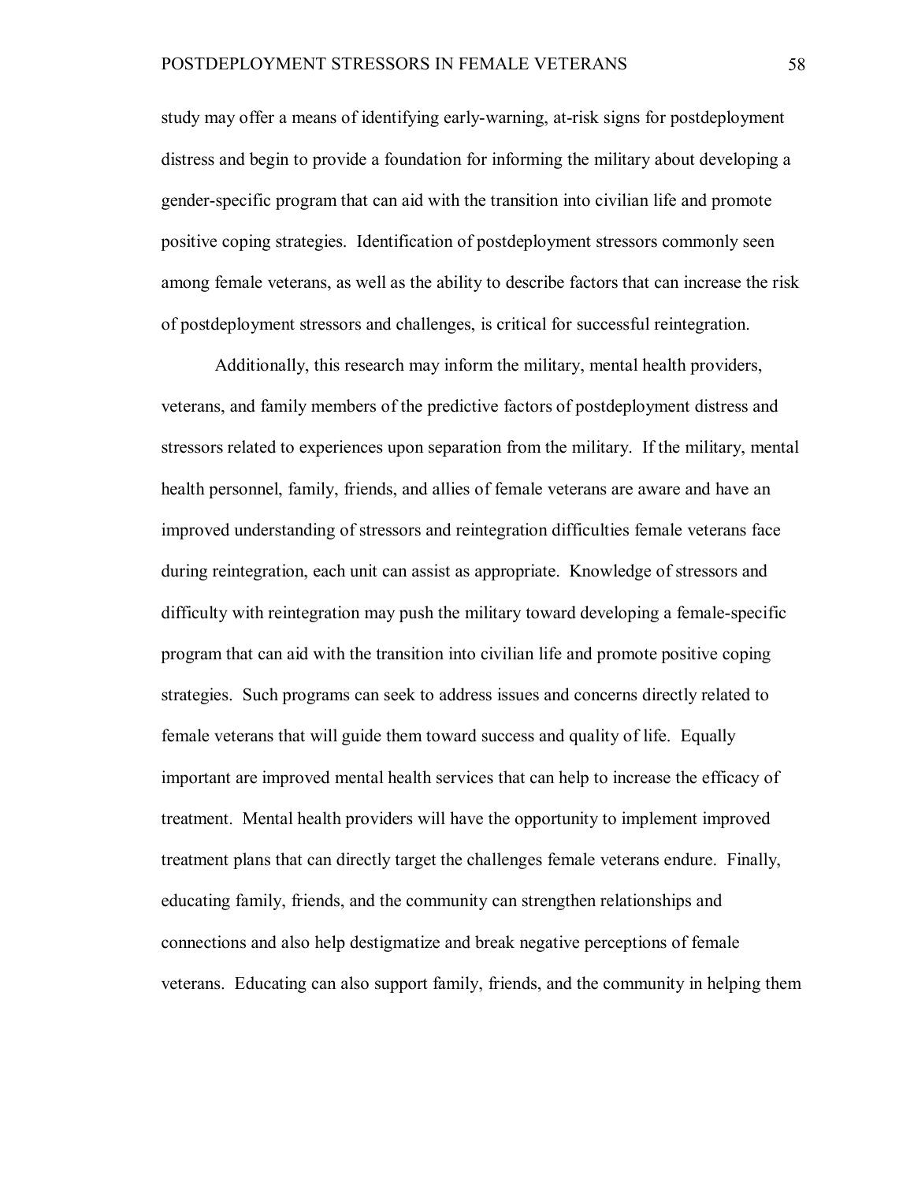study may offer a means of identifying early-warning, at-risk signs for postdeployment distress and begin to provide a foundation for informing the military about developing a gender-specific program that can aid with the transition into civilian life and promote positive coping strategies. Identification of postdeployment stressors commonly seen among female veterans, as well as the ability to describe factors that can increase the risk of postdeployment stressors and challenges, is critical for successful reintegration.

Additionally, this research may inform the military, mental health providers, veterans, and family members of the predictive factors of postdeployment distress and stressors related to experiences upon separation from the military. If the military, mental health personnel, family, friends, and allies of female veterans are aware and have an improved understanding of stressors and reintegration difficulties female veterans face during reintegration, each unit can assist as appropriate. Knowledge of stressors and difficulty with reintegration may push the military toward developing a female-specific program that can aid with the transition into civilian life and promote positive coping strategies. Such programs can seek to address issues and concerns directly related to female veterans that will guide them toward success and quality of life. Equally important are improved mental health services that can help to increase the efficacy of treatment. Mental health providers will have the opportunity to implement improved treatment plans that can directly target the challenges female veterans endure. Finally, educating family, friends, and the community can strengthen relationships and connections and also help destigmatize and break negative perceptions of female veterans. Educating can also support family, friends, and the community in helping them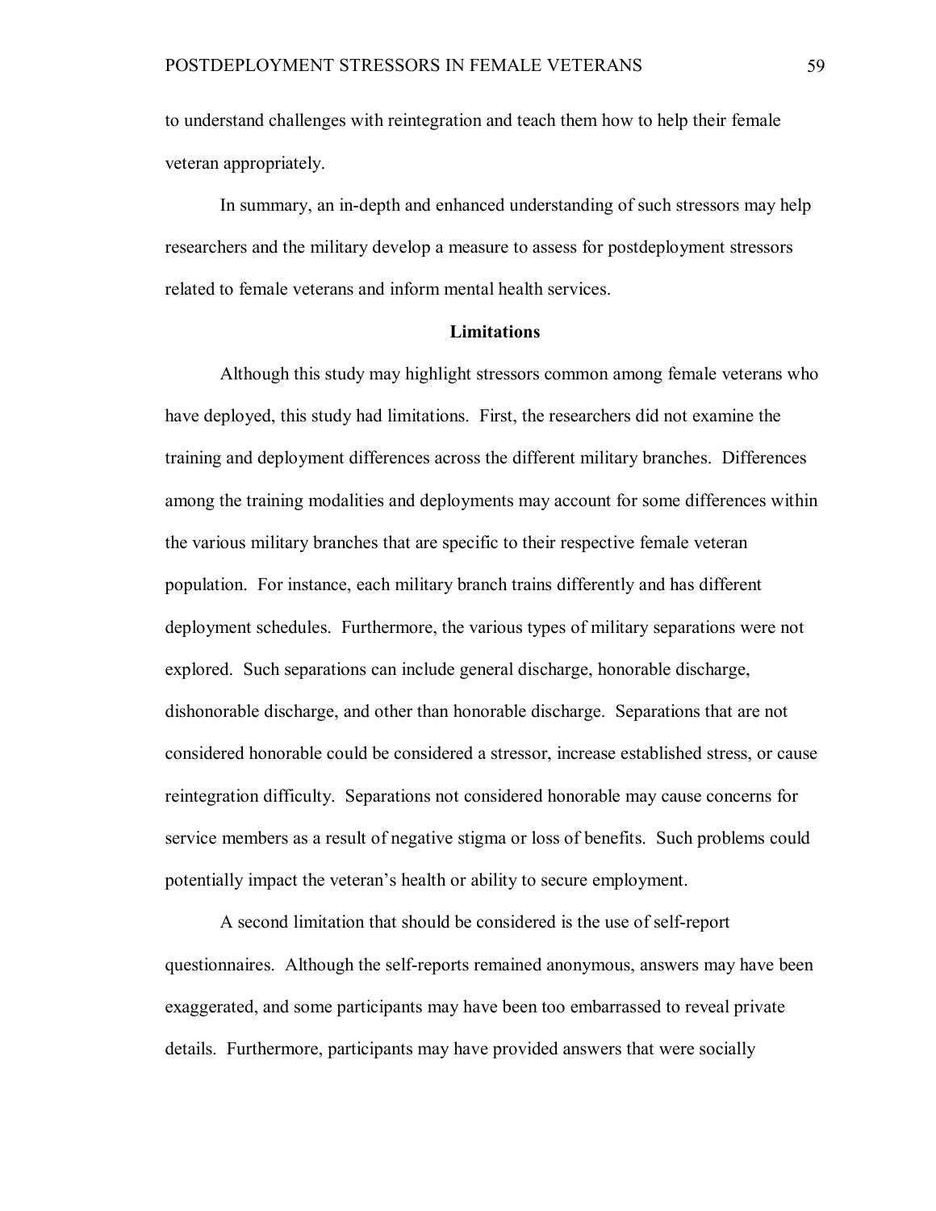to understand challenges with reintegration and teach them how to help their female veteran appropriately.

In summary, an in-depth and enhanced understanding of such stressors may help researchers and the military develop a measure to assess for postdeployment stressors related to female veterans and inform mental health services.

## Limitations

Although this study may highlight stressors common among female veterans who have deployed, this study had limitations. First, the researchers did not examine the training and deployment differences across the different military branches. Differences among the training modalities and deployments may account for some differences within the various military branches that are specific to their respective female veteran population. For instance, each military branch trains differently and has different deployment schedules. Furthermore, the various types of military separations were not explored. Such separations can include general discharge, honorable discharge, dishonorable discharge, and other than honorable discharge. Separations that are not considered honorable could be considered a stressor, increase established stress, or cause reintegration difficulty. Separations not considered honorable may cause concerns for service members as a result of negative stigma or loss of benefits. Such problems could potentially impact the veteran's health or ability to secure employment.

A second limitation that should be considered is the use of self-report questionnaires. Although the self-reports remained anonymous, answers may have been exaggerated, and some participants may have been too embarrassed to reveal private details. Furthermore, participants may have provided answers that were socially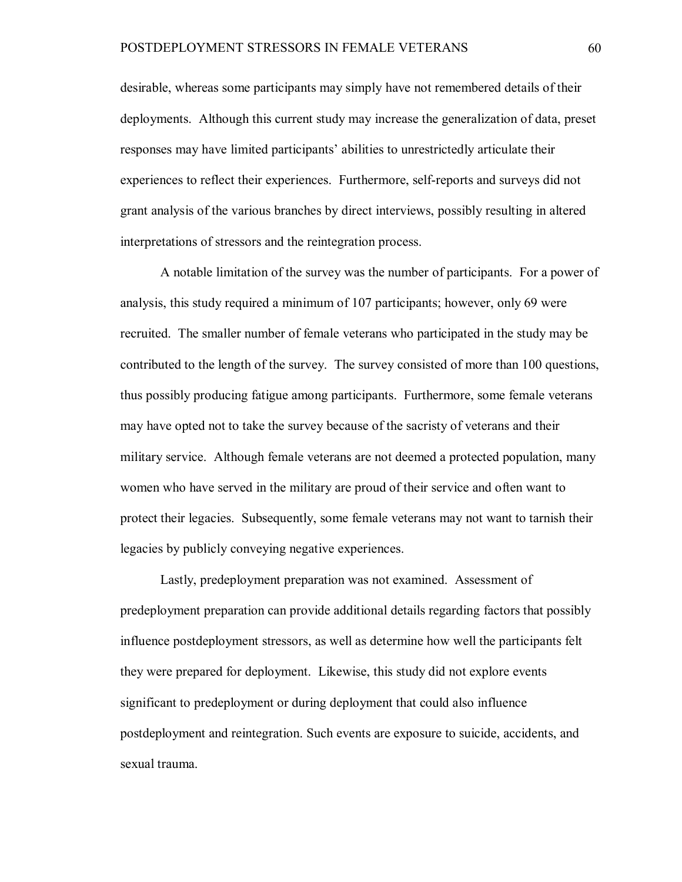desirable, whereas some participants may simply have not remembered details of their deployments. Although this current study may increase the generalization of data, preset responses may have limited participants' abilities to unrestrictedly articulate their experiences to reflect their experiences. Furthermore, self-reports and surveys did not grant analysis of the various branches by direct interviews, possibly resulting in altered interpretations of stressors and the reintegration process.

A notable limitation of the survey was the number of participants. For a power of analysis, this study required a minimum of 107 participants; however, only 69 were recruited. The smaller number of female veterans who participated in the study may be contributed to the length of the survey. The survey consisted of more than 100 questions, thus possibly producing fatigue among participants. Furthermore, some female veterans may have opted not to take the survey because of the sacristy of veterans and their military service. Although female veterans are not deemed a protected population, many women who have served in the military are proud of their service and often want to protect their legacies. Subsequently, some female veterans may not want to tarnish their legacies by publicly conveying negative experiences.

Lastly, predeployment preparation was not examined. Assessment of predeployment preparation can provide additional details regarding factors that possibly influence postdeployment stressors, as well as determine how well the participants felt they were prepared for deployment. Likewise, this study did not explore events significant to predeployment or during deployment that could also influence postdeployment and reintegration. Such events are exposure to suicide, accidents, and sexual trauma.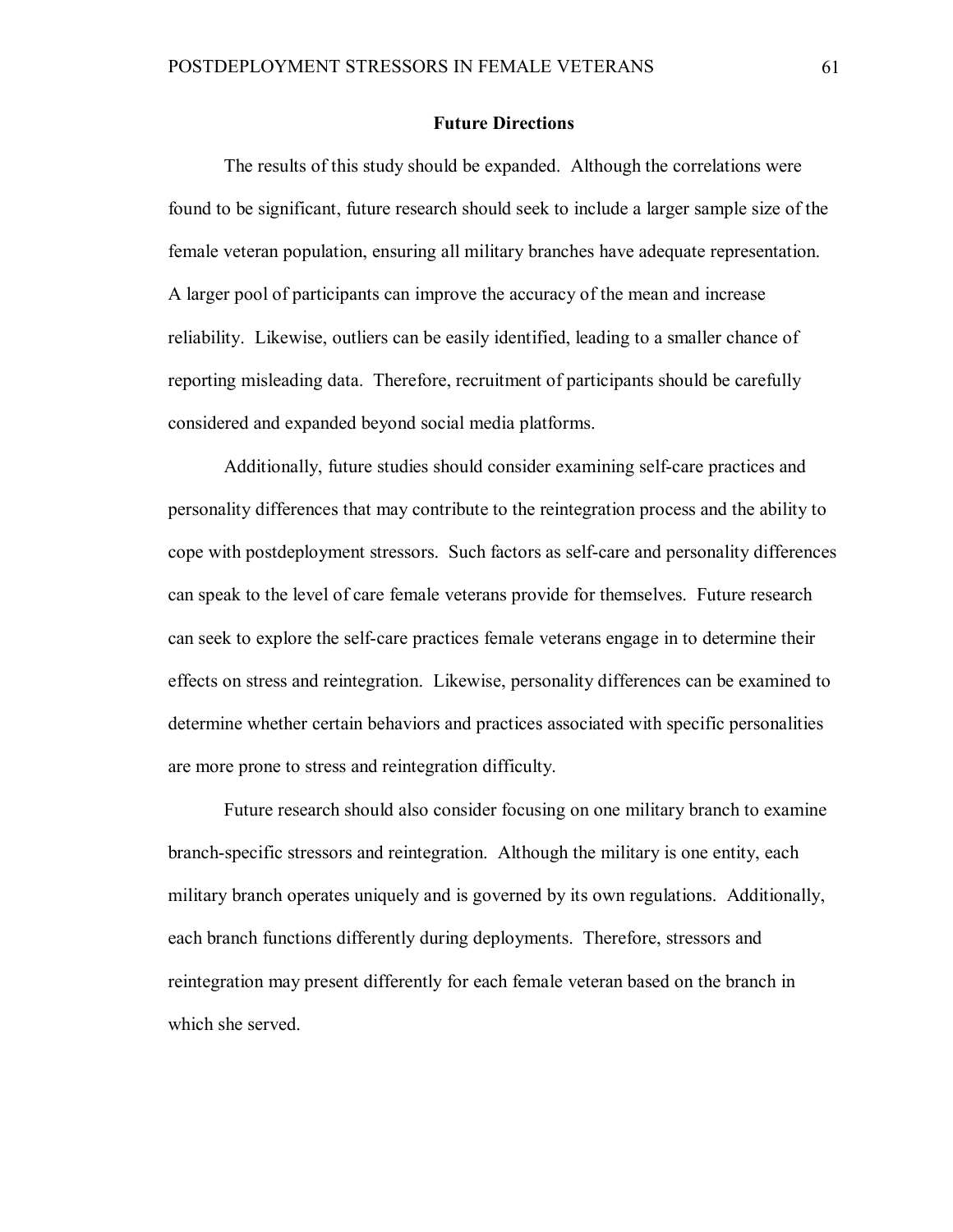## Future Directions

The results of this study should be expanded. Although the correlations were found to be significant, future research should seek to include a larger sample size of the female veteran population, ensuring all military branches have adequate representation. A larger pool of participants can improve the accuracy of the mean and increase reliability. Likewise, outliers can be easily identified, leading to a smaller chance of reporting misleading data. Therefore, recruitment of participants should be carefully considered and expanded beyond social media platforms.

Additionally, future studies should consider examining self-care practices and personality differences that may contribute to the reintegration process and the ability to cope with postdeployment stressors. Such factors as self-care and personality differences can speak to the level of care female veterans provide for themselves. Future research can seek to explore the self-care practices female veterans engage in to determine their effects on stress and reintegration. Likewise, personality differences can be examined to determine whether certain behaviors and practices associated with specific personalities are more prone to stress and reintegration difficulty.

Future research should also consider focusing on one military branch to examine branch-specific stressors and reintegration. Although the military is one entity, each military branch operates uniquely and is governed by its own regulations. Additionally, each branch functions differently during deployments. Therefore, stressors and reintegration may present differently for each female veteran based on the branch in which she served.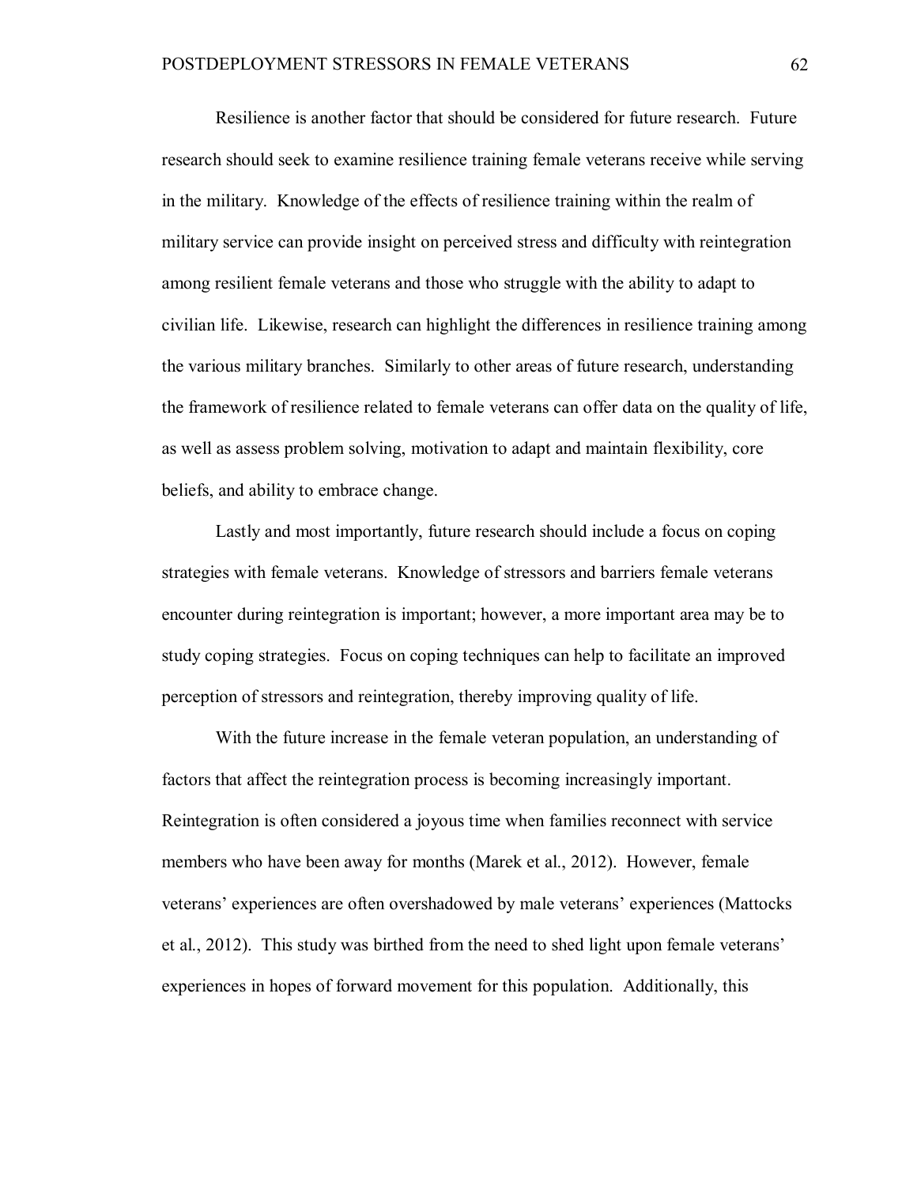Resilience is another factor that should be considered for future research. Future research should seek to examine resilience training female veterans receive while serving in the military. Knowledge of the effects of resilience training within the realm of military service can provide insight on perceived stress and difficulty with reintegration among resilient female veterans and those who struggle with the ability to adapt to civilian life. Likewise, research can highlight the differences in resilience training among the various military branches. Similarly to other areas of future research, understanding the framework of resilience related to female veterans can offer data on the quality of life, as well as assess problem solving, motivation to adapt and maintain flexibility, core beliefs, and ability to embrace change.

Lastly and most importantly, future research should include a focus on coping strategies with female veterans. Knowledge of stressors and barriers female veterans encounter during reintegration is important; however, a more important area may be to study coping strategies. Focus on coping techniques can help to facilitate an improved perception of stressors and reintegration, thereby improving quality of life.

With the future increase in the female veteran population, an understanding of factors that affect the reintegration process is becoming increasingly important. Reintegration is often considered a joyous time when families reconnect with service members who have been away for months (Marek et al., 2012). However, female veterans' experiences are often overshadowed by male veterans' experiences (Mattocks et al., 2012). This study was birthed from the need to shed light upon female veterans' experiences in hopes of forward movement for this population. Additionally, this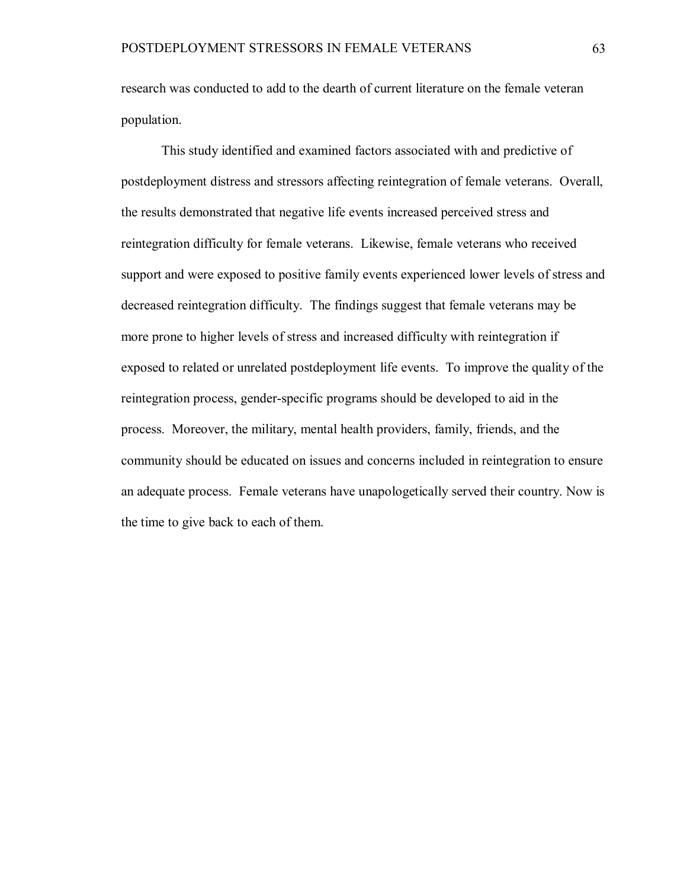research was conducted to add to the dearth of current literature on the female veteran population.

This study identified and examined factors associated with and predictive of postdeployment distress and stressors affecting reintegration of female veterans. Overall, the results demonstrated that negative life events increased perceived stress and reintegration difficulty for female veterans. Likewise, female veterans who received support and were exposed to positive family events experienced lower levels of stress and decreased reintegration difficulty. The findings suggest that female veterans may be more prone to higher levels of stress and increased difficulty with reintegration if exposed to related or unrelated postdeployment life events. To improve the quality of the reintegration process, gender-specific programs should be developed to aid in the process. Moreover, the military, mental health providers, family, friends, and the community should be educated on issues and concerns included in reintegration to ensure an adequate process. Female veterans have unapologetically served their country. Now is the time to give back to each of them.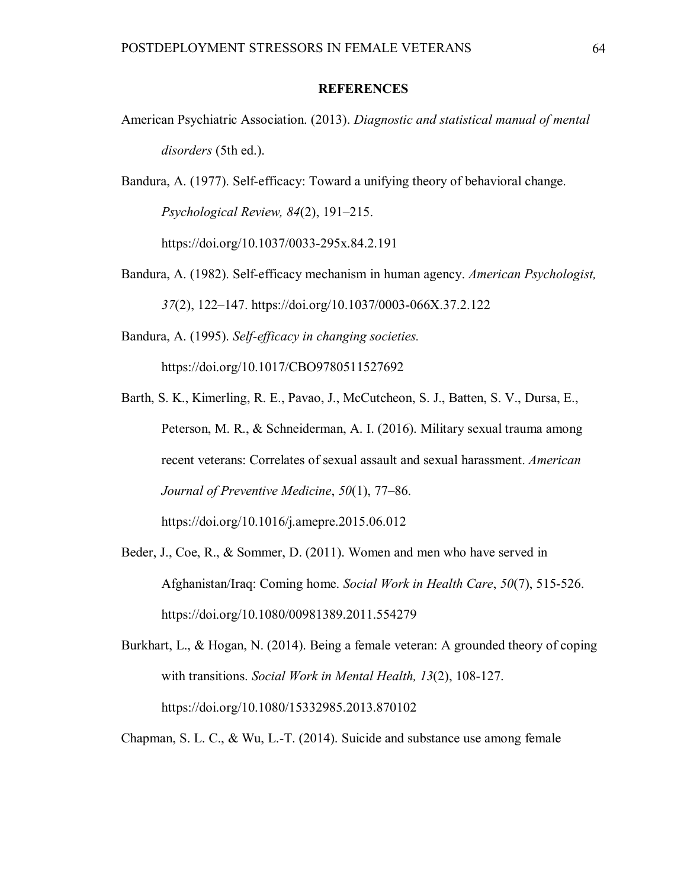## REFERENCES

American Psychiatric Association. (2013). *Diagnostic and statistical manual of mental disorders* (5th ed.).

Bandura, A. (1977). Self-efficacy: Toward a unifying theory of behavioral change. *Psychological Review, 84*(2), 191–215. https://doi.org/10.1037/0033-295x.84.2.191

Bandura, A. (1982). Self-efficacy mechanism in human agency. *American Psychologist, 37*(2), 122–147. https://doi.org/10.1037/0003-066X.37.2.122

Bandura, A. (1995). *Self-efficacy in changing societies.* https://doi.org/10.1017/CBO9780511527692

Barth, S. K., Kimerling, R. E., Pavao, J., McCutcheon, S. J., Batten, S. V., Dursa, E., Peterson, M. R., & Schneiderman, A. I. (2016). Military sexual trauma among recent veterans: Correlates of sexual assault and sexual harassment. *American Journal of Preventive Medicine*, *50*(1), 77–86. https://doi.org/10.1016/j.amepre.2015.06.012

Beder, J., Coe, R., & Sommer, D. (2011). Women and men who have served in Afghanistan/Iraq: Coming home. *Social Work in Health Care*, *50*(7), 515-526. https://doi.org/10.1080/00981389.2011.554279

Burkhart, L., & Hogan, N. (2014). Being a female veteran: A grounded theory of coping with transitions. *Social Work in Mental Health, 13*(2), 108-127. https://doi.org/10.1080/15332985.2013.870102

Chapman, S. L. C., & Wu, L.-T. (2014). Suicide and substance use among female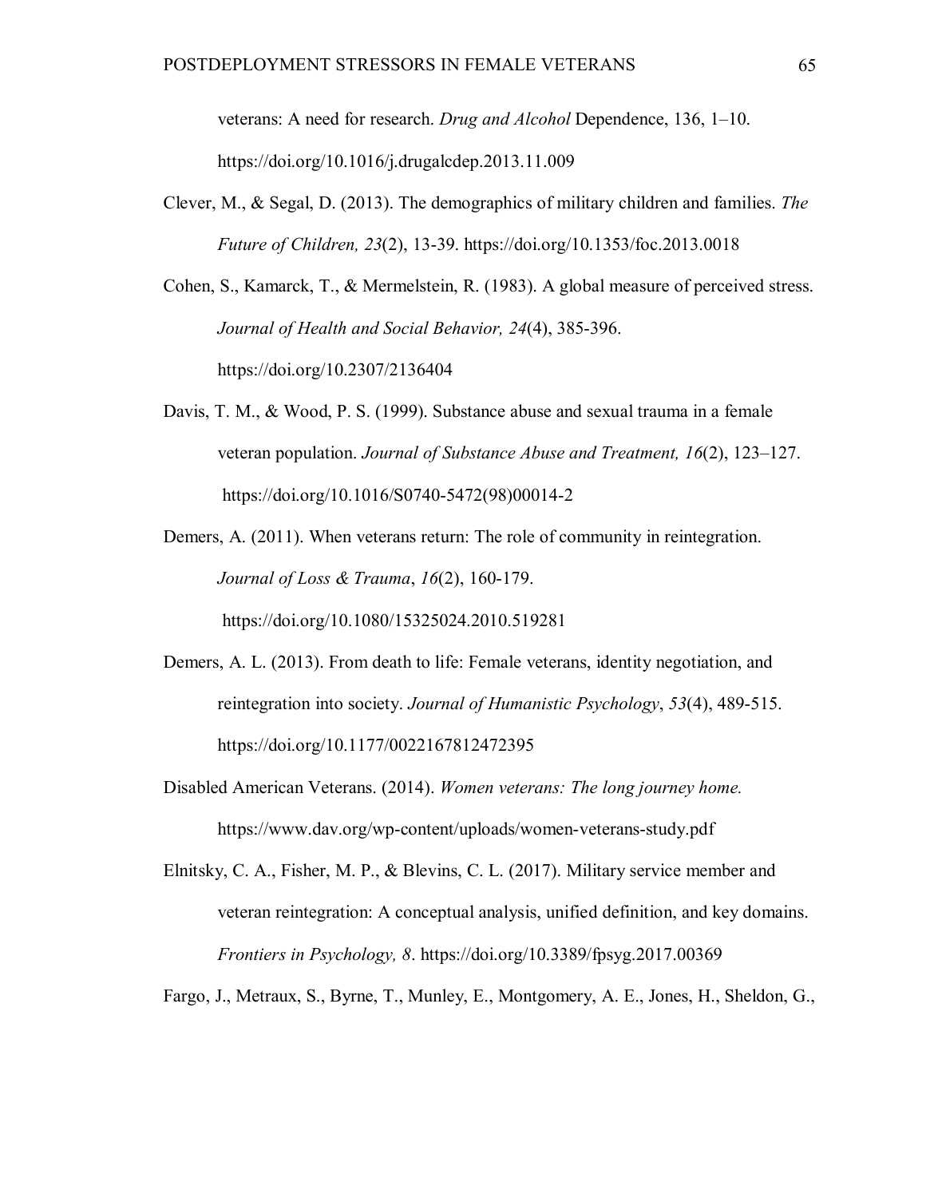veterans: A need for research. *Drug and Alcohol* Dependence, 136, 1–10. https://doi.org/10.1016/j.drugalcdep.2013.11.009

Clever, M., & Segal, D. (2013). The demographics of military children and families. *The Future of Children, 23*(2), 13-39. https://doi.org/10.1353/foc.2013.0018

Cohen, S., Kamarck, T., & Mermelstein, R. (1983). A global measure of perceived stress. *Journal of Health and Social Behavior, 24*(4), 385-396. https://doi.org/10.2307/2136404

Davis, T. M., & Wood, P. S. (1999). Substance abuse and sexual trauma in a female veteran population. *Journal of Substance Abuse and Treatment, 16*(2), 123–127. https://doi.org/10.1016/S0740-5472(98)00014-2

Demers, A. (2011). When veterans return: The role of community in reintegration. *Journal of Loss & Trauma*, *16*(2), 160-179. https://doi.org/10.1080/15325024.2010.519281

Demers, A. L. (2013). From death to life: Female veterans, identity negotiation, and reintegration into society. *Journal of Humanistic Psychology*, *53*(4), 489-515. https://doi.org/10.1177/0022167812472395

Disabled American Veterans. (2014). *Women veterans: The long journey home.* https://www.dav.org/wp-content/uploads/women-veterans-study.pdf

Elnitsky, C. A., Fisher, M. P., & Blevins, C. L. (2017). Military service member and veteran reintegration: A conceptual analysis, unified definition, and key domains. *Frontiers in Psychology, 8*. https://doi.org/10.3389/fpsyg.2017.00369

Fargo, J., Metraux, S., Byrne, T., Munley, E., Montgomery, A. E., Jones, H., Sheldon, G.,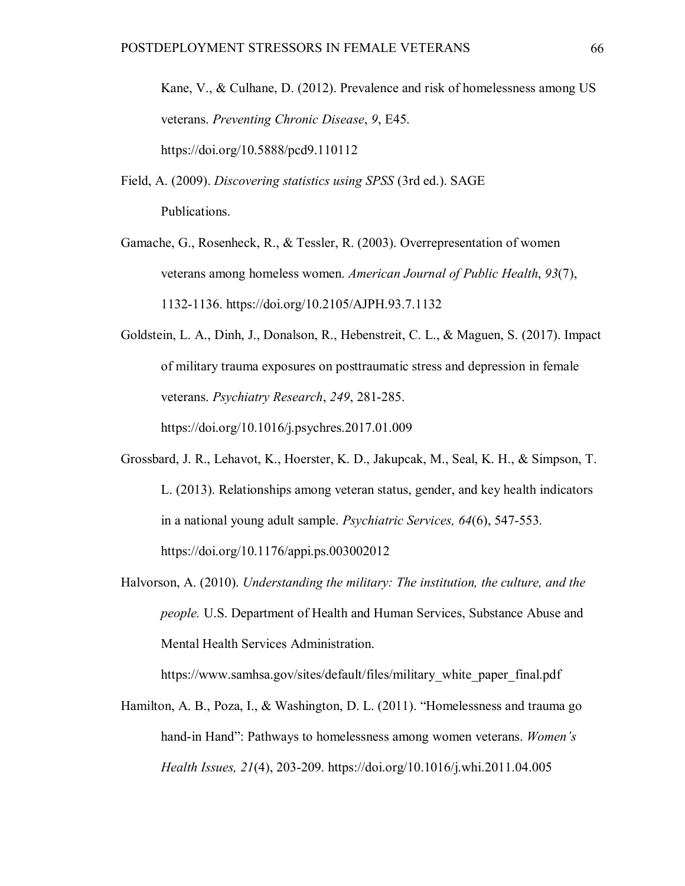Kane, V., & Culhane, D. (2012). Prevalence and risk of homelessness among US veterans. *Preventing Chronic Disease*, *9*, E45. https://doi.org/10.5888/pcd9.110112

Field, A. (2009). *Discovering statistics using SPSS* (3rd ed.). SAGE Publications.

Gamache, G., Rosenheck, R., & Tessler, R. (2003). Overrepresentation of women veterans among homeless women. *American Journal of Public Health*, *93*(7), 1132-1136. https://doi.org/10.2105/AJPH.93.7.1132

Goldstein, L. A., Dinh, J., Donalson, R., Hebenstreit, C. L., & Maguen, S. (2017). Impact of military trauma exposures on posttraumatic stress and depression in female veterans. *Psychiatry Research*, *249*, 281-285. https://doi.org/10.1016/j.psychres.2017.01.009

Grossbard, J. R., Lehavot, K., Hoerster, K. D., Jakupcak, M., Seal, K. H., & Simpson, T. L. (2013). Relationships among veteran status, gender, and key health indicators in a national young adult sample. *Psychiatric Services, 64*(6), 547-553. https://doi.org/10.1176/appi.ps.003002012

Halvorson, A. (2010). *Understanding the military: The institution, the culture, and the people.* U.S. Department of Health and Human Services, Substance Abuse and Mental Health Services Administration. https://www.samhsa.gov/sites/default/files/military_white_paper_final.pdf

Hamilton, A. B., Poza, I., & Washington, D. L. (2011). "Homelessness and trauma go hand-in Hand": Pathways to homelessness among women veterans. *Women's Health Issues, 21*(4), 203-209. https://doi.org/10.1016/j.whi.2011.04.005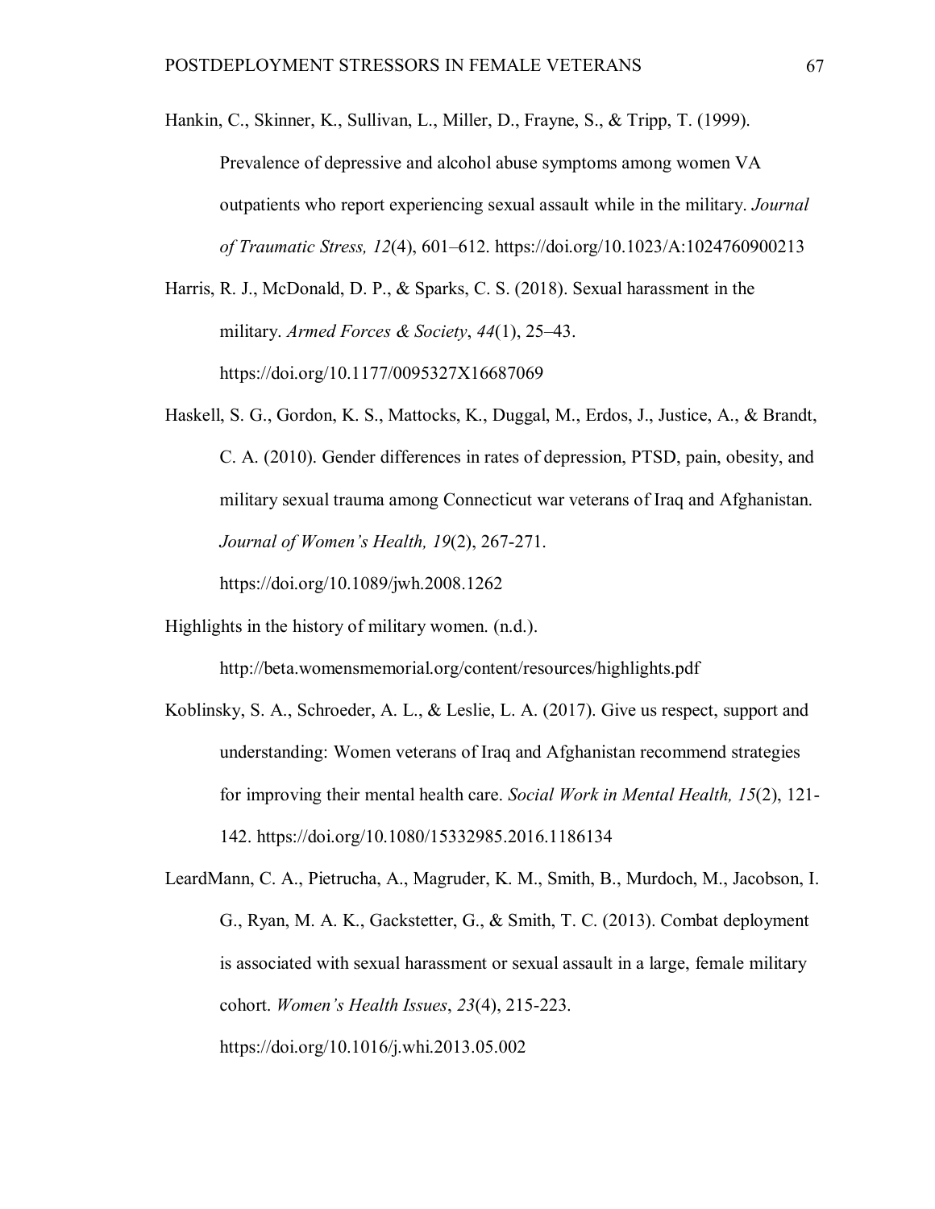Hankin, C., Skinner, K., Sullivan, L., Miller, D., Frayne, S., & Tripp, T. (1999). Prevalence of depressive and alcohol abuse symptoms among women VA outpatients who report experiencing sexual assault while in the military. *Journal of Traumatic Stress, 12*(4), 601–612. https://doi.org/10.1023/A:1024760900213

Harris, R. J., McDonald, D. P., & Sparks, C. S. (2018). Sexual harassment in the military. *Armed Forces & Society*, *44*(1), 25–43. https://doi.org/10.1177/0095327X16687069

Haskell, S. G., Gordon, K. S., Mattocks, K., Duggal, M., Erdos, J., Justice, A., & Brandt, C. A. (2010). Gender differences in rates of depression, PTSD, pain, obesity, and military sexual trauma among Connecticut war veterans of Iraq and Afghanistan. *Journal of Women's Health, 19*(2), 267-271. https://doi.org/10.1089/jwh.2008.1262

Highlights in the history of military women. (n.d.). http://beta.womensmemorial.org/content/resources/highlights.pdf

Koblinsky, S. A., Schroeder, A. L., & Leslie, L. A. (2017). Give us respect, support and understanding: Women veterans of Iraq and Afghanistan recommend strategies for improving their mental health care. *Social Work in Mental Health, 15*(2), 121-142. https://doi.org/10.1080/15332985.2016.1186134

LeardMann, C. A., Pietrucha, A., Magruder, K. M., Smith, B., Murdoch, M., Jacobson, I. G., Ryan, M. A. K., Gackstetter, G., & Smith, T. C. (2013). Combat deployment is associated with sexual harassment or sexual assault in a large, female military cohort. *Women's Health Issues*, *23*(4), 215-223. https://doi.org/10.1016/j.whi.2013.05.002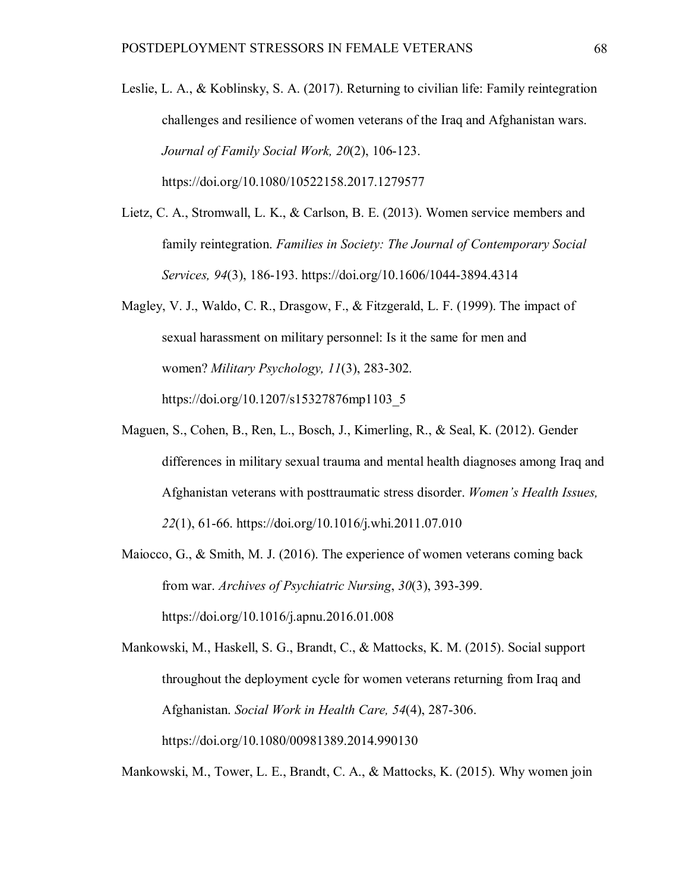Leslie, L. A., & Koblinsky, S. A. (2017). Returning to civilian life: Family reintegration challenges and resilience of women veterans of the Iraq and Afghanistan wars. *Journal of Family Social Work, 20*(2), 106-123. https://doi.org/10.1080/10522158.2017.1279577

Lietz, C. A., Stromwall, L. K., & Carlson, B. E. (2013). Women service members and family reintegration. *Families in Society: The Journal of Contemporary Social Services, 94*(3), 186-193. https://doi.org/10.1606/1044-3894.4314

Magley, V. J., Waldo, C. R., Drasgow, F., & Fitzgerald, L. F. (1999). The impact of sexual harassment on military personnel: Is it the same for men and women? *Military Psychology, 11*(3), 283-302. https://doi.org/10.1207/s15327876mp1103_5

Maguen, S., Cohen, B., Ren, L., Bosch, J., Kimerling, R., & Seal, K. (2012). Gender differences in military sexual trauma and mental health diagnoses among Iraq and Afghanistan veterans with posttraumatic stress disorder. *Women's Health Issues, 22*(1), 61-66. https://doi.org/10.1016/j.whi.2011.07.010

Maiocco, G., & Smith, M. J. (2016). The experience of women veterans coming back from war. *Archives of Psychiatric Nursing*, *30*(3), 393-399. https://doi.org/10.1016/j.apnu.2016.01.008

Mankowski, M., Haskell, S. G., Brandt, C., & Mattocks, K. M. (2015). Social support throughout the deployment cycle for women veterans returning from Iraq and Afghanistan. *Social Work in Health Care, 54*(4), 287-306. https://doi.org/10.1080/00981389.2014.990130

Mankowski, M., Tower, L. E., Brandt, C. A., & Mattocks, K. (2015). Why women join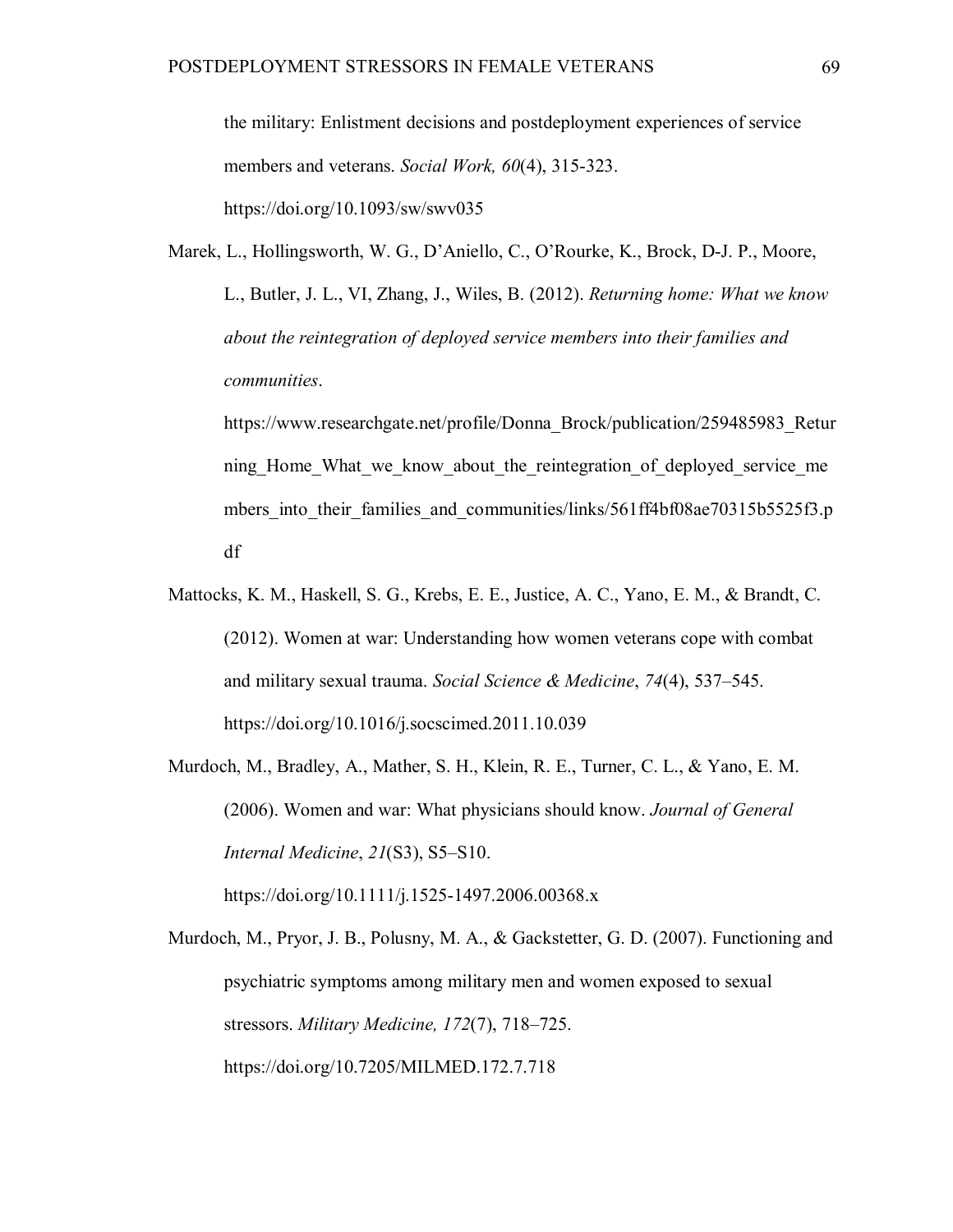the military: Enlistment decisions and postdeployment experiences of service members and veterans. *Social Work, 60*(4), 315-323. https://doi.org/10.1093/sw/swv035

Marek, L., Hollingsworth, W. G., D'Aniello, C., O'Rourke, K., Brock, D-J. P., Moore, L., Butler, J. L., VI, Zhang, J., Wiles, B. (2012). *Returning home: What we know about the reintegration of deployed service members into their families and communities*. https://www.researchgate.net/profile/Donna_Brock/publication/259485983_Returning_Home_What_we_know_about_the_reintegration_of_deployed_service_members_into_their_families_and_communities/links/561ff4bf08ae70315b5525f3.pdf

Mattocks, K. M., Haskell, S. G., Krebs, E. E., Justice, A. C., Yano, E. M., & Brandt, C. (2012). Women at war: Understanding how women veterans cope with combat and military sexual trauma. *Social Science & Medicine*, *74*(4), 537–545. https://doi.org/10.1016/j.socscimed.2011.10.039

Murdoch, M., Bradley, A., Mather, S. H., Klein, R. E., Turner, C. L., & Yano, E. M. (2006). Women and war: What physicians should know. *Journal of General Internal Medicine*, *21*(S3), S5–S10. https://doi.org/10.1111/j.1525-1497.2006.00368.x

Murdoch, M., Pryor, J. B., Polusny, M. A., & Gackstetter, G. D. (2007). Functioning and psychiatric symptoms among military men and women exposed to sexual stressors. *Military Medicine, 172*(7), 718–725. https://doi.org/10.7205/MILMED.172.7.718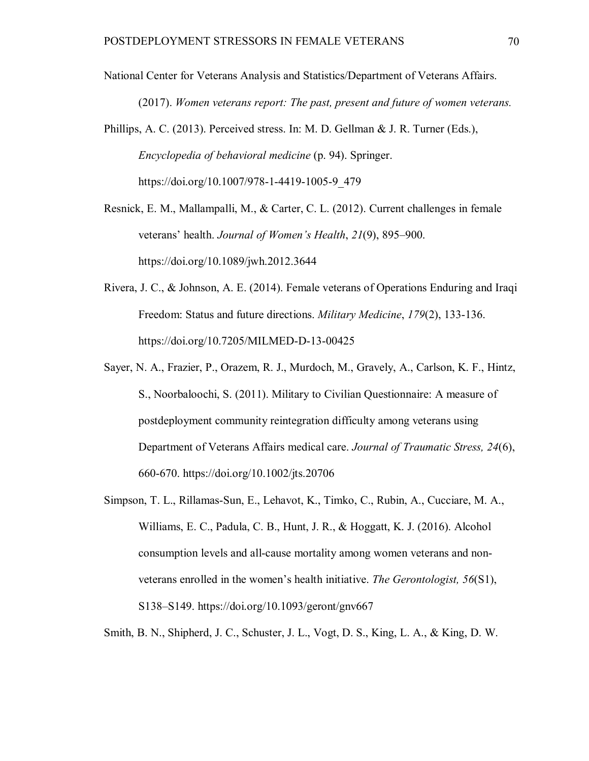National Center for Veterans Analysis and Statistics/Department of Veterans Affairs. (2017). *Women veterans report: The past, present and future of women veterans.*

Phillips, A. C. (2013). Perceived stress. In: M. D. Gellman & J. R. Turner (Eds.), *Encyclopedia of behavioral medicine* (p. 94). Springer. https://doi.org/10.1007/978-1-4419-1005-9_479

Resnick, E. M., Mallampalli, M., & Carter, C. L. (2012). Current challenges in female veterans' health. *Journal of Women's Health*, *21*(9), 895–900. https://doi.org/10.1089/jwh.2012.3644

Rivera, J. C., & Johnson, A. E. (2014). Female veterans of Operations Enduring and Iraqi Freedom: Status and future directions. *Military Medicine*, *179*(2), 133-136. https://doi.org/10.7205/MILMED-D-13-00425

Sayer, N. A., Frazier, P., Orazem, R. J., Murdoch, M., Gravely, A., Carlson, K. F., Hintz, S., Noorbaloochi, S. (2011). Military to Civilian Questionnaire: A measure of postdeployment community reintegration difficulty among veterans using Department of Veterans Affairs medical care. *Journal of Traumatic Stress, 24*(6), 660-670. https://doi.org/10.1002/jts.20706

Simpson, T. L., Rillamas-Sun, E., Lehavot, K., Timko, C., Rubin, A., Cucciare, M. A., Williams, E. C., Padula, C. B., Hunt, J. R., & Hoggatt, K. J. (2016). Alcohol consumption levels and all-cause mortality among women veterans and non-veterans enrolled in the women's health initiative. *The Gerontologist, 56*(S1), S138–S149. https://doi.org/10.1093/geront/gnv667

Smith, B. N., Shipherd, J. C., Schuster, J. L., Vogt, D. S., King, L. A., & King, D. W.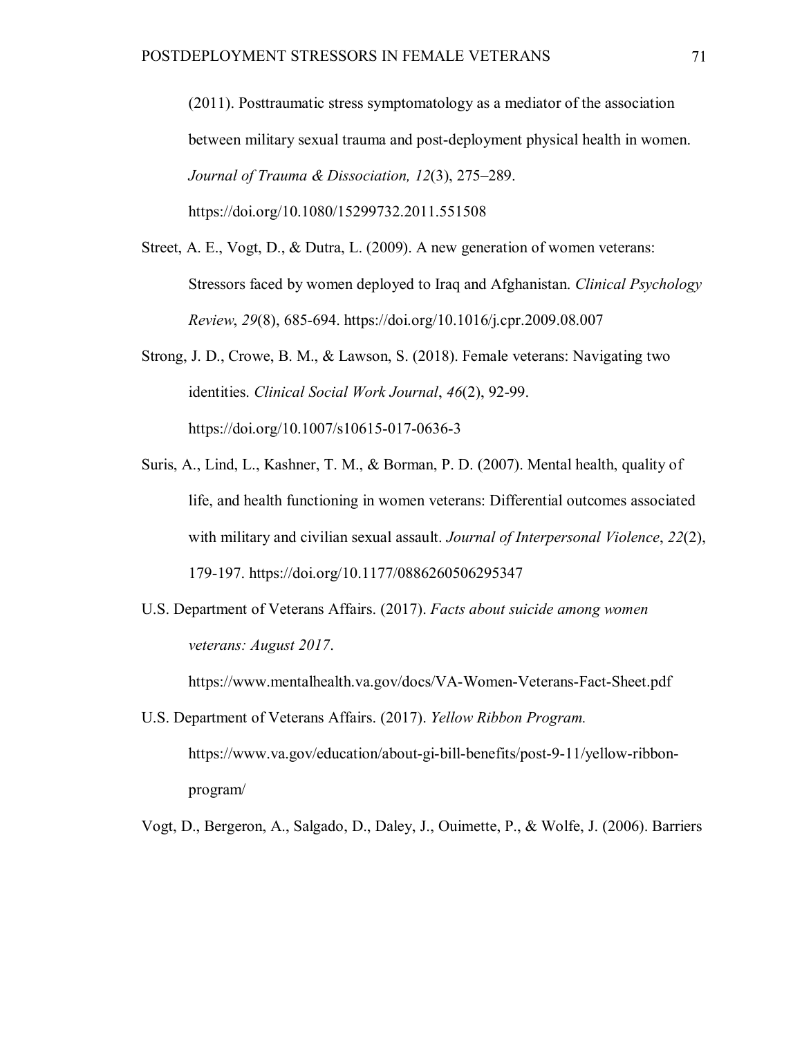(2011). Posttraumatic stress symptomatology as a mediator of the association between military sexual trauma and post-deployment physical health in women. *Journal of Trauma & Dissociation, 12*(3), 275–289. https://doi.org/10.1080/15299732.2011.551508

Street, A. E., Vogt, D., & Dutra, L. (2009). A new generation of women veterans: Stressors faced by women deployed to Iraq and Afghanistan. *Clinical Psychology Review*, *29*(8), 685-694. https://doi.org/10.1016/j.cpr.2009.08.007

Strong, J. D., Crowe, B. M., & Lawson, S. (2018). Female veterans: Navigating two identities. *Clinical Social Work Journal*, *46*(2), 92-99. https://doi.org/10.1007/s10615-017-0636-3

Suris, A., Lind, L., Kashner, T. M., & Borman, P. D. (2007). Mental health, quality of life, and health functioning in women veterans: Differential outcomes associated with military and civilian sexual assault. *Journal of Interpersonal Violence*, *22*(2), 179-197. https://doi.org/10.1177/0886260506295347

U.S. Department of Veterans Affairs. (2017). *Facts about suicide among women veterans: August 2017*. https://www.mentalhealth.va.gov/docs/VA-Women-Veterans-Fact-Sheet.pdf

U.S. Department of Veterans Affairs. (2017). *Yellow Ribbon Program.* https://www.va.gov/education/about-gi-bill-benefits/post-9-11/yellow-ribbon-program/

Vogt, D., Bergeron, A., Salgado, D., Daley, J., Ouimette, P., & Wolfe, J. (2006). Barriers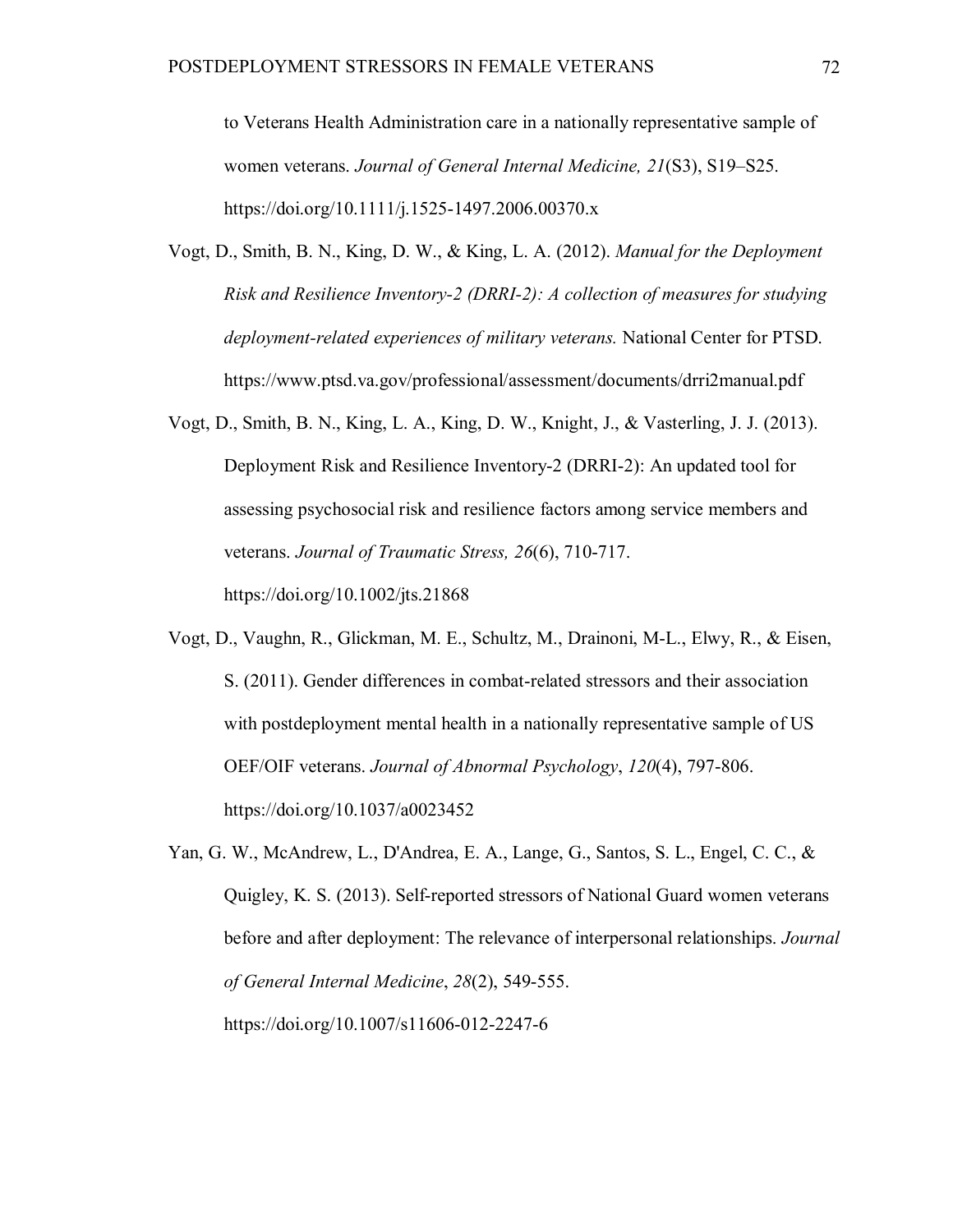to Veterans Health Administration care in a nationally representative sample of women veterans. *Journal of General Internal Medicine, 21*(S3), S19–S25. https://doi.org/10.1111/j.1525-1497.2006.00370.x

Vogt, D., Smith, B. N., King, D. W., & King, L. A. (2012). *Manual for the Deployment Risk and Resilience Inventory-2 (DRRI-2): A collection of measures for studying deployment-related experiences of military veterans.* National Center for PTSD. https://www.ptsd.va.gov/professional/assessment/documents/drri2manual.pdf

Vogt, D., Smith, B. N., King, L. A., King, D. W., Knight, J., & Vasterling, J. J. (2013). Deployment Risk and Resilience Inventory-2 (DRRI-2): An updated tool for assessing psychosocial risk and resilience factors among service members and veterans. *Journal of Traumatic Stress, 26*(6), 710-717. https://doi.org/10.1002/jts.21868

Vogt, D., Vaughn, R., Glickman, M. E., Schultz, M., Drainoni, M-L., Elwy, R., & Eisen, S. (2011). Gender differences in combat-related stressors and their association with postdeployment mental health in a nationally representative sample of US OEF/OIF veterans. *Journal of Abnormal Psychology*, *120*(4), 797-806. https://doi.org/10.1037/a0023452

Yan, G. W., McAndrew, L., D'Andrea, E. A., Lange, G., Santos, S. L., Engel, C. C., & Quigley, K. S. (2013). Self-reported stressors of National Guard women veterans before and after deployment: The relevance of interpersonal relationships. *Journal of General Internal Medicine*, *28*(2), 549-555. https://doi.org/10.1007/s11606-012-2247-6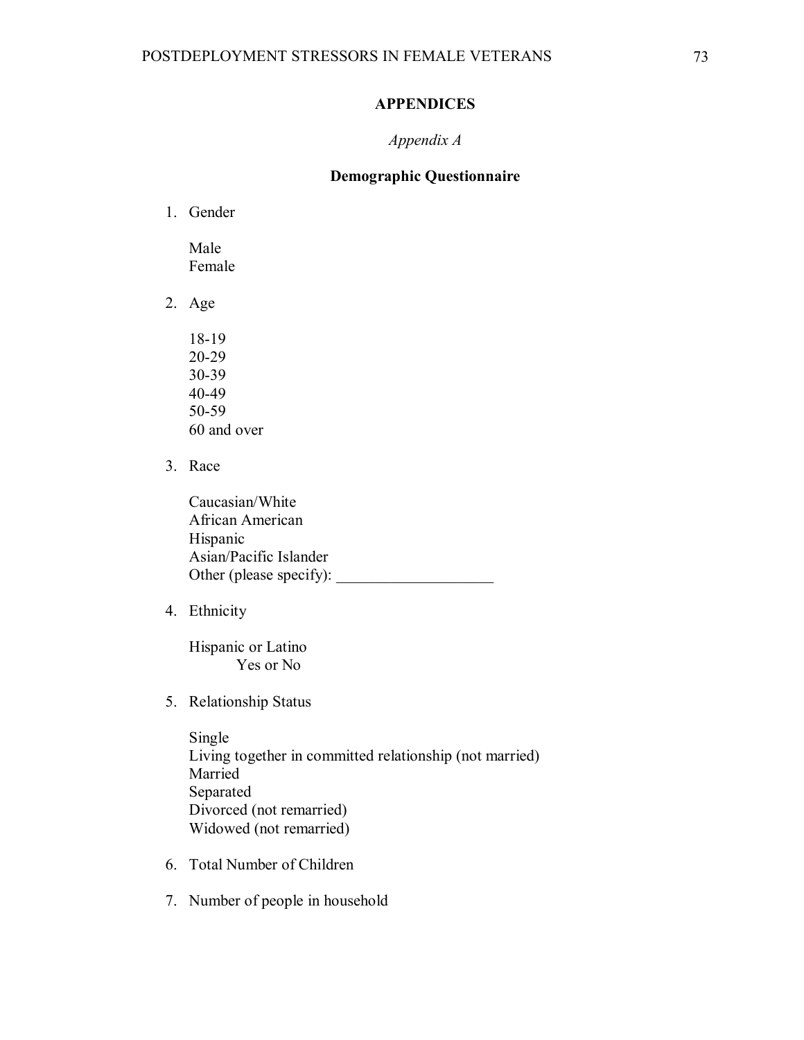# APPENDICES

*Appendix A*

## Demographic Questionnaire

1. Gender

   Male
   Female

2. Age

   18-19
   20-29
   30-39
   40-49
   50-59
   60 and over

3. Race

   Caucasian/White
   African American
   Hispanic
   Asian/Pacific Islander
   Other (please specify): ____________________

4. Ethnicity

   Hispanic or Latino
   Yes or No

5. Relationship Status

   Single
   Living together in committed relationship (not married)
   Married
   Separated
   Divorced (not remarried)
   Widowed (not remarried)

6. Total Number of Children

7. Number of people in household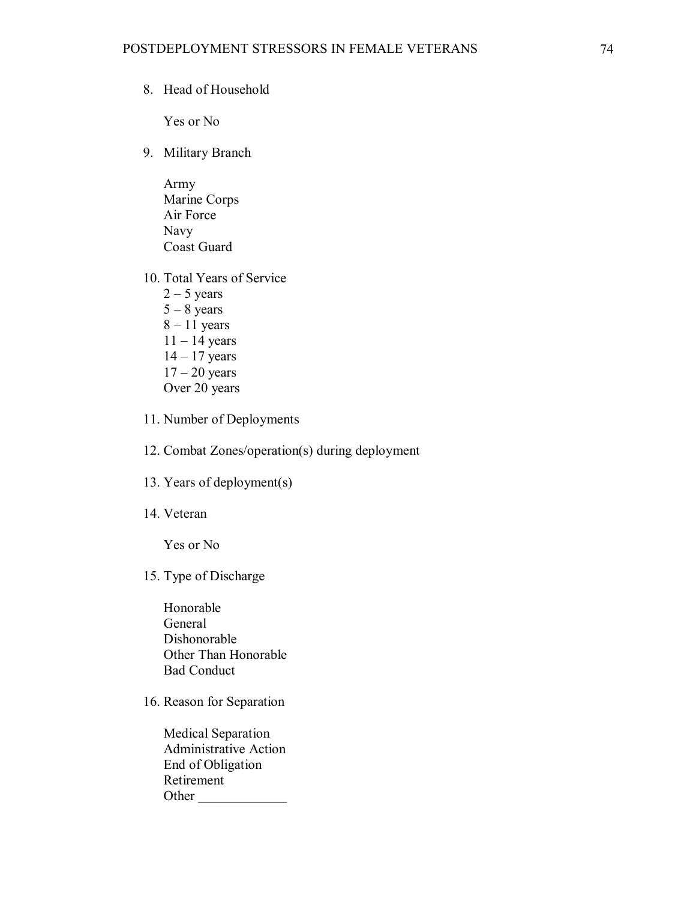8. Head of Household

   Yes or No

9. Military Branch

   Army
   Marine Corps
   Air Force
   Navy
   Coast Guard

10. Total Years of Service
    2 – 5 years
    5 – 8 years
    8 – 11 years
    11 – 14 years
    14 – 17 years
    17 – 20 years
    Over 20 years

11. Number of Deployments

12. Combat Zones/operation(s) during deployment

13. Years of deployment(s)

14. Veteran

    Yes or No

15. Type of Discharge

    Honorable
    General
    Dishonorable
    Other Than Honorable
    Bad Conduct

16. Reason for Separation

    Medical Separation
    Administrative Action
    End of Obligation
    Retirement
    Other _____________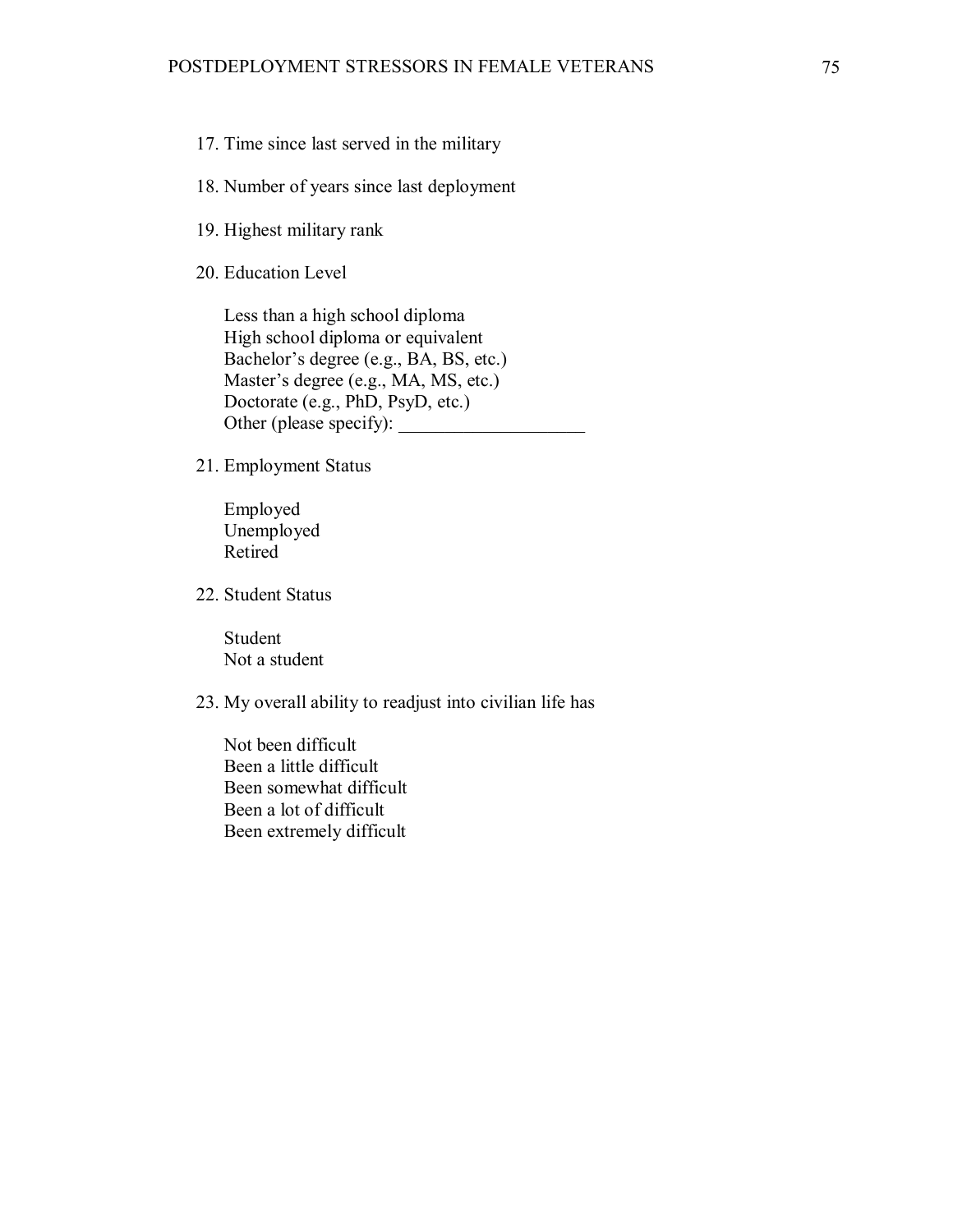17. Time since last served in the military

18. Number of years since last deployment

19. Highest military rank

20. Education Level

    Less than a high school diploma
    High school diploma or equivalent
    Bachelor's degree (e.g., BA, BS, etc.)
    Master's degree (e.g., MA, MS, etc.)
    Doctorate (e.g., PhD, PsyD, etc.)
    Other (please specify): ____________________

21. Employment Status

    Employed
    Unemployed
    Retired

22. Student Status

    Student
    Not a student

23. My overall ability to readjust into civilian life has

    Not been difficult
    Been a little difficult
    Been somewhat difficult
    Been a lot of difficult
    Been extremely difficult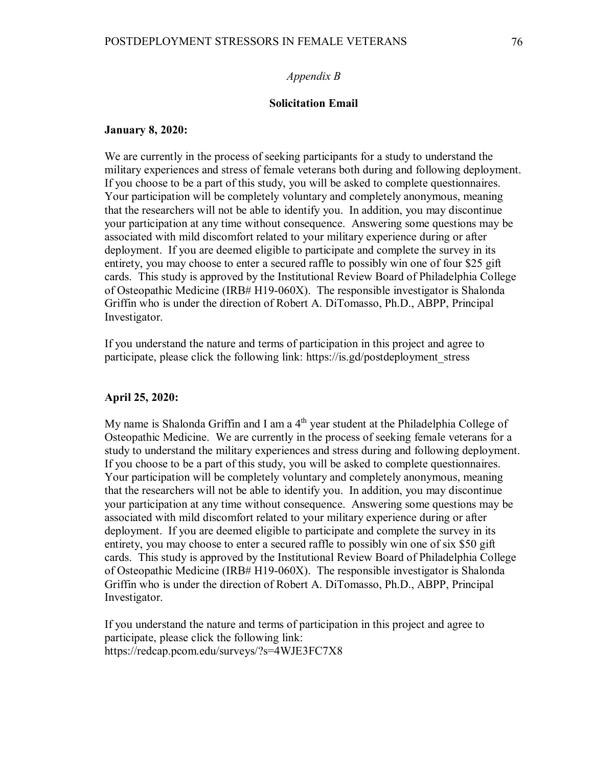*Appendix B*

**Solicitation Email**

**January 8, 2020:**

We are currently in the process of seeking participants for a study to understand the military experiences and stress of female veterans both during and following deployment. If you choose to be a part of this study, you will be asked to complete questionnaires. Your participation will be completely voluntary and completely anonymous, meaning that the researchers will not be able to identify you. In addition, you may discontinue your participation at any time without consequence. Answering some questions may be associated with mild discomfort related to your military experience during or after deployment. If you are deemed eligible to participate and complete the survey in its entirety, you may choose to enter a secured raffle to possibly win one of four $25 gift cards. This study is approved by the Institutional Review Board of Philadelphia College of Osteopathic Medicine (IRB# H19-060X). The responsible investigator is Shalonda Griffin who is under the direction of Robert A. DiTomasso, Ph.D., ABPP, Principal Investigator.

If you understand the nature and terms of participation in this project and agree to participate, please click the following link: https://is.gd/postdeployment_stress

**April 25, 2020:**

My name is Shalonda Griffin and I am a 4th year student at the Philadelphia College of Osteopathic Medicine. We are currently in the process of seeking female veterans for a study to understand the military experiences and stress during and following deployment. If you choose to be a part of this study, you will be asked to complete questionnaires. Your participation will be completely voluntary and completely anonymous, meaning that the researchers will not be able to identify you. In addition, you may discontinue your participation at any time without consequence. Answering some questions may be associated with mild discomfort related to your military experience during or after deployment. If you are deemed eligible to participate and complete the survey in its entirety, you may choose to enter a secured raffle to possibly win one of six $50 gift cards. This study is approved by the Institutional Review Board of Philadelphia College of Osteopathic Medicine (IRB# H19-060X). The responsible investigator is Shalonda Griffin who is under the direction of Robert A. DiTomasso, Ph.D., ABPP, Principal Investigator.

If you understand the nature and terms of participation in this project and agree to participate, please click the following link:
https://redcap.pcom.edu/surveys/?s=4WJE3FC7X8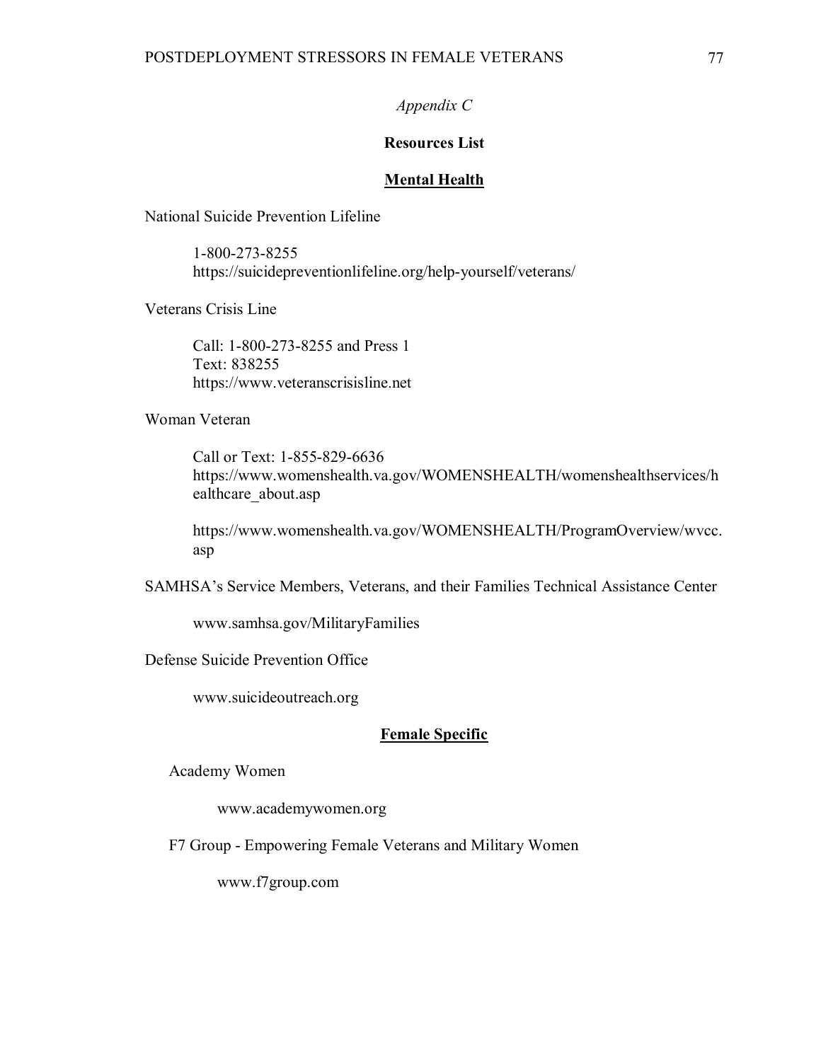*Appendix C*

**Resources List**

## Mental Health

National Suicide Prevention Lifeline

> 1-800-273-8255
> https://suicidepreventionlifeline.org/help-yourself/veterans/

Veterans Crisis Line

> Call: 1-800-273-8255 and Press 1
> Text: 838255
> https://www.veteranscrisisline.net

Woman Veteran

> Call or Text: 1-855-829-6636
> https://www.womenshealth.va.gov/WOMENSHEALTH/womenshealthservices/healthcare_about.asp
>
> https://www.womenshealth.va.gov/WOMENSHEALTH/ProgramOverview/wvcc.asp

SAMHSA's Service Members, Veterans, and their Families Technical Assistance Center

> www.samhsa.gov/MilitaryFamilies

Defense Suicide Prevention Office

> www.suicideoutreach.org

## Female Specific

Academy Women

> www.academywomen.org

F7 Group - Empowering Female Veterans and Military Women

> www.f7group.com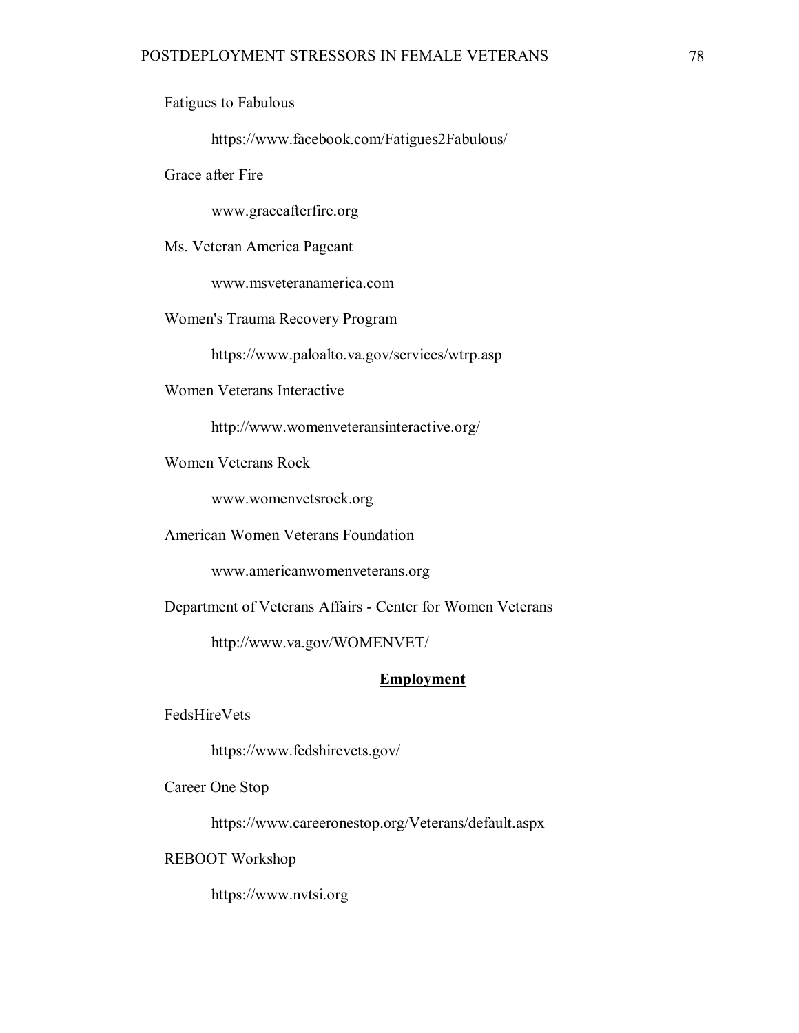Fatigues to Fabulous

https://www.facebook.com/Fatigues2Fabulous/

Grace after Fire

www.graceafterfire.org

Ms. Veteran America Pageant

www.msveteranamerica.com

Women's Trauma Recovery Program

https://www.paloalto.va.gov/services/wtrp.asp

Women Veterans Interactive

http://www.womenveteransinteractive.org/

Women Veterans Rock

www.womenvetsrock.org

American Women Veterans Foundation

www.americanwomenveterans.org

Department of Veterans Affairs - Center for Women Veterans

http://www.va.gov/WOMENVET/

**Employment**

FedsHireVets

https://www.fedshirevets.gov/

Career One Stop

https://www.careeronestop.org/Veterans/default.aspx

REBOOT Workshop

https://www.nvtsi.org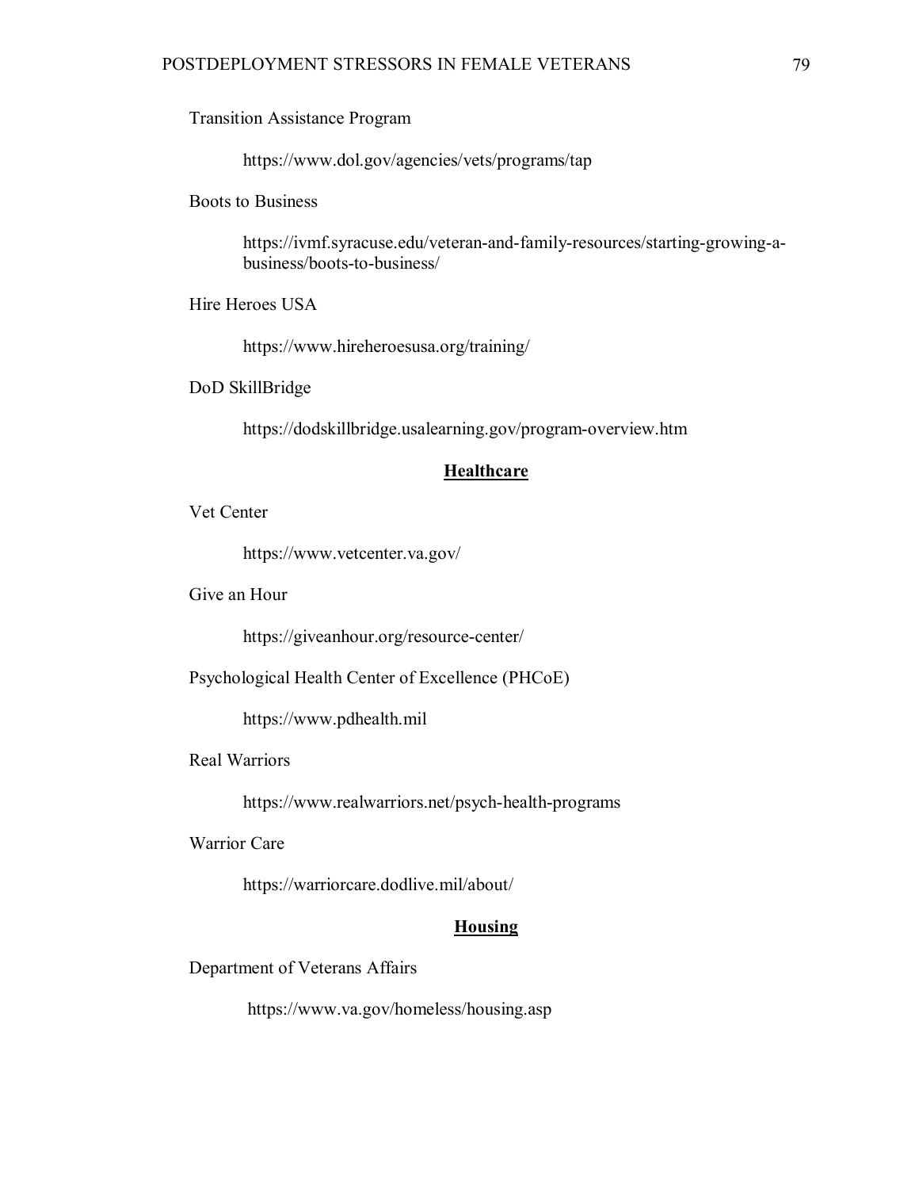Transition Assistance Program

https://www.dol.gov/agencies/vets/programs/tap

Boots to Business

https://ivmf.syracuse.edu/veteran-and-family-resources/starting-growing-a-business/boots-to-business/

Hire Heroes USA

https://www.hireheroesusa.org/training/

DoD SkillBridge

https://dodskillbridge.usalearning.gov/program-overview.htm

## **Healthcare**

Vet Center

https://www.vetcenter.va.gov/

Give an Hour

https://giveanhour.org/resource-center/

Psychological Health Center of Excellence (PHCoE)

https://www.pdhealth.mil

Real Warriors

https://www.realwarriors.net/psych-health-programs

Warrior Care

https://warriorcare.dodlive.mil/about/

## **Housing**

Department of Veterans Affairs

https://www.va.gov/homeless/housing.asp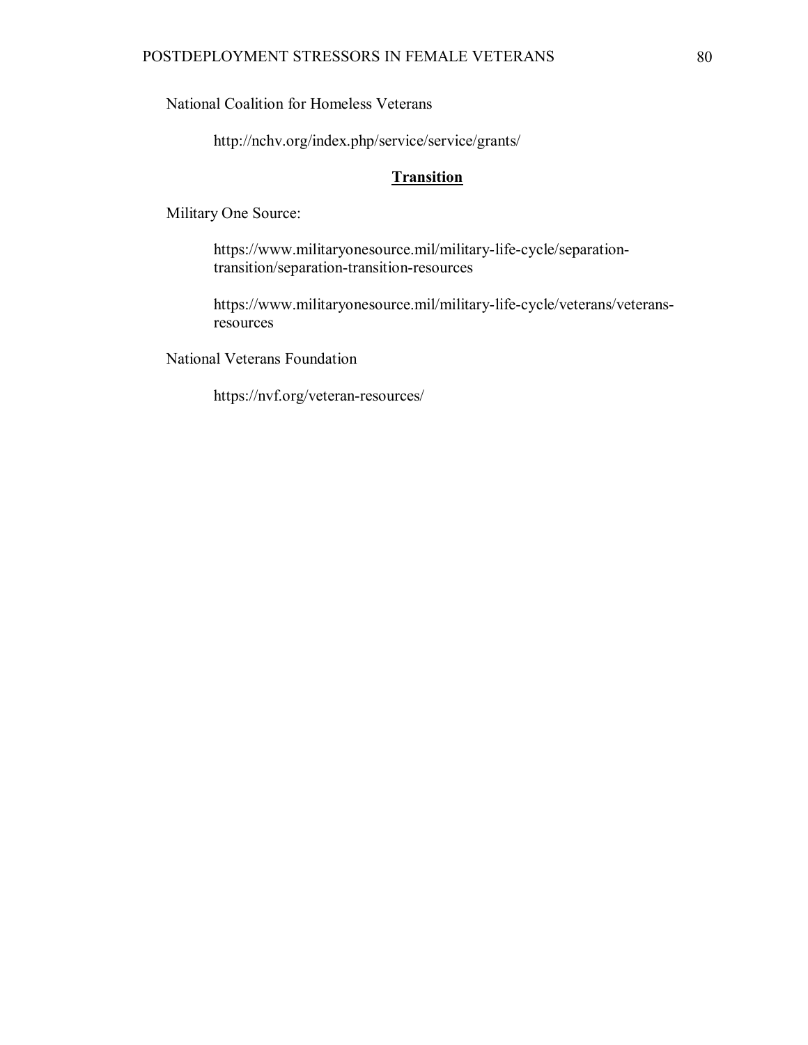National Coalition for Homeless Veterans

http://nchv.org/index.php/service/service/grants/

## **Transition**

Military One Source:

https://www.militaryonesource.mil/military-life-cycle/separation-transition/separation-transition-resources

https://www.militaryonesource.mil/military-life-cycle/veterans/veterans-resources

National Veterans Foundation

https://nvf.org/veteran-resources/